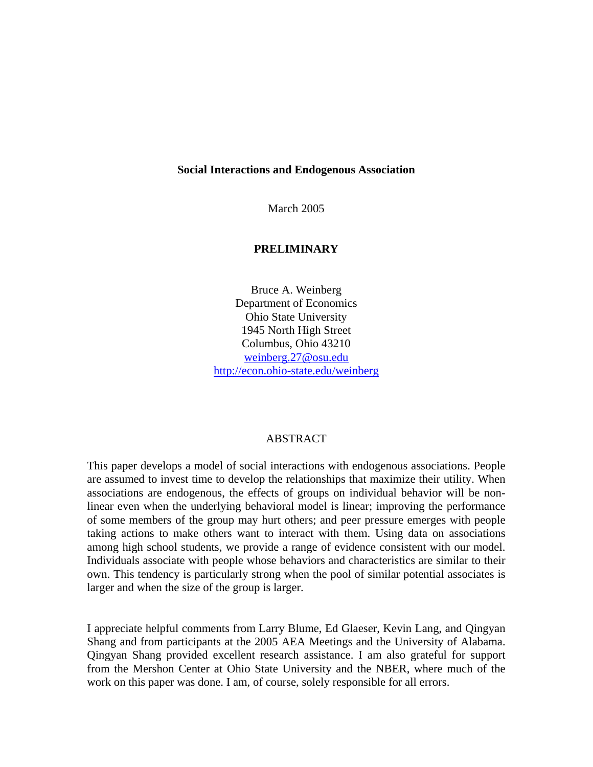# Social Interactions and Endogenous Association

March 2005

**PRELIMINARY**

Bruce A. Weinberg
Department of Economics
Ohio State University
1945 North High Street
Columbus, Ohio 43210
weinberg.27@osu.edu
http://econ.ohio-state.edu/weinberg

## ABSTRACT

This paper develops a model of social interactions with endogenous associations. People are assumed to invest time to develop the relationships that maximize their utility. When associations are endogenous, the effects of groups on individual behavior will be non-linear even when the underlying behavioral model is linear; improving the performance of some members of the group may hurt others; and peer pressure emerges with people taking actions to make others want to interact with them. Using data on associations among high school students, we provide a range of evidence consistent with our model. Individuals associate with people whose behaviors and characteristics are similar to their own. This tendency is particularly strong when the pool of similar potential associates is larger and when the size of the group is larger.

I appreciate helpful comments from Larry Blume, Ed Glaeser, Kevin Lang, and Qingyan Shang and from participants at the 2005 AEA Meetings and the University of Alabama. Qingyan Shang provided excellent research assistance. I am also grateful for support from the Mershon Center at Ohio State University and the NBER, where much of the work on this paper was done. I am, of course, solely responsible for all errors.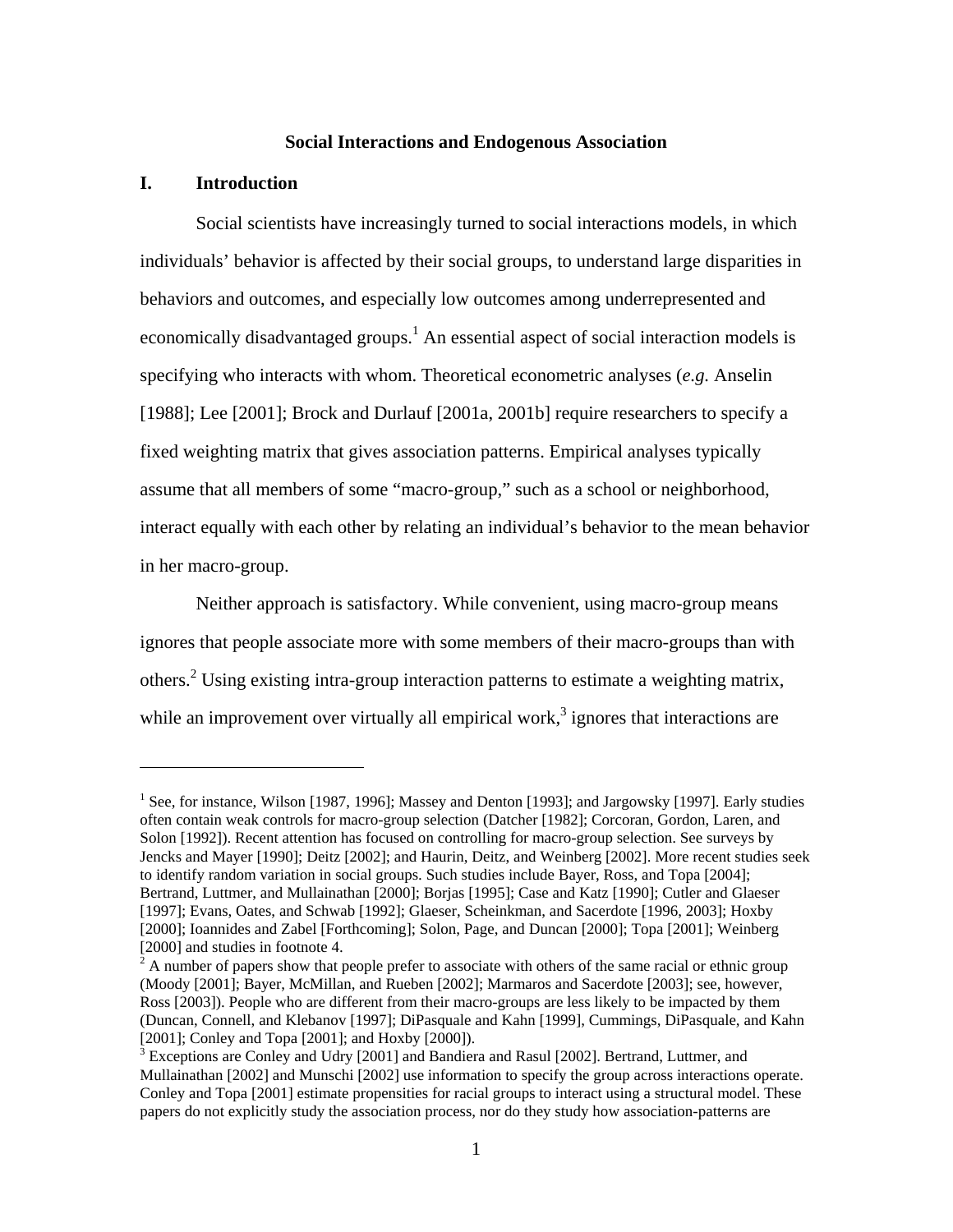**Social Interactions and Endogenous Association**

## I. Introduction

Social scientists have increasingly turned to social interactions models, in which individuals' behavior is affected by their social groups, to understand large disparities in behaviors and outcomes, and especially low outcomes among underrepresented and economically disadvantaged groups.[1] An essential aspect of social interaction models is specifying who interacts with whom. Theoretical econometric analyses (*e.g.* Anselin [1988]; Lee [2001]; Brock and Durlauf [2001a, 2001b] require researchers to specify a fixed weighting matrix that gives association patterns. Empirical analyses typically assume that all members of some "macro-group," such as a school or neighborhood, interact equally with each other by relating an individual's behavior to the mean behavior in her macro-group.

Neither approach is satisfactory. While convenient, using macro-group means ignores that people associate more with some members of their macro-groups than with others.[2] Using existing intra-group interaction patterns to estimate a weighting matrix, while an improvement over virtually all empirical work,[3] ignores that interactions are

---

[1] See, for instance, Wilson [1987, 1996]; Massey and Denton [1993]; and Jargowsky [1997]. Early studies often contain weak controls for macro-group selection (Datcher [1982]; Corcoran, Gordon, Laren, and Solon [1992]). Recent attention has focused on controlling for macro-group selection. See surveys by Jencks and Mayer [1990]; Deitz [2002]; and Haurin, Deitz, and Weinberg [2002]. More recent studies seek to identify random variation in social groups. Such studies include Bayer, Ross, and Topa [2004]; Bertrand, Luttmer, and Mullainathan [2000]; Borjas [1995]; Case and Katz [1990]; Cutler and Glaeser [1997]; Evans, Oates, and Schwab [1992]; Glaeser, Scheinkman, and Sacerdote [1996, 2003]; Hoxby [2000]; Ioannides and Zabel [Forthcoming]; Solon, Page, and Duncan [2000]; Topa [2001]; Weinberg [2000] and studies in footnote 4.

[2] A number of papers show that people prefer to associate with others of the same racial or ethnic group (Moody [2001]; Bayer, McMillan, and Rueben [2002]; Marmaros and Sacerdote [2003]; see, however, Ross [2003]). People who are different from their macro-groups are less likely to be impacted by them (Duncan, Connell, and Klebanov [1997]; DiPasquale and Kahn [1999], Cummings, DiPasquale, and Kahn [2001]; Conley and Topa [2001]; and Hoxby [2000]).

[3] Exceptions are Conley and Udry [2001] and Bandiera and Rasul [2002]. Bertrand, Luttmer, and Mullainathan [2002] and Munschi [2002] use information to specify the group across interactions operate. Conley and Topa [2001] estimate propensities for racial groups to interact using a structural model. These papers do not explicitly study the association process, nor do they study how association-patterns are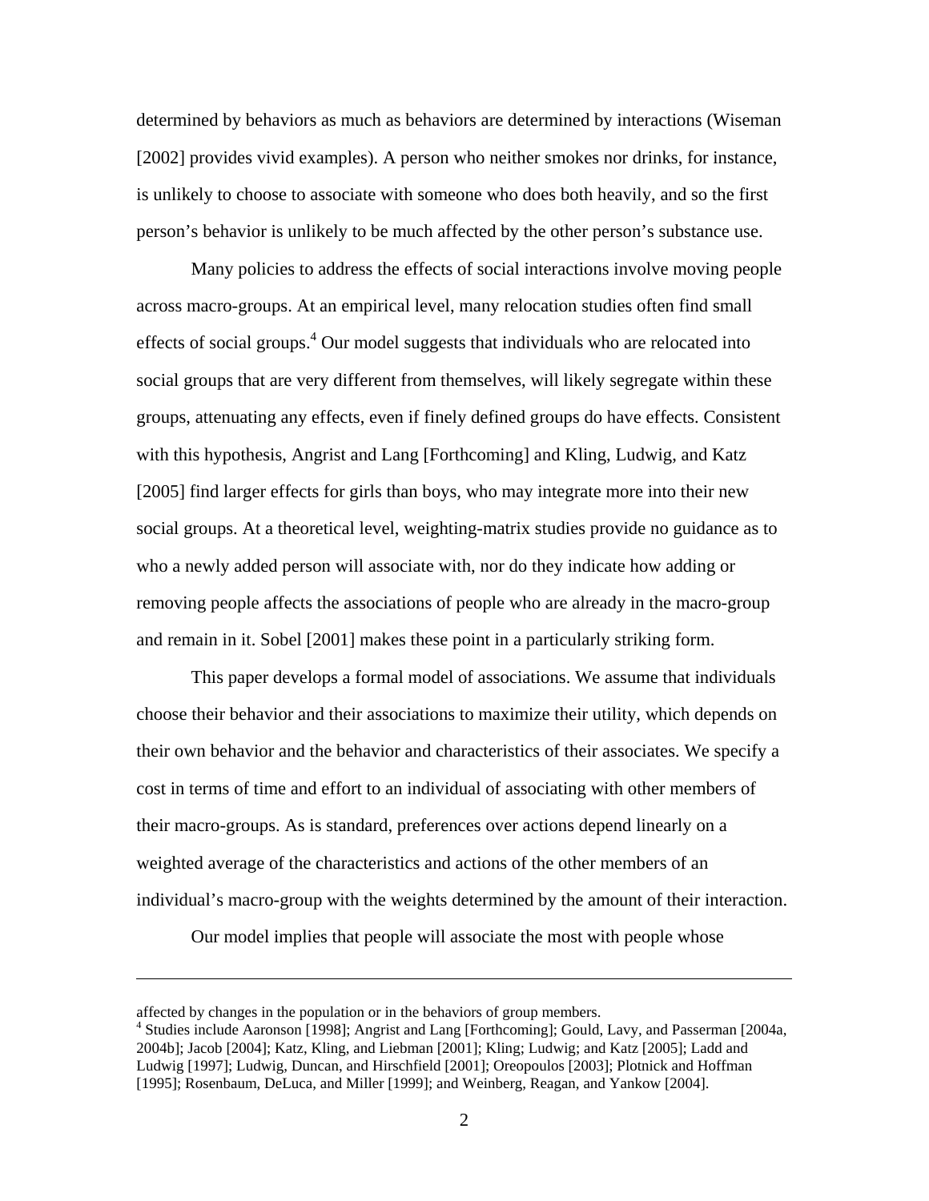determined by behaviors as much as behaviors are determined by interactions (Wiseman [2002] provides vivid examples). A person who neither smokes nor drinks, for instance, is unlikely to choose to associate with someone who does both heavily, and so the first person's behavior is unlikely to be much affected by the other person's substance use.

Many policies to address the effects of social interactions involve moving people across macro-groups. At an empirical level, many relocation studies often find small effects of social groups.[4] Our model suggests that individuals who are relocated into social groups that are very different from themselves, will likely segregate within these groups, attenuating any effects, even if finely defined groups do have effects. Consistent with this hypothesis, Angrist and Lang [Forthcoming] and Kling, Ludwig, and Katz [2005] find larger effects for girls than boys, who may integrate more into their new social groups. At a theoretical level, weighting-matrix studies provide no guidance as to who a newly added person will associate with, nor do they indicate how adding or removing people affects the associations of people who are already in the macro-group and remain in it. Sobel [2001] makes these point in a particularly striking form.

This paper develops a formal model of associations. We assume that individuals choose their behavior and their associations to maximize their utility, which depends on their own behavior and the behavior and characteristics of their associates. We specify a cost in terms of time and effort to an individual of associating with other members of their macro-groups. As is standard, preferences over actions depend linearly on a weighted average of the characteristics and actions of the other members of an individual's macro-group with the weights determined by the amount of their interaction.

Our model implies that people will associate the most with people whose

---

affected by changes in the population or in the behaviors of group members.

[4] Studies include Aaronson [1998]; Angrist and Lang [Forthcoming]; Gould, Lavy, and Passerman [2004a, 2004b]; Jacob [2004]; Katz, Kling, and Liebman [2001]; Kling; Ludwig; and Katz [2005]; Ladd and Ludwig [1997]; Ludwig, Duncan, and Hirschfield [2001]; Oreopoulos [2003]; Plotnick and Hoffman [1995]; Rosenbaum, DeLuca, and Miller [1999]; and Weinberg, Reagan, and Yankow [2004].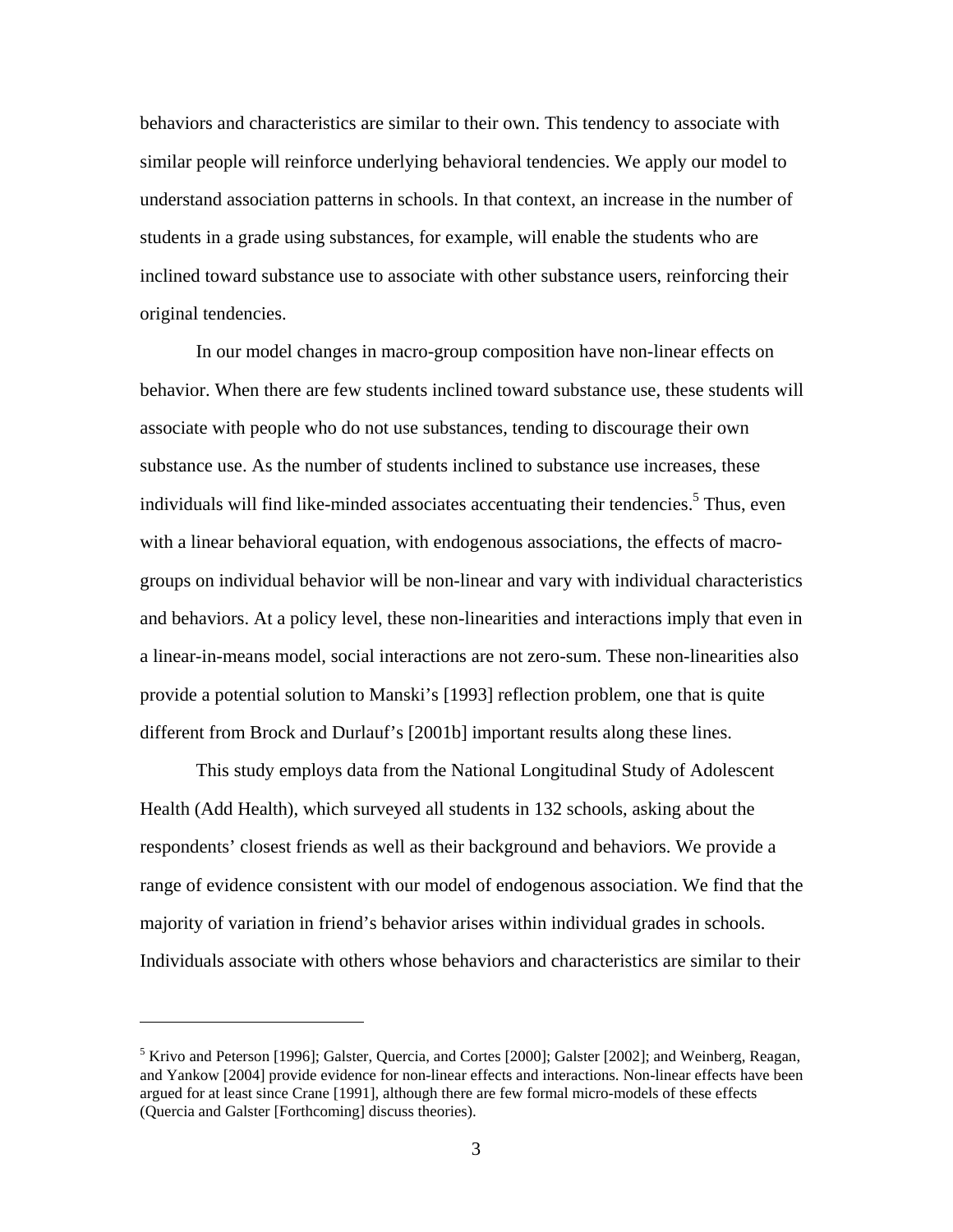behaviors and characteristics are similar to their own. This tendency to associate with similar people will reinforce underlying behavioral tendencies. We apply our model to understand association patterns in schools. In that context, an increase in the number of students in a grade using substances, for example, will enable the students who are inclined toward substance use to associate with other substance users, reinforcing their original tendencies.

In our model changes in macro-group composition have non-linear effects on behavior. When there are few students inclined toward substance use, these students will associate with people who do not use substances, tending to discourage their own substance use. As the number of students inclined to substance use increases, these individuals will find like-minded associates accentuating their tendencies.[5] Thus, even with a linear behavioral equation, with endogenous associations, the effects of macro-groups on individual behavior will be non-linear and vary with individual characteristics and behaviors. At a policy level, these non-linearities and interactions imply that even in a linear-in-means model, social interactions are not zero-sum. These non-linearities also provide a potential solution to Manski's [1993] reflection problem, one that is quite different from Brock and Durlauf's [2001b] important results along these lines.

This study employs data from the National Longitudinal Study of Adolescent Health (Add Health), which surveyed all students in 132 schools, asking about the respondents' closest friends as well as their background and behaviors. We provide a range of evidence consistent with our model of endogenous association. We find that the majority of variation in friend's behavior arises within individual grades in schools. Individuals associate with others whose behaviors and characteristics are similar to their

---

[5] Krivo and Peterson [1996]; Galster, Quercia, and Cortes [2000]; Galster [2002]; and Weinberg, Reagan, and Yankow [2004] provide evidence for non-linear effects and interactions. Non-linear effects have been argued for at least since Crane [1991], although there are few formal micro-models of these effects (Quercia and Galster [Forthcoming] discuss theories).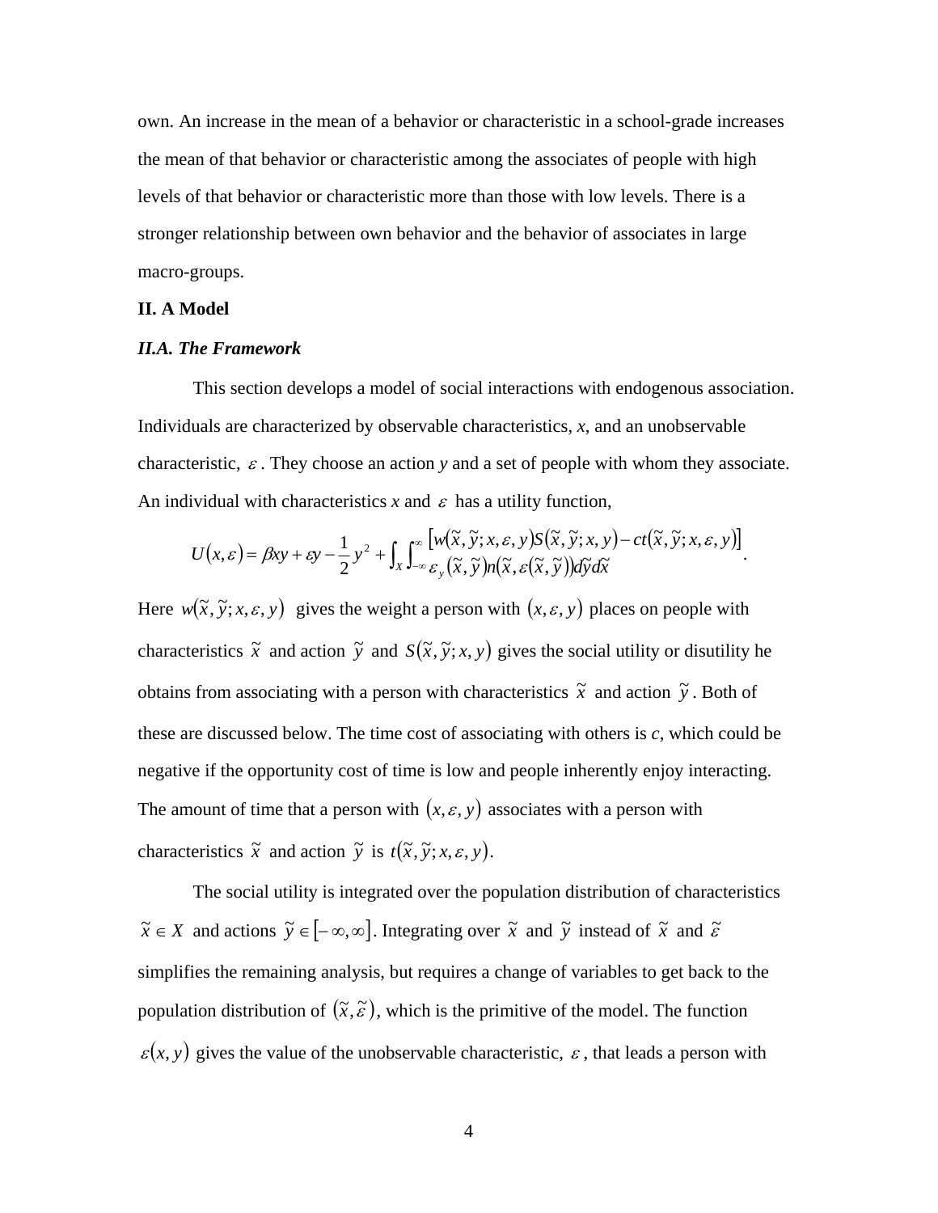own. An increase in the mean of a behavior or characteristic in a school-grade increases the mean of that behavior or characteristic among the associates of people with high levels of that behavior or characteristic more than those with low levels. There is a stronger relationship between own behavior and the behavior of associates in large macro-groups.

## II. A Model

### *II.A. The Framework*

This section develops a model of social interactions with endogenous association. Individuals are characterized by observable characteristics, $x$, and an unobservable characteristic, $\varepsilon$. They choose an action $y$ and a set of people with whom they associate. An individual with characteristics $x$ and $\varepsilon$ has a utility function,

$$U(x,\varepsilon) = \beta xy + \varepsilon y - \frac{1}{2}y^2 + \int_X \int_{-\infty}^{\infty} \frac{\left[w(\tilde{x},\tilde{y};x,\varepsilon,y)S(\tilde{x},\tilde{y};x,y) - ct(\tilde{x},\tilde{y};x,\varepsilon,y)\right]}{\varepsilon_y(\tilde{x},\tilde{y})n(\tilde{x},\varepsilon(\tilde{x},\tilde{y}))d\tilde{y}d\tilde{x}}.$$

Here $w(\tilde{x},\tilde{y};x,\varepsilon,y)$ gives the weight a person with $(x,\varepsilon,y)$ places on people with characteristics $\tilde{x}$ and action $\tilde{y}$ and $S(\tilde{x},\tilde{y};x,y)$ gives the social utility or disutility he obtains from associating with a person with characteristics $\tilde{x}$ and action $\tilde{y}$. Both of these are discussed below. The time cost of associating with others is $c$, which could be negative if the opportunity cost of time is low and people inherently enjoy interacting. The amount of time that a person with $(x,\varepsilon,y)$ associates with a person with characteristics $\tilde{x}$ and action $\tilde{y}$ is $t(\tilde{x},\tilde{y};x,\varepsilon,y)$.

The social utility is integrated over the population distribution of characteristics $\tilde{x} \in X$ and actions $\tilde{y} \in [-\infty,\infty]$. Integrating over $\tilde{x}$ and $\tilde{y}$ instead of $\tilde{x}$ and $\tilde{\varepsilon}$ simplifies the remaining analysis, but requires a change of variables to get back to the population distribution of $(\tilde{x},\tilde{\varepsilon})$, which is the primitive of the model. The function $\varepsilon(x,y)$ gives the value of the unobservable characteristic, $\varepsilon$, that leads a person with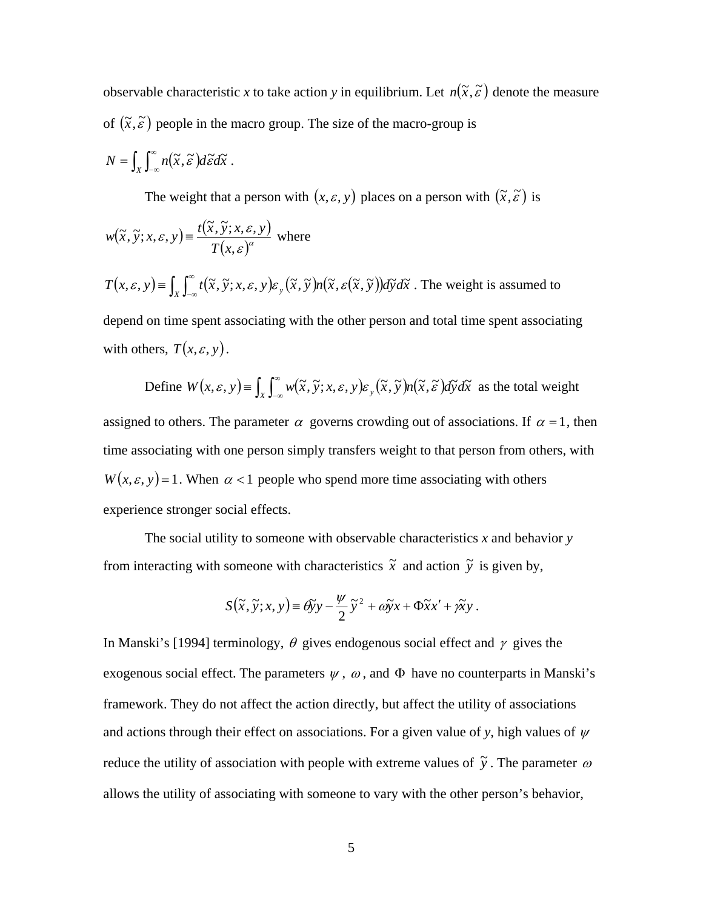observable characteristic *x* to take action *y* in equilibrium. Let $n(\tilde{x},\tilde{\varepsilon})$ denote the measure of $(\tilde{x},\tilde{\varepsilon})$ people in the macro group. The size of the macro-group is

$N = \int_X \int_{-\infty}^{\infty} n(\tilde{x},\tilde{\varepsilon}) d\tilde{\varepsilon} d\tilde{x}$ .

The weight that a person with $(x,\varepsilon,y)$ places on a person with $(\tilde{x},\tilde{\varepsilon})$ is

$w(\tilde{x},\tilde{y};x,\varepsilon,y) \equiv \dfrac{t(\tilde{x},\tilde{y};x,\varepsilon,y)}{T(x,\varepsilon)^{\alpha}}$ where

$T(x,\varepsilon,y) \equiv \int_X \int_{-\infty}^{\infty} t(\tilde{x},\tilde{y};x,\varepsilon,y)\varepsilon_y(\tilde{x},\tilde{y}) n(\tilde{x},\varepsilon(\tilde{x},\tilde{y})) d\tilde{y} d\tilde{x}$ . The weight is assumed to depend on time spent associating with the other person and total time spent associating with others, $T(x,\varepsilon,y)$.

Define $W(x,\varepsilon,y) \equiv \int_X \int_{-\infty}^{\infty} w(\tilde{x},\tilde{y};x,\varepsilon,y)\varepsilon_y(\tilde{x},\tilde{y}) n(\tilde{x},\tilde{\varepsilon}) d\tilde{y} d\tilde{x}$ as the total weight assigned to others. The parameter $\alpha$ governs crowding out of associations. If $\alpha = 1$, then time associating with one person simply transfers weight to that person from others, with $W(x,\varepsilon,y) = 1$. When $\alpha < 1$ people who spend more time associating with others experience stronger social effects.

The social utility to someone with observable characteristics *x* and behavior *y* from interacting with someone with characteristics $\tilde{x}$ and action $\tilde{y}$ is given by,

$$S(\tilde{x},\tilde{y};x,y) \equiv \theta\tilde{y}y - \frac{\psi}{2}\tilde{y}^2 + \omega\tilde{y}x + \Phi\tilde{x}x' + \gamma\tilde{x}y .$$

In Manski's [1994] terminology, $\theta$ gives endogenous social effect and $\gamma$ gives the exogenous social effect. The parameters $\psi$ , $\omega$ , and $\Phi$ have no counterparts in Manski's framework. They do not affect the action directly, but affect the utility of associations and actions through their effect on associations. For a given value of *y*, high values of $\psi$ reduce the utility of association with people with extreme values of $\tilde{y}$ . The parameter $\omega$ allows the utility of associating with someone to vary with the other person's behavior,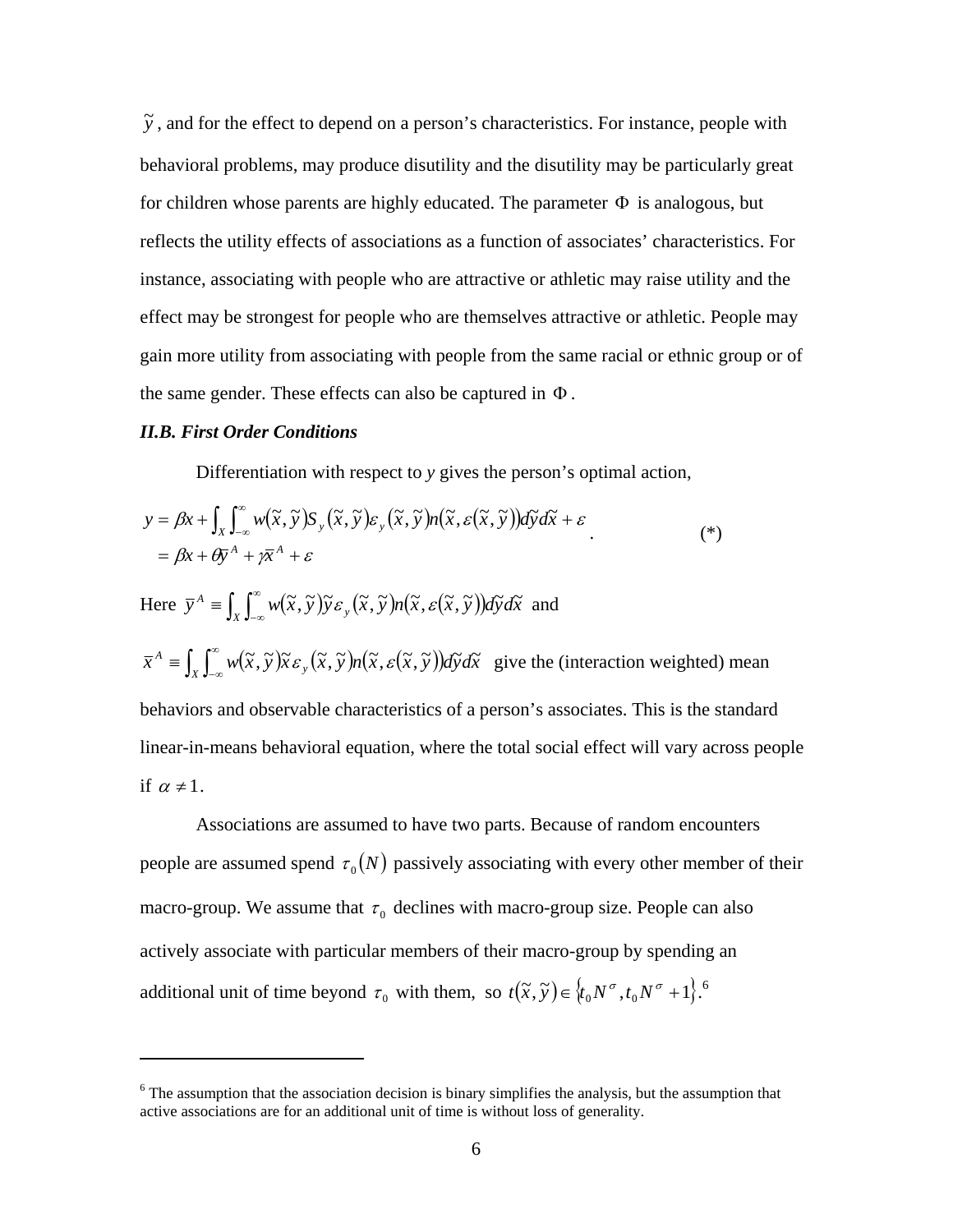$\tilde{y}$, and for the effect to depend on a person's characteristics. For instance, people with behavioral problems, may produce disutility and the disutility may be particularly great for children whose parents are highly educated. The parameter $\Phi$ is analogous, but reflects the utility effects of associations as a function of associates' characteristics. For instance, associating with people who are attractive or athletic may raise utility and the effect may be strongest for people who are themselves attractive or athletic. People may gain more utility from associating with people from the same racial or ethnic group or of the same gender. These effects can also be captured in $\Phi$.

### *II.B. First Order Conditions*

Differentiation with respect to *y* gives the person's optimal action,

$$\begin{aligned} y &= \beta x + \int_X \int_{-\infty}^{\infty} w(\tilde{x}, \tilde{y}) S_y(\tilde{x}, \tilde{y}) \varepsilon_y(\tilde{x}, \tilde{y}) n(\tilde{x}, \varepsilon(\tilde{x}, \tilde{y})) d\tilde{y} d\tilde{x} + \varepsilon \\ &= \beta x + \theta \bar{y}^A + \gamma \bar{x}^A + \varepsilon \end{aligned} \qquad (*)$$

Here $\bar{y}^A \equiv \int_X \int_{-\infty}^{\infty} w(\tilde{x}, \tilde{y}) \tilde{y} \varepsilon_y(\tilde{x}, \tilde{y}) n(\tilde{x}, \varepsilon(\tilde{x}, \tilde{y})) d\tilde{y} d\tilde{x}$ and

$\bar{x}^A \equiv \int_X \int_{-\infty}^{\infty} w(\tilde{x}, \tilde{y}) \tilde{x} \varepsilon_y(\tilde{x}, \tilde{y}) n(\tilde{x}, \varepsilon(\tilde{x}, \tilde{y})) d\tilde{y} d\tilde{x}$ give the (interaction weighted) mean behaviors and observable characteristics of a person's associates. This is the standard linear-in-means behavioral equation, where the total social effect will vary across people if $\alpha \neq 1$.

Associations are assumed to have two parts. Because of random encounters people are assumed spend $\tau_0(N)$ passively associating with every other member of their macro-group. We assume that $\tau_0$ declines with macro-group size. People can also actively associate with particular members of their macro-group by spending an additional unit of time beyond $\tau_0$ with them, so $t(\tilde{x}, \tilde{y}) \in \{t_0 N^{\sigma}, t_0 N^{\sigma} + 1\}$.[6]

---

[6] The assumption that the association decision is binary simplifies the analysis, but the assumption that active associations are for an additional unit of time is without loss of generality.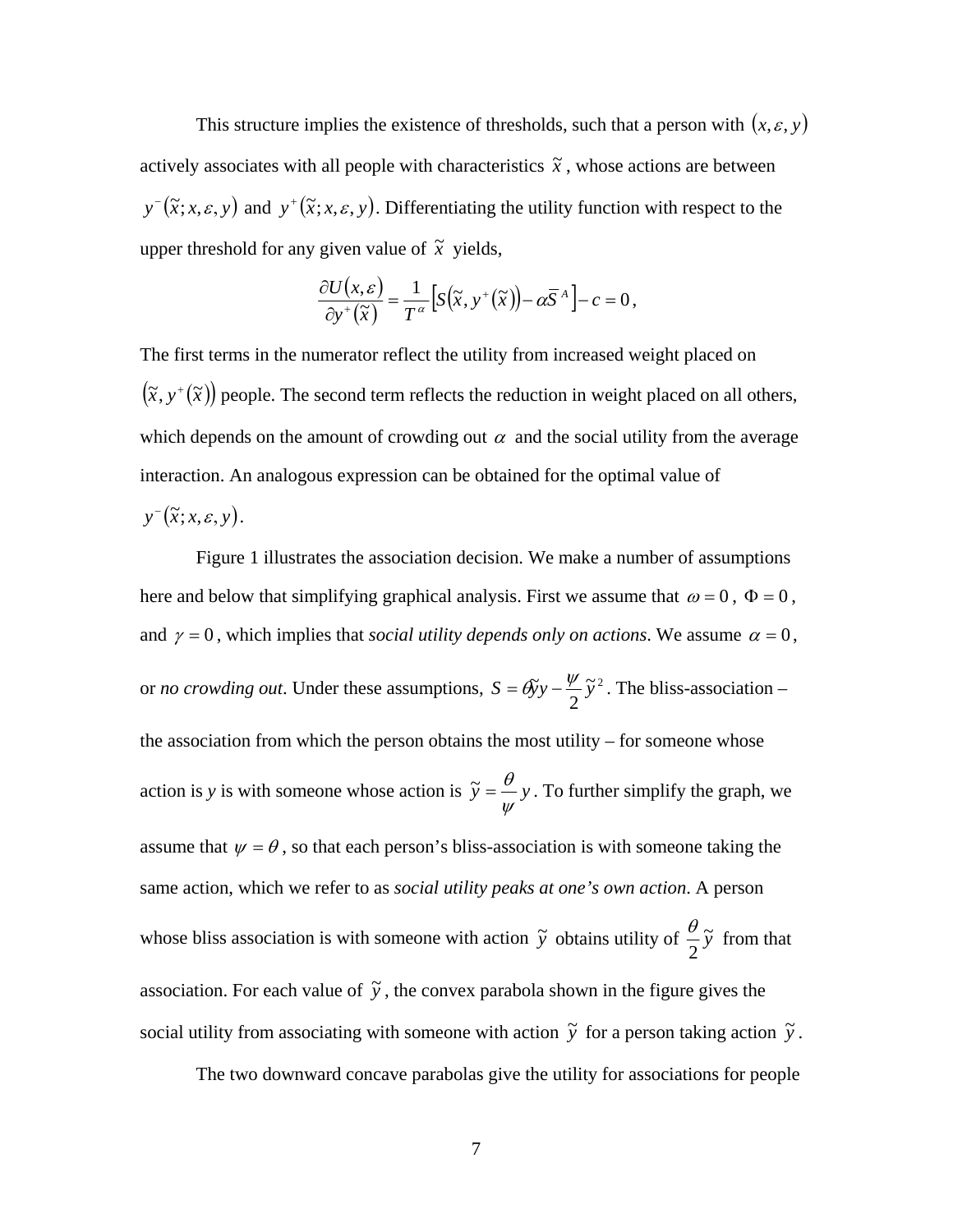This structure implies the existence of thresholds, such that a person with $(x, \varepsilon, y)$ actively associates with all people with characteristics $\tilde{x}$, whose actions are between $y^{-}(\tilde{x}; x, \varepsilon, y)$ and $y^{+}(\tilde{x}; x, \varepsilon, y)$. Differentiating the utility function with respect to the upper threshold for any given value of $\tilde{x}$ yields,

$$\frac{\partial U(x, \varepsilon)}{\partial y^{+}(\tilde{x})} = \frac{1}{T^{\alpha}}\left[S(\tilde{x}, y^{+}(\tilde{x})) - \alpha \overline{S}^{A}\right] - c = 0,$$

The first terms in the numerator reflect the utility from increased weight placed on $(\tilde{x}, y^{+}(\tilde{x}))$ people. The second term reflects the reduction in weight placed on all others, which depends on the amount of crowding out $\alpha$ and the social utility from the average interaction. An analogous expression can be obtained for the optimal value of $y^{-}(\tilde{x}; x, \varepsilon, y)$.

Figure 1 illustrates the association decision. We make a number of assumptions here and below that simplifying graphical analysis. First we assume that $\omega = 0$, $\Phi = 0$, and $\gamma = 0$, which implies that *social utility depends only on actions*. We assume $\alpha = 0$, or *no crowding out*. Under these assumptions, $S = \theta \tilde{y} y - \frac{\psi}{2}\tilde{y}^{2}$. The bliss-association – the association from which the person obtains the most utility – for someone whose action is *y* is with someone whose action is $\tilde{y} = \frac{\theta}{\psi} y$. To further simplify the graph, we assume that $\psi = \theta$, so that each person's bliss-association is with someone taking the same action, which we refer to as *social utility peaks at one's own action*. A person whose bliss association is with someone with action $\tilde{y}$ obtains utility of $\frac{\theta}{2}\tilde{y}$ from that association. For each value of $\tilde{y}$, the convex parabola shown in the figure gives the social utility from associating with someone with action $\tilde{y}$ for a person taking action $\tilde{y}$.

The two downward concave parabolas give the utility for associations for people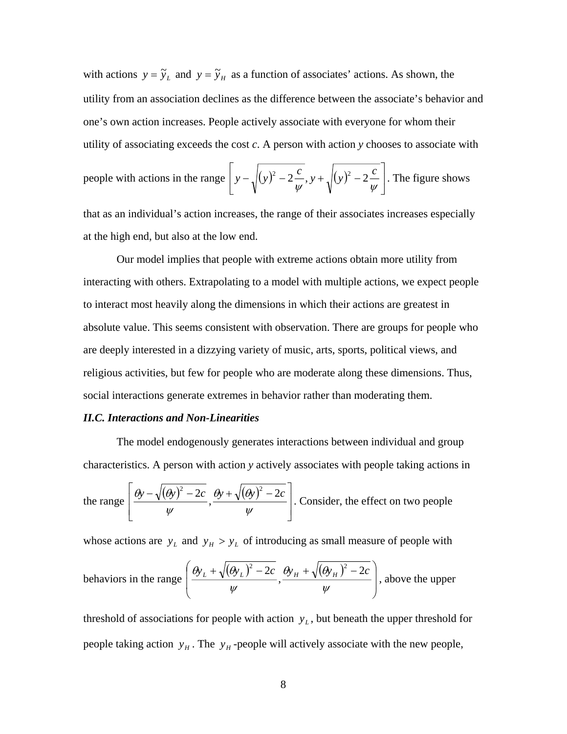with actions $y = \tilde{y}_L$ and $y = \tilde{y}_H$ as a function of associates' actions. As shown, the utility from an association declines as the difference between the associate's behavior and one's own action increases. People actively associate with everyone for whom their utility of associating exceeds the cost *c*. A person with action *y* chooses to associate with people with actions in the range $\left[ y - \sqrt{(y)^2 - 2\frac{c}{\psi}}, y + \sqrt{(y)^2 - 2\frac{c}{\psi}} \right]$. The figure shows that as an individual's action increases, the range of their associates increases especially at the high end, but also at the low end.

Our model implies that people with extreme actions obtain more utility from interacting with others. Extrapolating to a model with multiple actions, we expect people to interact most heavily along the dimensions in which their actions are greatest in absolute value. This seems consistent with observation. There are groups for people who are deeply interested in a dizzying variety of music, arts, sports, political views, and religious activities, but few for people who are moderate along these dimensions. Thus, social interactions generate extremes in behavior rather than moderating them.

***II.C. Interactions and Non-Linearities***

The model endogenously generates interactions between individual and group characteristics. A person with action *y* actively associates with people taking actions in the range $\left[ \frac{\theta y - \sqrt{(\theta y)^2 - 2c}}{\psi}, \frac{\theta y + \sqrt{(\theta y)^2 - 2c}}{\psi} \right]$. Consider, the effect on two people whose actions are $y_L$ and $y_H > y_L$ of introducing as small measure of people with behaviors in the range $\left( \frac{\theta y_L + \sqrt{(\theta y_L)^2 - 2c}}{\psi}, \frac{\theta y_H + \sqrt{(\theta y_H)^2 - 2c}}{\psi} \right)$, above the upper threshold of associations for people with action $y_L$, but beneath the upper threshold for people taking action $y_H$. The $y_H$-people will actively associate with the new people,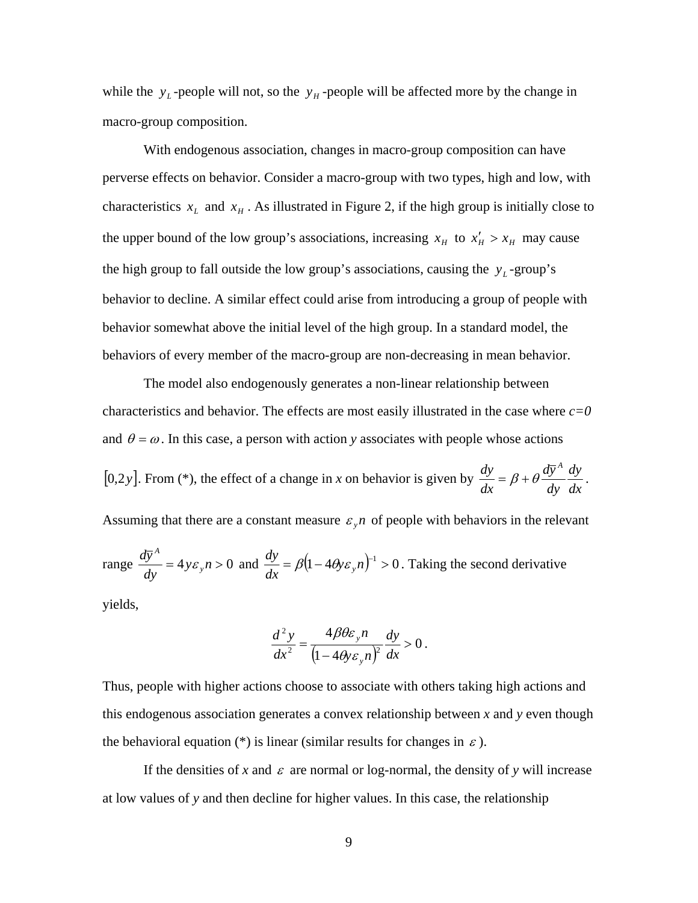while the $y_L$-people will not, so the $y_H$-people will be affected more by the change in macro-group composition.

With endogenous association, changes in macro-group composition can have perverse effects on behavior. Consider a macro-group with two types, high and low, with characteristics $x_L$ and $x_H$. As illustrated in Figure 2, if the high group is initially close to the upper bound of the low group's associations, increasing $x_H$ to $x'_H > x_H$ may cause the high group to fall outside the low group's associations, causing the $y_L$-group's behavior to decline. A similar effect could arise from introducing a group of people with behavior somewhat above the initial level of the high group. In a standard model, the behaviors of every member of the macro-group are non-decreasing in mean behavior.

The model also endogenously generates a non-linear relationship between characteristics and behavior. The effects are most easily illustrated in the case where $c=0$ and $\theta = \omega$. In this case, a person with action *y* associates with people whose actions $[0,2y]$. From (*), the effect of a change in *x* on behavior is given by $\frac{dy}{dx} = \beta + \theta \frac{d\bar{y}^A}{dy}\frac{dy}{dx}$.

Assuming that there are a constant measure $\varepsilon_y n$ of people with behaviors in the relevant range $\frac{d\bar{y}^A}{dy} = 4y\varepsilon_y n > 0$ and $\frac{dy}{dx} = \beta\left(1 - 4\theta y\varepsilon_y n\right)^{-1} > 0$. Taking the second derivative yields,

$$\frac{d^2 y}{dx^2} = \frac{4\beta\theta\varepsilon_y n}{\left(1 - 4\theta y\varepsilon_y n\right)^2}\frac{dy}{dx} > 0.$$

Thus, people with higher actions choose to associate with others taking high actions and this endogenous association generates a convex relationship between *x* and *y* even though the behavioral equation (*) is linear (similar results for changes in $\varepsilon$).

If the densities of *x* and $\varepsilon$ are normal or log-normal, the density of *y* will increase at low values of *y* and then decline for higher values. In this case, the relationship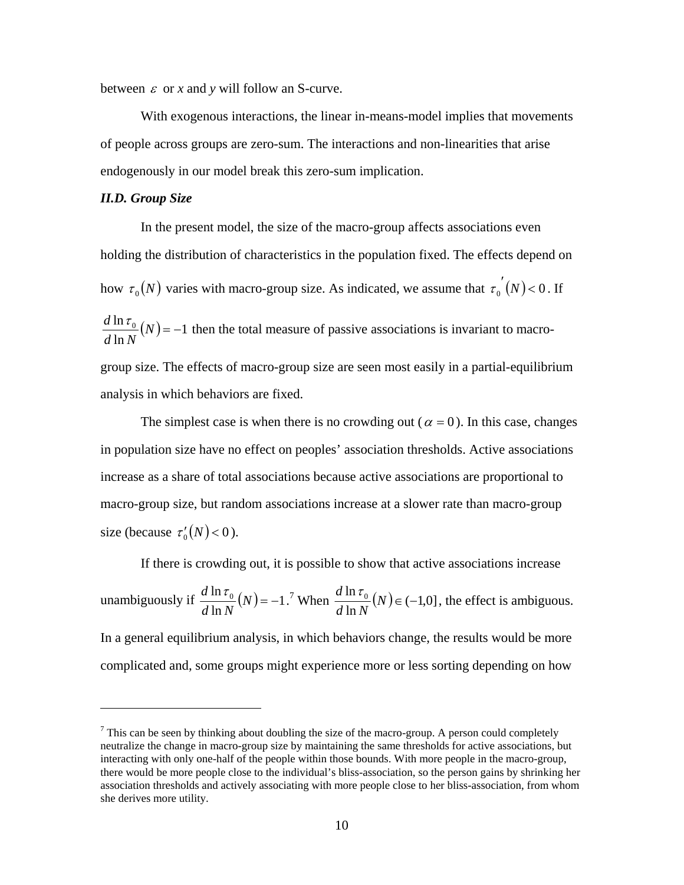between $\varepsilon$ or $x$ and $y$ will follow an S-curve.

With exogenous interactions, the linear in-means-model implies that movements of people across groups are zero-sum. The interactions and non-linearities that arise endogenously in our model break this zero-sum implication.

***II.D. Group Size***

In the present model, the size of the macro-group affects associations even holding the distribution of characteristics in the population fixed. The effects depend on how $\tau_0(N)$ varies with macro-group size. As indicated, we assume that $\tau_0{}'(N) < 0$. If $\frac{d\ln\tau_0}{d\ln N}(N) = -1$ then the total measure of passive associations is invariant to macro-group size. The effects of macro-group size are seen most easily in a partial-equilibrium analysis in which behaviors are fixed.

The simplest case is when there is no crowding out ($\alpha = 0$). In this case, changes in population size have no effect on peoples' association thresholds. Active associations increase as a share of total associations because active associations are proportional to macro-group size, but random associations increase at a slower rate than macro-group size (because $\tau_0'(N) < 0$).

If there is crowding out, it is possible to show that active associations increase unambiguously if $\frac{d\ln\tau_0}{d\ln N}(N) = -1$.[7] When $\frac{d\ln\tau_0}{d\ln N}(N) \in (-1,0]$, the effect is ambiguous. In a general equilibrium analysis, in which behaviors change, the results would be more complicated and, some groups might experience more or less sorting depending on how

[7] This can be seen by thinking about doubling the size of the macro-group. A person could completely neutralize the change in macro-group size by maintaining the same thresholds for active associations, but interacting with only one-half of the people within those bounds. With more people in the macro-group, there would be more people close to the individual's bliss-association, so the person gains by shrinking her association thresholds and actively associating with more people close to her bliss-association, from whom she derives more utility.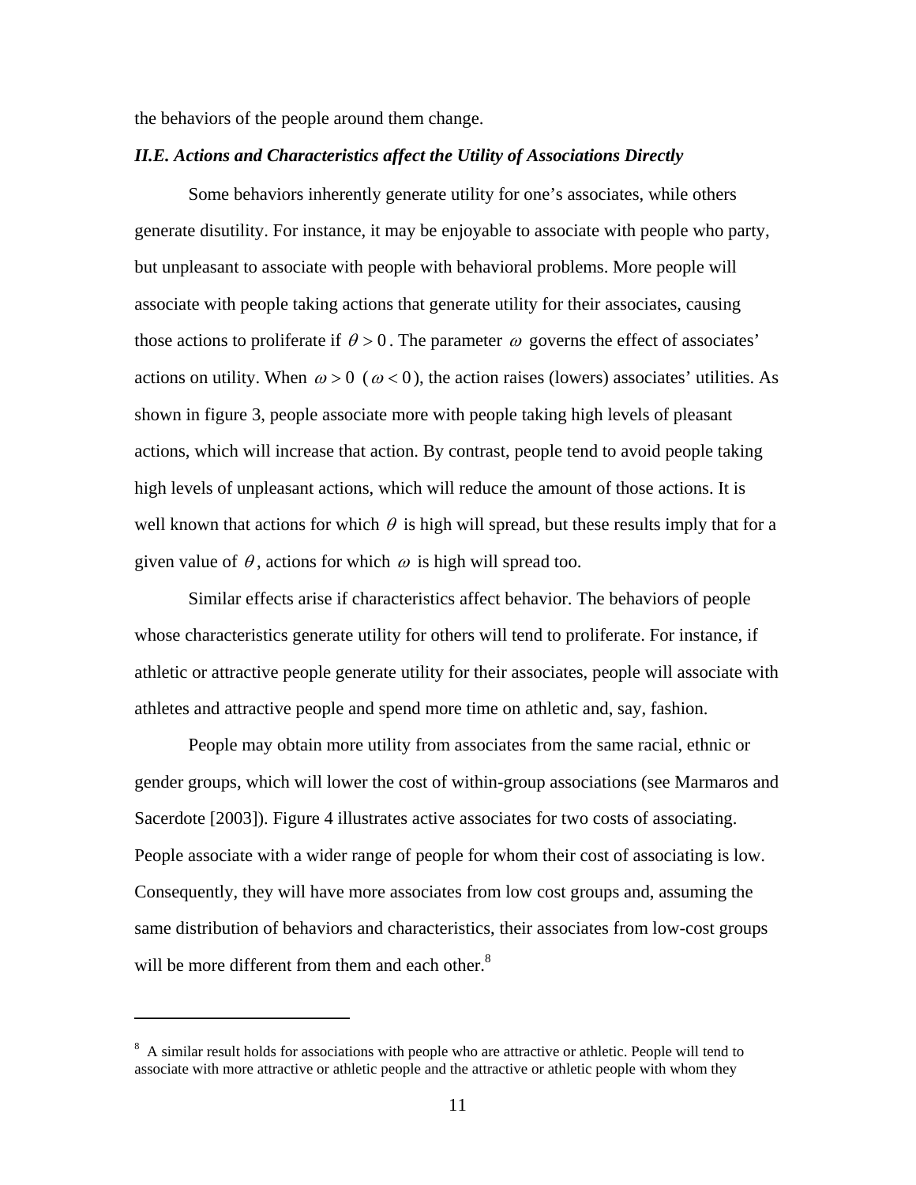the behaviors of the people around them change.

### *II.E. Actions and Characteristics affect the Utility of Associations Directly*

Some behaviors inherently generate utility for one's associates, while others generate disutility. For instance, it may be enjoyable to associate with people who party, but unpleasant to associate with people with behavioral problems. More people will associate with people taking actions that generate utility for their associates, causing those actions to proliferate if $\theta > 0$. The parameter $\omega$ governs the effect of associates' actions on utility. When $\omega > 0$ ($\omega < 0$), the action raises (lowers) associates' utilities. As shown in figure 3, people associate more with people taking high levels of pleasant actions, which will increase that action. By contrast, people tend to avoid people taking high levels of unpleasant actions, which will reduce the amount of those actions. It is well known that actions for which $\theta$ is high will spread, but these results imply that for a given value of $\theta$, actions for which $\omega$ is high will spread too.

Similar effects arise if characteristics affect behavior. The behaviors of people whose characteristics generate utility for others will tend to proliferate. For instance, if athletic or attractive people generate utility for their associates, people will associate with athletes and attractive people and spend more time on athletic and, say, fashion.

People may obtain more utility from associates from the same racial, ethnic or gender groups, which will lower the cost of within-group associations (see Marmaros and Sacerdote [2003]). Figure 4 illustrates active associates for two costs of associating. People associate with a wider range of people for whom their cost of associating is low. Consequently, they will have more associates from low cost groups and, assuming the same distribution of behaviors and characteristics, their associates from low-cost groups will be more different from them and each other.[8]

---

[8] A similar result holds for associations with people who are attractive or athletic. People will tend to associate with more attractive or athletic people and the attractive or athletic people with whom they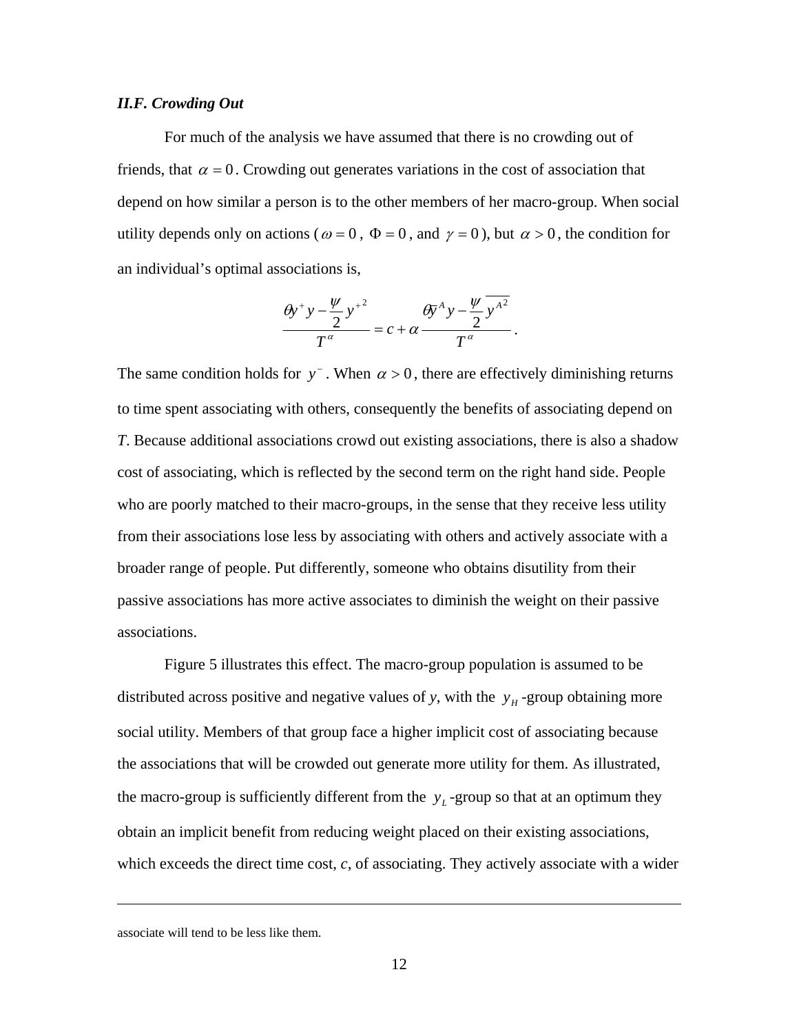### *II.F. Crowding Out*

For much of the analysis we have assumed that there is no crowding out of friends, that $\alpha = 0$. Crowding out generates variations in the cost of association that depend on how similar a person is to the other members of her macro-group. When social utility depends only on actions ($\omega = 0$, $\Phi = 0$, and $\gamma = 0$), but $\alpha > 0$, the condition for an individual's optimal associations is,

$$\frac{\theta y^{+} y - \frac{\psi}{2} y^{+2}}{T^{\alpha}} = c + \alpha \frac{\theta \bar{y}^{A} y - \frac{\psi}{2} \overline{y^{A2}}}{T^{\alpha}} .$$

The same condition holds for $y^{-}$. When $\alpha > 0$, there are effectively diminishing returns to time spent associating with others, consequently the benefits of associating depend on *T*. Because additional associations crowd out existing associations, there is also a shadow cost of associating, which is reflected by the second term on the right hand side. People who are poorly matched to their macro-groups, in the sense that they receive less utility from their associations lose less by associating with others and actively associate with a broader range of people. Put differently, someone who obtains disutility from their passive associations has more active associates to diminish the weight on their passive associations.

Figure 5 illustrates this effect. The macro-group population is assumed to be distributed across positive and negative values of *y*, with the $y_H$-group obtaining more social utility. Members of that group face a higher implicit cost of associating because the associations that will be crowded out generate more utility for them. As illustrated, the macro-group is sufficiently different from the $y_L$-group so that at an optimum they obtain an implicit benefit from reducing weight placed on their existing associations, which exceeds the direct time cost, *c*, of associating. They actively associate with a wider

associate will tend to be less like them.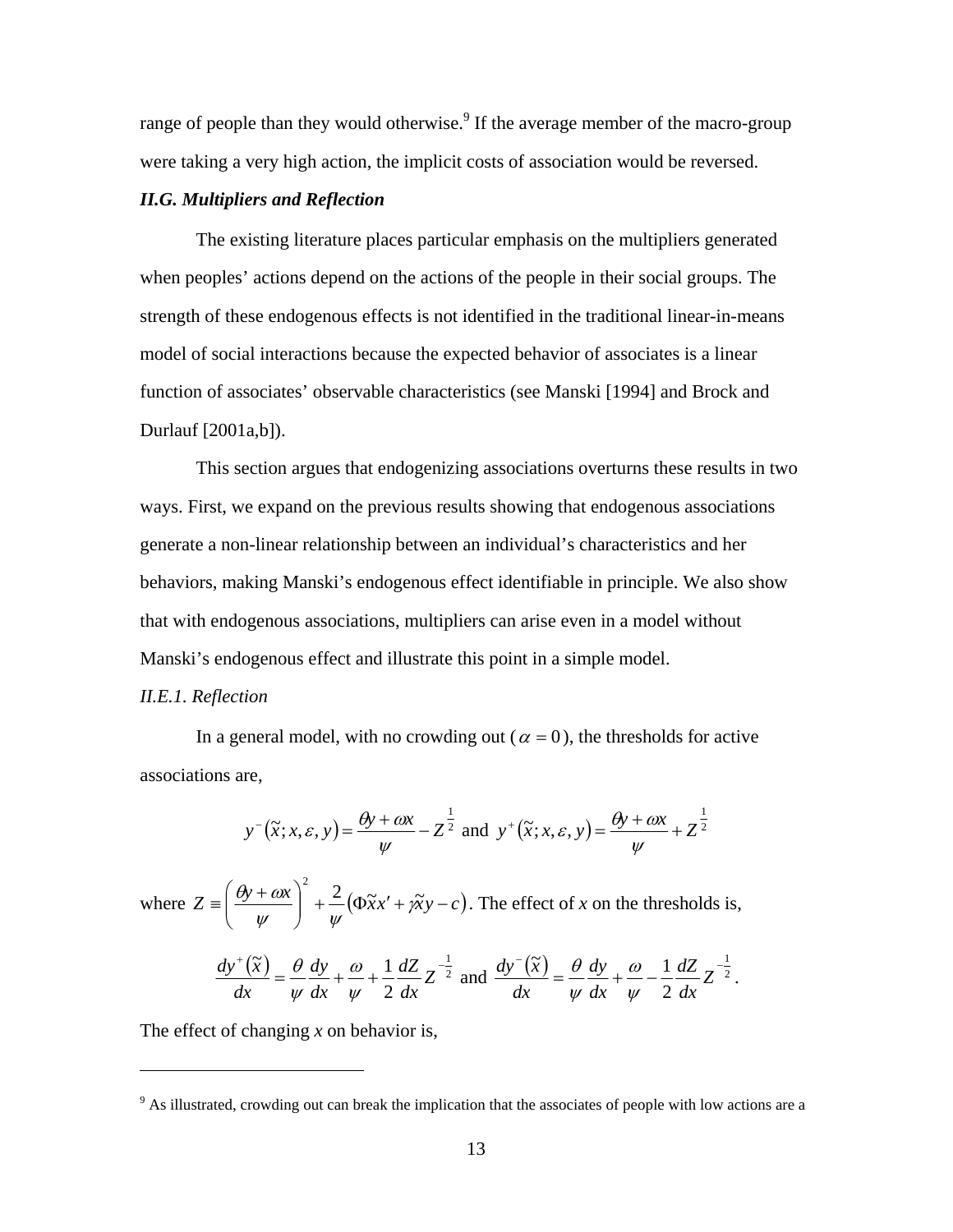range of people than they would otherwise.[9] If the average member of the macro-group were taking a very high action, the implicit costs of association would be reversed.

### *II.G. Multipliers and Reflection*

The existing literature places particular emphasis on the multipliers generated when peoples' actions depend on the actions of the people in their social groups. The strength of these endogenous effects is not identified in the traditional linear-in-means model of social interactions because the expected behavior of associates is a linear function of associates' observable characteristics (see Manski [1994] and Brock and Durlauf [2001a,b]).

This section argues that endogenizing associations overturns these results in two ways. First, we expand on the previous results showing that endogenous associations generate a non-linear relationship between an individual's characteristics and her behaviors, making Manski's endogenous effect identifiable in principle. We also show that with endogenous associations, multipliers can arise even in a model without Manski's endogenous effect and illustrate this point in a simple model.

#### *II.E.1. Reflection*

In a general model, with no crowding out ($\alpha = 0$), the thresholds for active associations are,

$$y^{-}(\tilde{x}; x, \varepsilon, y) = \frac{\theta y + \omega x}{\psi} - Z^{\frac{1}{2}} \text{ and } y^{+}(\tilde{x}; x, \varepsilon, y) = \frac{\theta y + \omega x}{\psi} + Z^{\frac{1}{2}}$$

where $Z \equiv \left(\frac{\theta y + \omega x}{\psi}\right)^2 + \frac{2}{\psi}\left(\Phi \tilde{x} x' + \gamma \tilde{x} y - c\right)$. The effect of $x$ on the thresholds is,

$$\frac{dy^{+}(\tilde{x})}{dx} = \frac{\theta}{\psi}\frac{dy}{dx} + \frac{\omega}{\psi} + \frac{1}{2}\frac{dZ}{dx}Z^{-\frac{1}{2}} \text{ and } \frac{dy^{-}(\tilde{x})}{dx} = \frac{\theta}{\psi}\frac{dy}{dx} + \frac{\omega}{\psi} - \frac{1}{2}\frac{dZ}{dx}Z^{-\frac{1}{2}}.$$

The effect of changing $x$ on behavior is,

---

[9] As illustrated, crowding out can break the implication that the associates of people with low actions are a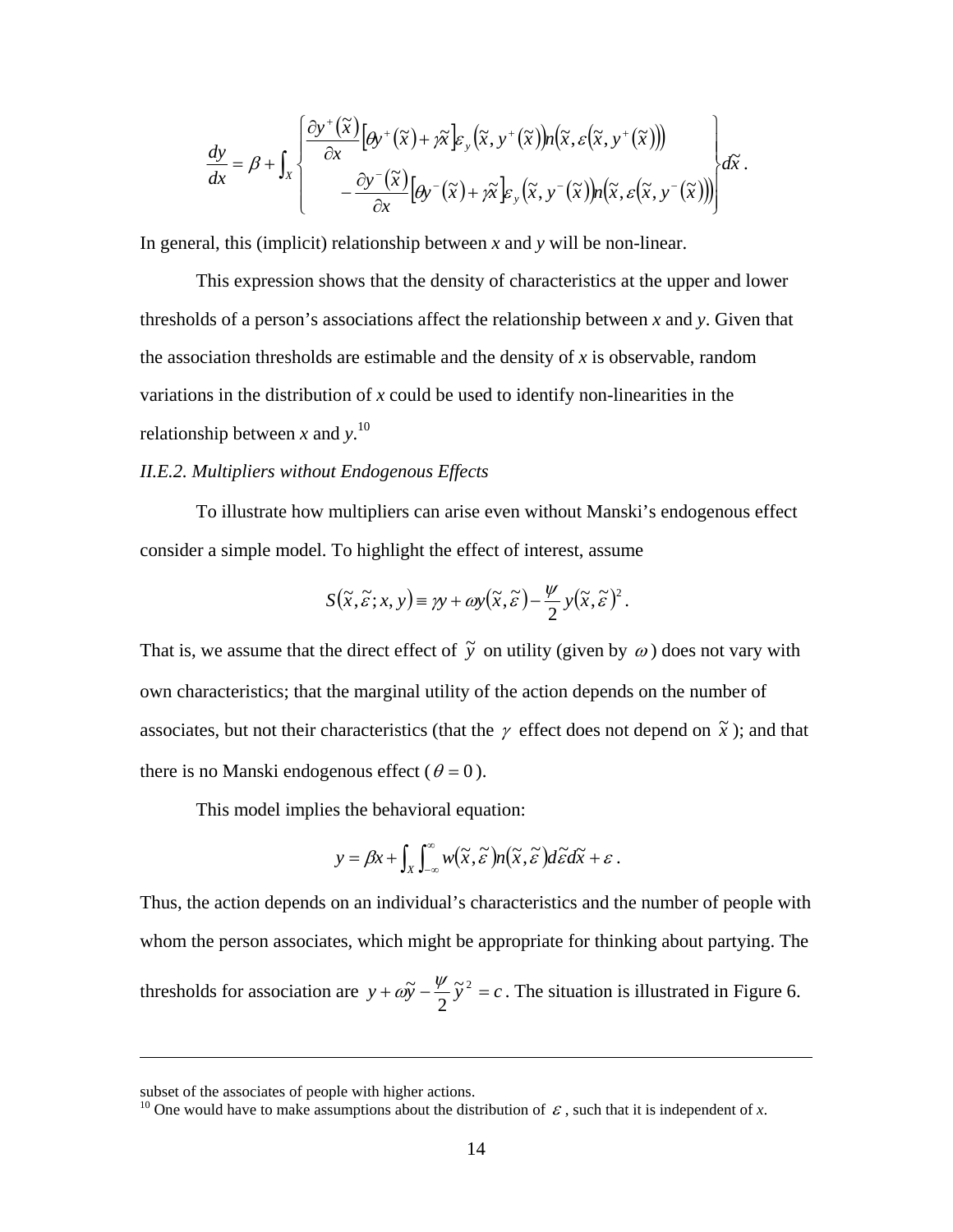$$\frac{dy}{dx} = \beta + \int_X \left\{ \begin{array}{l} \frac{\partial y^+(\tilde{x})}{\partial x}\left[\theta y^+(\tilde{x}) + \gamma \tilde{x}\right]\varepsilon_y\left(\tilde{x}, y^+(\tilde{x})\right)n\left(\tilde{x}, \varepsilon\left(\tilde{x}, y^+(\tilde{x})\right)\right) \\ \quad - \frac{\partial y^-(\tilde{x})}{\partial x}\left[\theta y^-(\tilde{x}) + \gamma \tilde{x}\right]\varepsilon_y\left(\tilde{x}, y^-(\tilde{x})\right)n\left(\tilde{x}, \varepsilon\left(\tilde{x}, y^-(\tilde{x})\right)\right) \end{array} \right\} d\tilde{x} .$$

In general, this (implicit) relationship between *x* and *y* will be non-linear.

This expression shows that the density of characteristics at the upper and lower thresholds of a person's associations affect the relationship between *x* and *y*. Given that the association thresholds are estimable and the density of *x* is observable, random variations in the distribution of *x* could be used to identify non-linearities in the relationship between *x* and *y*.[10]

*II.E.2. Multipliers without Endogenous Effects*

To illustrate how multipliers can arise even without Manski's endogenous effect consider a simple model. To highlight the effect of interest, assume

$$S(\tilde{x}, \tilde{\varepsilon}; x, y) \equiv \gamma y + \omega y(\tilde{x}, \tilde{\varepsilon}) - \frac{\psi}{2} y(\tilde{x}, \tilde{\varepsilon})^2 .$$

That is, we assume that the direct effect of $\tilde{y}$ on utility (given by $\omega$) does not vary with own characteristics; that the marginal utility of the action depends on the number of associates, but not their characteristics (that the $\gamma$ effect does not depend on $\tilde{x}$); and that there is no Manski endogenous effect ($\theta = 0$).

This model implies the behavioral equation:

$$y = \beta x + \int_X \int_{-\infty}^{\infty} w(\tilde{x}, \tilde{\varepsilon}) n(\tilde{x}, \tilde{\varepsilon}) d\tilde{\varepsilon} d\tilde{x} + \varepsilon .$$

Thus, the action depends on an individual's characteristics and the number of people with whom the person associates, which might be appropriate for thinking about partying. The thresholds for association are $y + \omega \tilde{y} - \frac{\psi}{2}\tilde{y}^2 = c$. The situation is illustrated in Figure 6.

---

subset of the associates of people with higher actions.

[10] One would have to make assumptions about the distribution of $\varepsilon$, such that it is independent of *x*.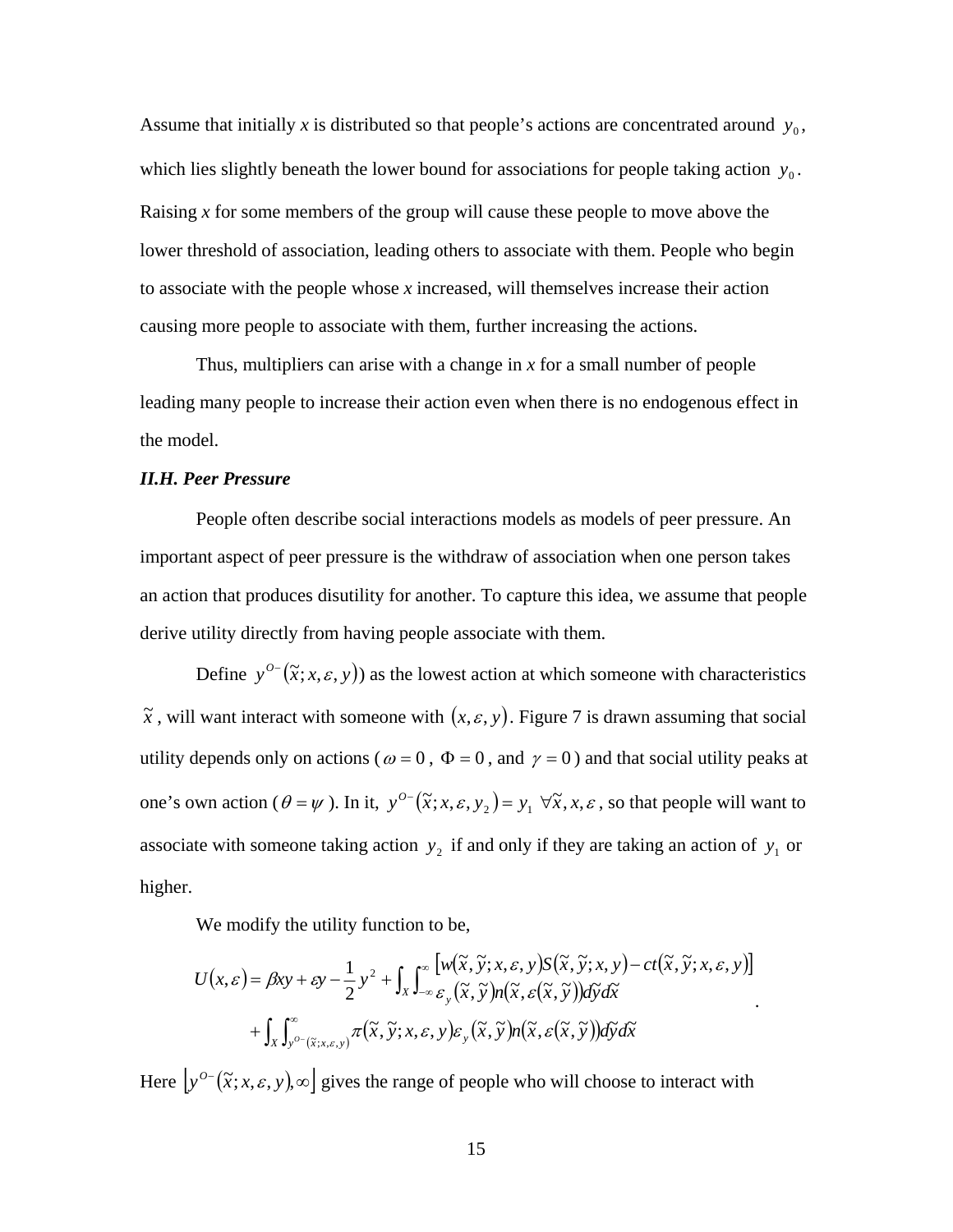Assume that initially *x* is distributed so that people's actions are concentrated around $y_0$, which lies slightly beneath the lower bound for associations for people taking action $y_0$. Raising *x* for some members of the group will cause these people to move above the lower threshold of association, leading others to associate with them. People who begin to associate with the people whose *x* increased, will themselves increase their action causing more people to associate with them, further increasing the actions.

Thus, multipliers can arise with a change in *x* for a small number of people leading many people to increase their action even when there is no endogenous effect in the model.

### *II.H. Peer Pressure*

People often describe social interactions models as models of peer pressure. An important aspect of peer pressure is the withdraw of association when one person takes an action that produces disutility for another. To capture this idea, we assume that people derive utility directly from having people associate with them.

Define $y^{O-}(\tilde{x}; x, \varepsilon, y))$ as the lowest action at which someone with characteristics $\tilde{x}$, will want interact with someone with $(x, \varepsilon, y)$. Figure 7 is drawn assuming that social utility depends only on actions ($\omega = 0$, $\Phi = 0$, and $\gamma = 0$) and that social utility peaks at one's own action ($\theta = \psi$). In it, $y^{O-}(\tilde{x}; x, \varepsilon, y_2) = y_1 \;\; \forall \tilde{x}, x, \varepsilon$, so that people will want to associate with someone taking action $y_2$ if and only if they are taking an action of $y_1$ or higher.

We modify the utility function to be,

$$
\begin{aligned}
U(x,\varepsilon) = \beta xy + \varepsilon y - \frac{1}{2}y^2 &+ \int_X \int_{-\infty}^{\infty} \frac{\left[w(\tilde{x},\tilde{y};x,\varepsilon,y)S(\tilde{x},\tilde{y};x,y) - ct(\tilde{x},\tilde{y};x,\varepsilon,y)\right]}{\varepsilon_y(\tilde{x},\tilde{y})n(\tilde{x},\varepsilon(\tilde{x},\tilde{y}))d\tilde{y}d\tilde{x}} \\
&+ \int_X \int_{y^{O-}(\tilde{x};x,\varepsilon,y)}^{\infty} \pi(\tilde{x},\tilde{y};x,\varepsilon,y)\varepsilon_y(\tilde{x},\tilde{y})n(\tilde{x},\varepsilon(\tilde{x},\tilde{y}))d\tilde{y}d\tilde{x}
\end{aligned}
.
$$

Here $\left\lfloor y^{O-}(\tilde{x}; x, \varepsilon, y), \infty \right\rfloor$ gives the range of people who will choose to interact with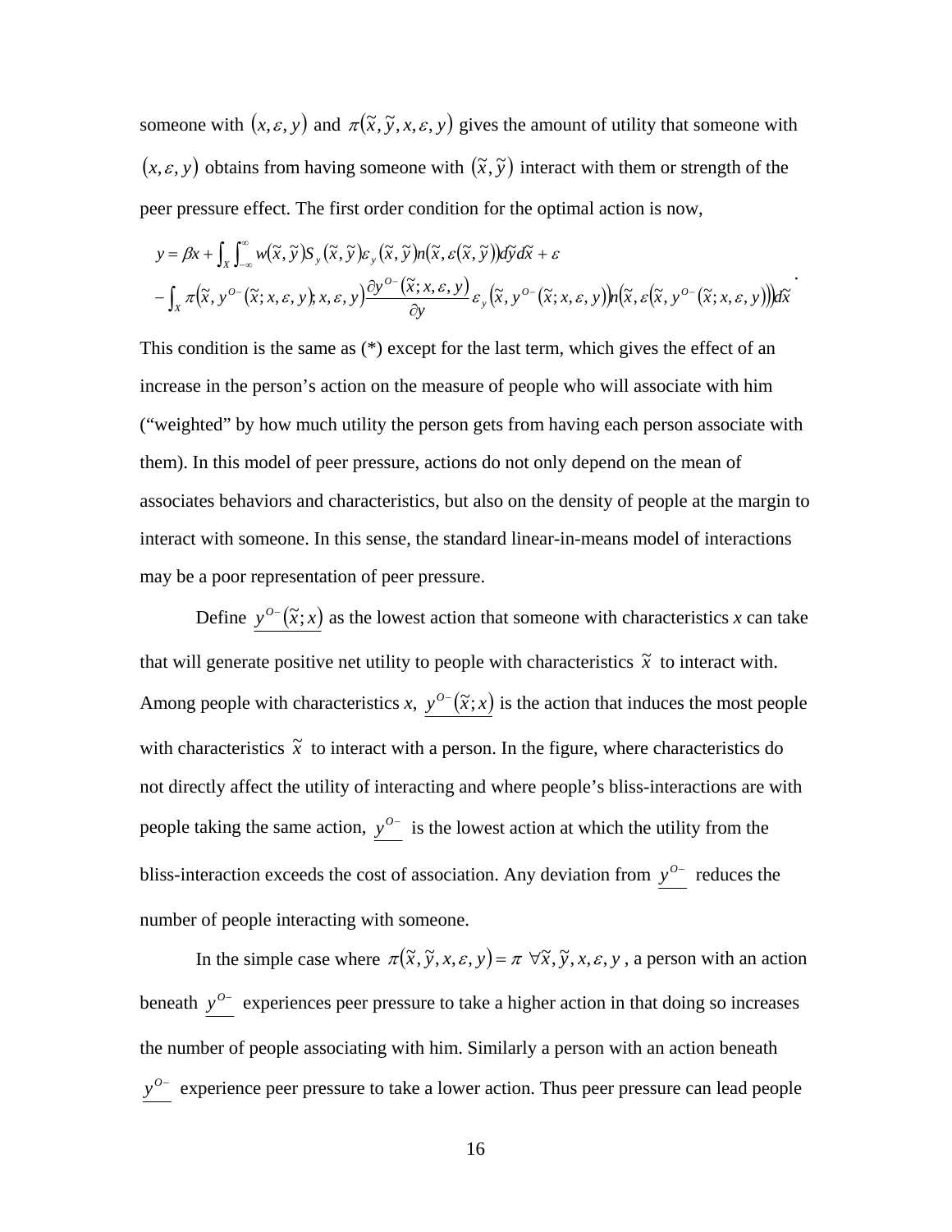someone with $(x, \varepsilon, y)$ and $\pi(\tilde{x}, \tilde{y}, x, \varepsilon, y)$ gives the amount of utility that someone with $(x, \varepsilon, y)$ obtains from having someone with $(\tilde{x}, \tilde{y})$ interact with them or strength of the peer pressure effect. The first order condition for the optimal action is now,

$$
\begin{aligned}
y = \beta x + \int_X \int_{-\infty}^{\infty} w(\tilde{x}, \tilde{y}) S_y(\tilde{x}, \tilde{y}) \varepsilon_y(\tilde{x}, \tilde{y}) n(\tilde{x}, \varepsilon(\tilde{x}, \tilde{y})) d\tilde{y} d\tilde{x} + \varepsilon \\
- \int_X \pi\left(\tilde{x}, y^{O-}(\tilde{x}; x, \varepsilon, y); x, \varepsilon, y\right) \frac{\partial y^{O-}(\tilde{x}; x, \varepsilon, y)}{\partial y} \varepsilon_y\left(\tilde{x}, y^{O-}(\tilde{x}; x, \varepsilon, y)\right) n\left(\tilde{x}, \varepsilon\left(\tilde{x}, y^{O-}(\tilde{x}; x, \varepsilon, y)\right)\right) d\tilde{x}
\end{aligned}.
$$

This condition is the same as (*) except for the last term, which gives the effect of an increase in the person's action on the measure of people who will associate with him ("weighted" by how much utility the person gets from having each person associate with them). In this model of peer pressure, actions do not only depend on the mean of associates behaviors and characteristics, but also on the density of people at the margin to interact with someone. In this sense, the standard linear-in-means model of interactions may be a poor representation of peer pressure.

Define $\underline{y^{O-}(\tilde{x}; x)}$ as the lowest action that someone with characteristics *x* can take that will generate positive net utility to people with characteristics $\tilde{x}$ to interact with. Among people with characteristics *x*, $\underline{y^{O-}(\tilde{x}; x)}$ is the action that induces the most people with characteristics $\tilde{x}$ to interact with a person. In the figure, where characteristics do not directly affect the utility of interacting and where people's bliss-interactions are with people taking the same action, $\underline{y^{O-}}$ is the lowest action at which the utility from the bliss-interaction exceeds the cost of association. Any deviation from $\underline{y^{O-}}$ reduces the number of people interacting with someone.

In the simple case where $\pi(\tilde{x}, \tilde{y}, x, \varepsilon, y) = \pi \ \forall \tilde{x}, \tilde{y}, x, \varepsilon, y$, a person with an action beneath $\underline{y^{O-}}$ experiences peer pressure to take a higher action in that doing so increases the number of people associating with him. Similarly a person with an action beneath $\underline{y^{O-}}$ experience peer pressure to take a lower action. Thus peer pressure can lead people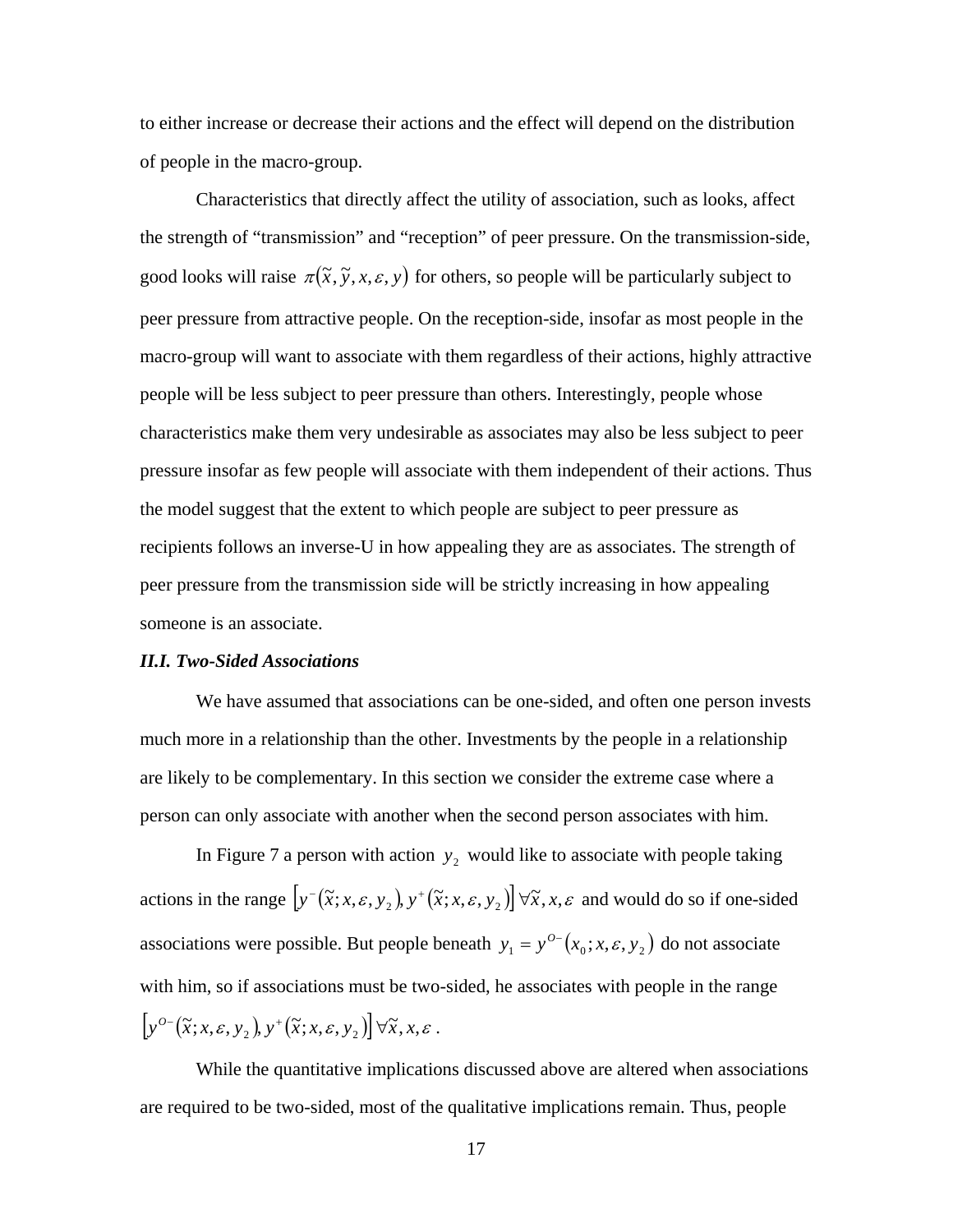to either increase or decrease their actions and the effect will depend on the distribution of people in the macro-group.

Characteristics that directly affect the utility of association, such as looks, affect the strength of "transmission" and "reception" of peer pressure. On the transmission-side, good looks will raise $\pi(\tilde{x}, \tilde{y}, x, \varepsilon, y)$ for others, so people will be particularly subject to peer pressure from attractive people. On the reception-side, insofar as most people in the macro-group will want to associate with them regardless of their actions, highly attractive people will be less subject to peer pressure than others. Interestingly, people whose characteristics make them very undesirable as associates may also be less subject to peer pressure insofar as few people will associate with them independent of their actions. Thus the model suggest that the extent to which people are subject to peer pressure as recipients follows an inverse-U in how appealing they are as associates. The strength of peer pressure from the transmission side will be strictly increasing in how appealing someone is an associate.

### *II.I. Two-Sided Associations*

We have assumed that associations can be one-sided, and often one person invests much more in a relationship than the other. Investments by the people in a relationship are likely to be complementary. In this section we consider the extreme case where a person can only associate with another when the second person associates with him.

In Figure 7 a person with action $y_2$ would like to associate with people taking actions in the range $\left[y^{-}(\tilde{x}; x, \varepsilon, y_2), y^{+}(\tilde{x}; x, \varepsilon, y_2)\right] \forall \tilde{x}, x, \varepsilon$ and would do so if one-sided associations were possible. But people beneath $y_1 = y^{O-}(x_0; x, \varepsilon, y_2)$ do not associate with him, so if associations must be two-sided, he associates with people in the range $\left[y^{O-}(\tilde{x}; x, \varepsilon, y_2), y^{+}(\tilde{x}; x, \varepsilon, y_2)\right] \forall \tilde{x}, x, \varepsilon$ .

While the quantitative implications discussed above are altered when associations are required to be two-sided, most of the qualitative implications remain. Thus, people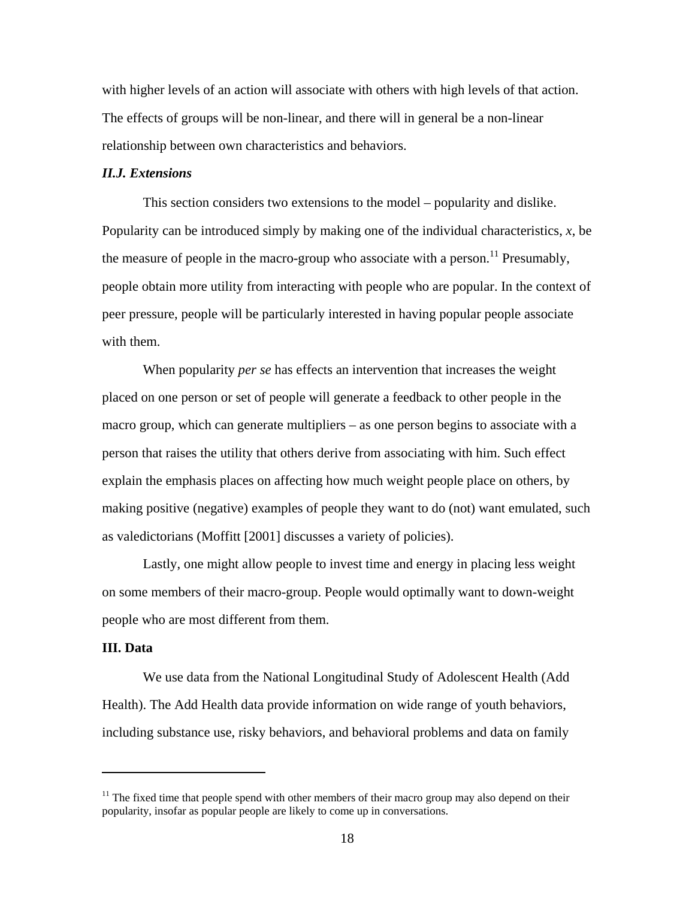with higher levels of an action will associate with others with high levels of that action. The effects of groups will be non-linear, and there will in general be a non-linear relationship between own characteristics and behaviors.

### *II.J. Extensions*

This section considers two extensions to the model – popularity and dislike. Popularity can be introduced simply by making one of the individual characteristics, $x$, be the measure of people in the macro-group who associate with a person.[11] Presumably, people obtain more utility from interacting with people who are popular. In the context of peer pressure, people will be particularly interested in having popular people associate with them.

When popularity *per se* has effects an intervention that increases the weight placed on one person or set of people will generate a feedback to other people in the macro group, which can generate multipliers – as one person begins to associate with a person that raises the utility that others derive from associating with him. Such effect explain the emphasis places on affecting how much weight people place on others, by making positive (negative) examples of people they want to do (not) want emulated, such as valedictorians (Moffitt [2001] discusses a variety of policies).

Lastly, one might allow people to invest time and energy in placing less weight on some members of their macro-group. People would optimally want to down-weight people who are most different from them.

## **III. Data**

We use data from the National Longitudinal Study of Adolescent Health (Add Health). The Add Health data provide information on wide range of youth behaviors, including substance use, risky behaviors, and behavioral problems and data on family

---

[11] The fixed time that people spend with other members of their macro group may also depend on their popularity, insofar as popular people are likely to come up in conversations.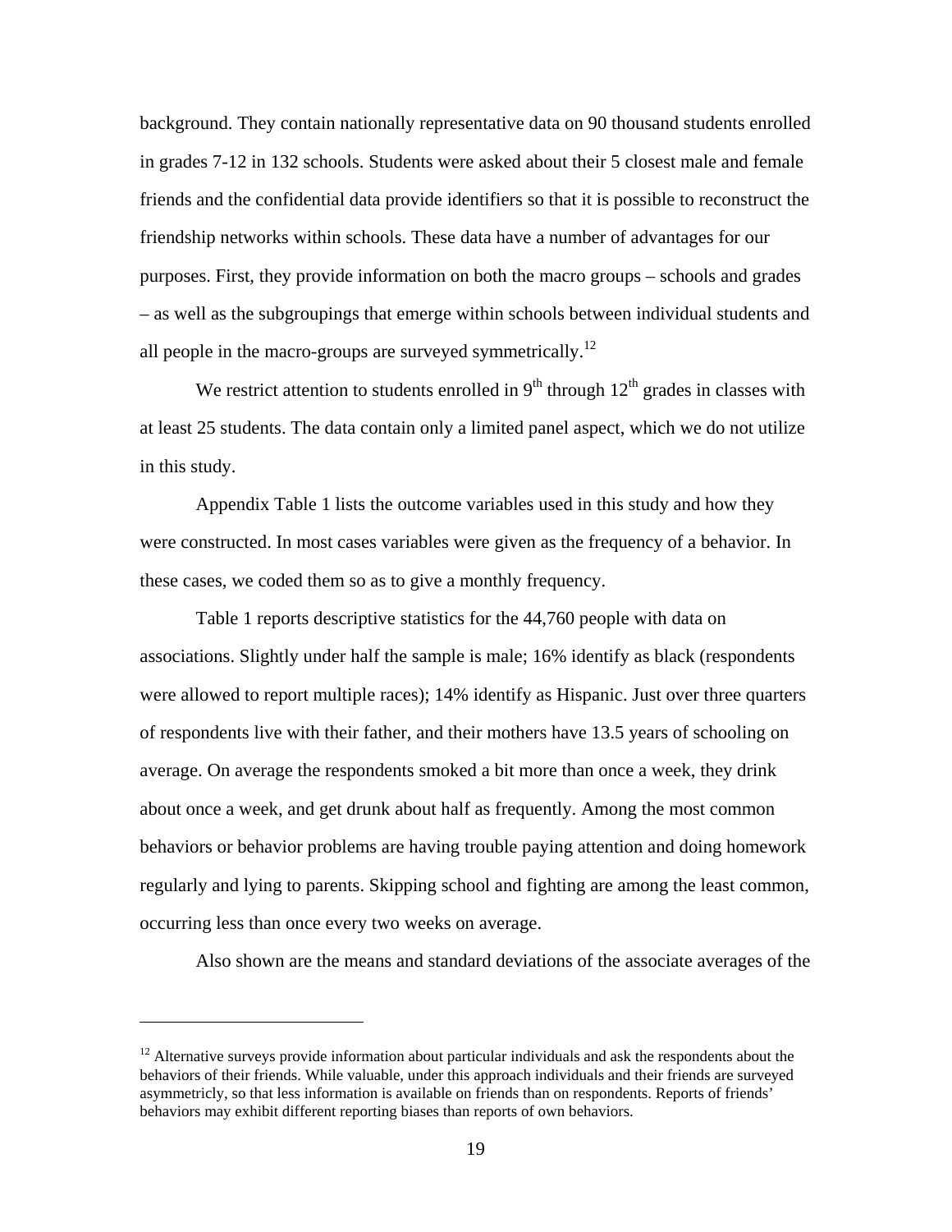background. They contain nationally representative data on 90 thousand students enrolled in grades 7-12 in 132 schools. Students were asked about their 5 closest male and female friends and the confidential data provide identifiers so that it is possible to reconstruct the friendship networks within schools. These data have a number of advantages for our purposes. First, they provide information on both the macro groups – schools and grades – as well as the subgroupings that emerge within schools between individual students and all people in the macro-groups are surveyed symmetrically.[12]

We restrict attention to students enrolled in 9th through 12th grades in classes with at least 25 students. The data contain only a limited panel aspect, which we do not utilize in this study.

Appendix Table 1 lists the outcome variables used in this study and how they were constructed. In most cases variables were given as the frequency of a behavior. In these cases, we coded them so as to give a monthly frequency.

Table 1 reports descriptive statistics for the 44,760 people with data on associations. Slightly under half the sample is male; 16% identify as black (respondents were allowed to report multiple races); 14% identify as Hispanic. Just over three quarters of respondents live with their father, and their mothers have 13.5 years of schooling on average. On average the respondents smoked a bit more than once a week, they drink about once a week, and get drunk about half as frequently. Among the most common behaviors or behavior problems are having trouble paying attention and doing homework regularly and lying to parents. Skipping school and fighting are among the least common, occurring less than once every two weeks on average.

Also shown are the means and standard deviations of the associate averages of the

[12] Alternative surveys provide information about particular individuals and ask the respondents about the behaviors of their friends. While valuable, under this approach individuals and their friends are surveyed asymmetricly, so that less information is available on friends than on respondents. Reports of friends' behaviors may exhibit different reporting biases than reports of own behaviors.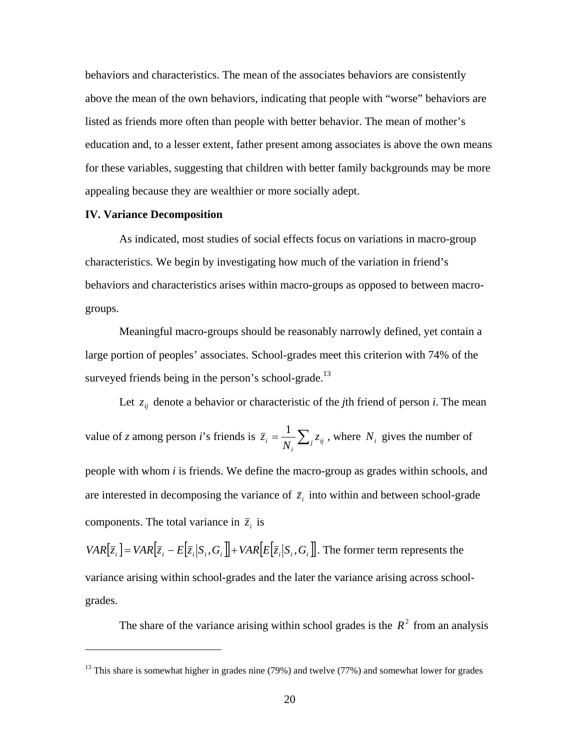behaviors and characteristics. The mean of the associates behaviors are consistently above the mean of the own behaviors, indicating that people with "worse" behaviors are listed as friends more often than people with better behavior. The mean of mother's education and, to a lesser extent, father present among associates is above the own means for these variables, suggesting that children with better family backgrounds may be more appealing because they are wealthier or more socially adept.

**IV. Variance Decomposition**

As indicated, most studies of social effects focus on variations in macro-group characteristics. We begin by investigating how much of the variation in friend's behaviors and characteristics arises within macro-groups as opposed to between macro-groups.

Meaningful macro-groups should be reasonably narrowly defined, yet contain a large portion of peoples' associates. School-grades meet this criterion with 74% of the surveyed friends being in the person's school-grade.[13]

Let $z_{ij}$ denote a behavior or characteristic of the *j*th friend of person *i*. The mean value of *z* among person *i*'s friends is $\bar{z}_i = \frac{1}{N_i}\sum_j z_{ij}$ , where $N_i$ gives the number of people with whom *i* is friends. We define the macro-group as grades within schools, and are interested in decomposing the variance of $\bar{z}_i$ into within and between school-grade components. The total variance in $\bar{z}_i$ is

$VAR[\bar{z}_i] = VAR[\bar{z}_i - E[\bar{z}_i | S_i, G_i]] + VAR[E[\bar{z}_i | S_i, G_i]]$. The former term represents the variance arising within school-grades and the later the variance arising across school-grades.

The share of the variance arising within school grades is the $R^2$ from an analysis

[13] This share is somewhat higher in grades nine (79%) and twelve (77%) and somewhat lower for grades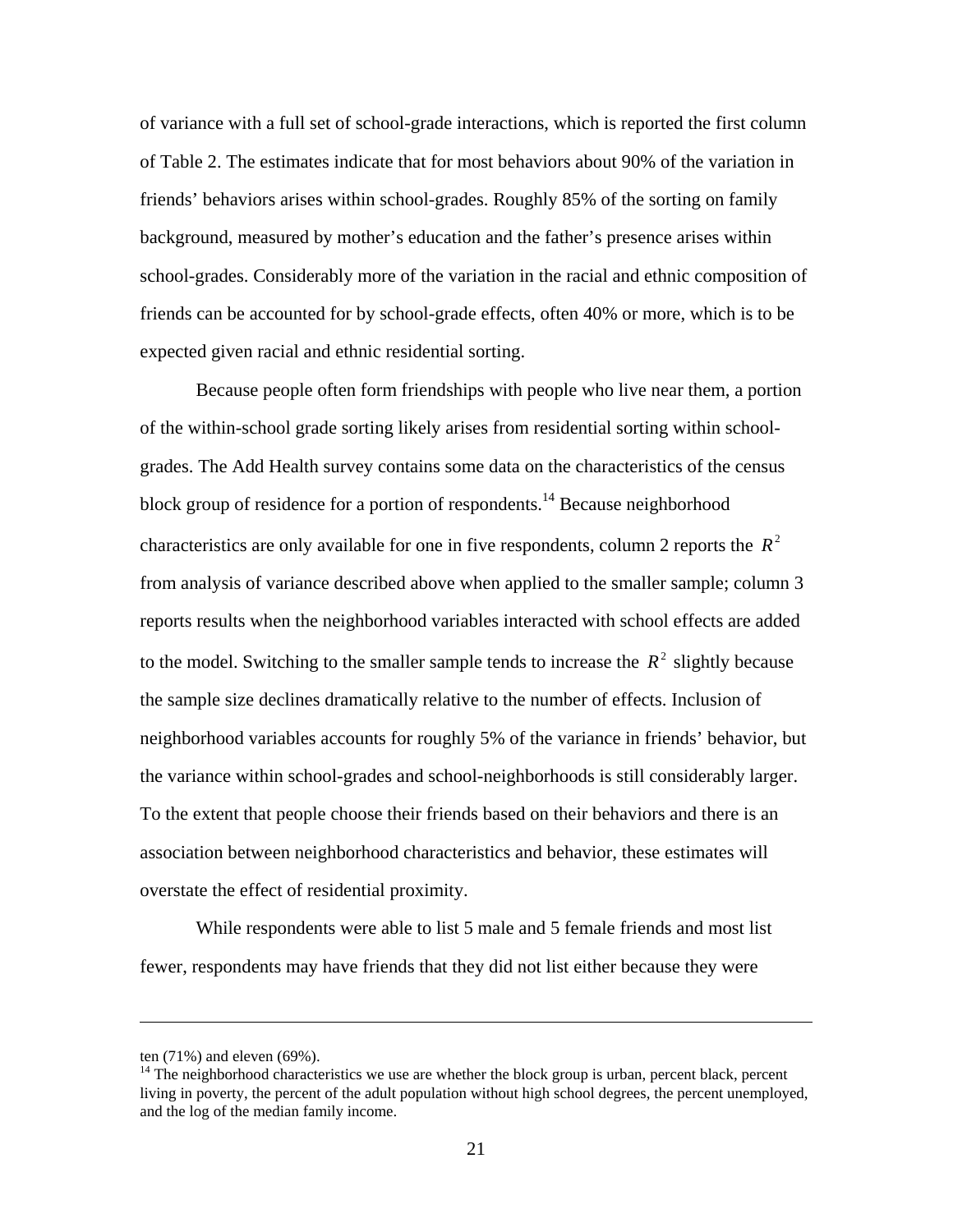of variance with a full set of school-grade interactions, which is reported the first column of Table 2. The estimates indicate that for most behaviors about 90% of the variation in friends' behaviors arises within school-grades. Roughly 85% of the sorting on family background, measured by mother's education and the father's presence arises within school-grades. Considerably more of the variation in the racial and ethnic composition of friends can be accounted for by school-grade effects, often 40% or more, which is to be expected given racial and ethnic residential sorting.

Because people often form friendships with people who live near them, a portion of the within-school grade sorting likely arises from residential sorting within school-grades. The Add Health survey contains some data on the characteristics of the census block group of residence for a portion of respondents.[14] Because neighborhood characteristics are only available for one in five respondents, column 2 reports the $R^2$ from analysis of variance described above when applied to the smaller sample; column 3 reports results when the neighborhood variables interacted with school effects are added to the model. Switching to the smaller sample tends to increase the $R^2$ slightly because the sample size declines dramatically relative to the number of effects. Inclusion of neighborhood variables accounts for roughly 5% of the variance in friends' behavior, but the variance within school-grades and school-neighborhoods is still considerably larger. To the extent that people choose their friends based on their behaviors and there is an association between neighborhood characteristics and behavior, these estimates will overstate the effect of residential proximity.

While respondents were able to list 5 male and 5 female friends and most list fewer, respondents may have friends that they did not list either because they were

---

ten (71%) and eleven (69%).

[14] The neighborhood characteristics we use are whether the block group is urban, percent black, percent living in poverty, the percent of the adult population without high school degrees, the percent unemployed, and the log of the median family income.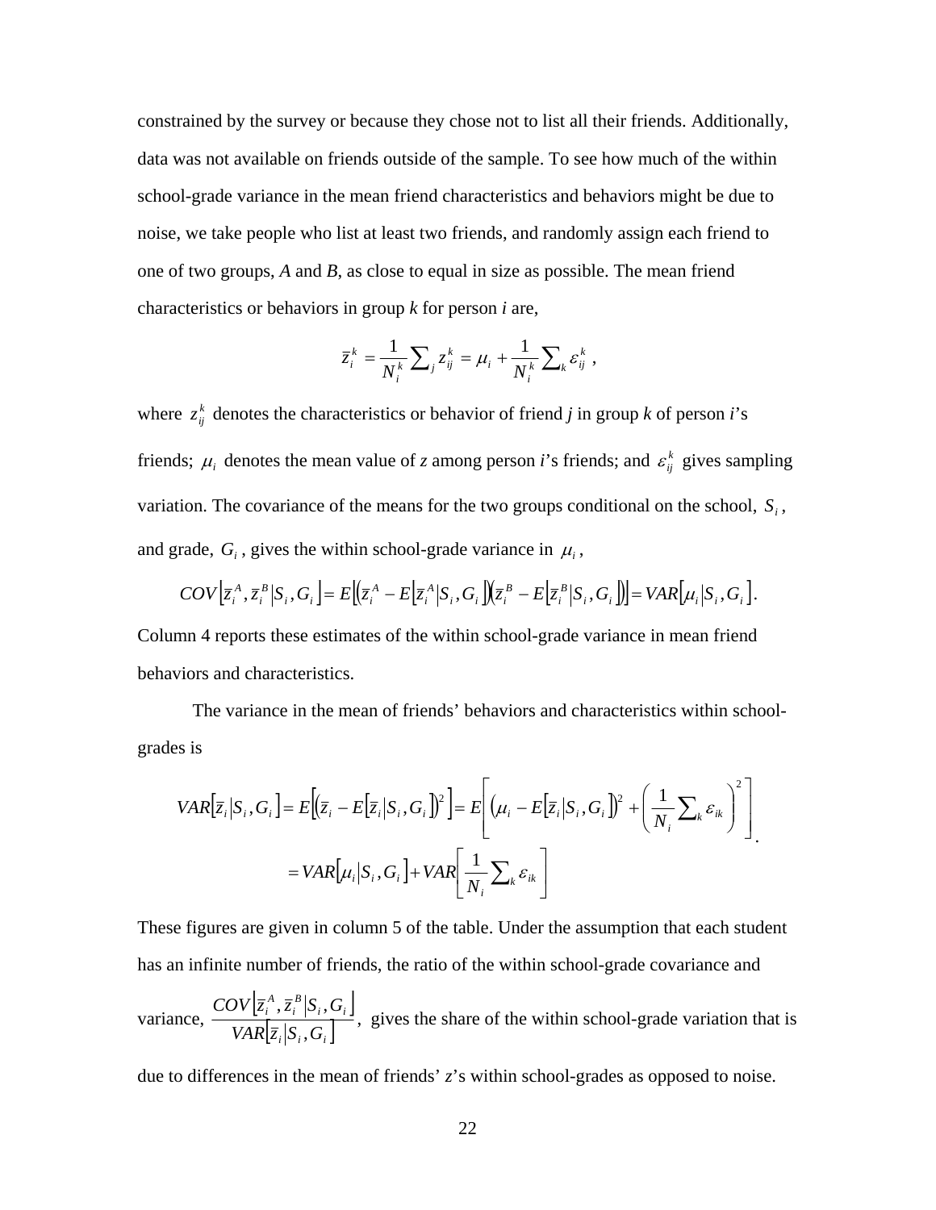constrained by the survey or because they chose not to list all their friends. Additionally, data was not available on friends outside of the sample. To see how much of the within school-grade variance in the mean friend characteristics and behaviors might be due to noise, we take people who list at least two friends, and randomly assign each friend to one of two groups, *A* and *B*, as close to equal in size as possible. The mean friend characteristics or behaviors in group *k* for person *i* are,

$$\bar{z}_i^k = \frac{1}{N_i^k}\sum_j z_{ij}^k = \mu_i + \frac{1}{N_i^k}\sum_k \varepsilon_{ij}^k \ ,$$

where $z_{ij}^k$ denotes the characteristics or behavior of friend *j* in group *k* of person *i*'s friends; $\mu_i$ denotes the mean value of *z* among person *i*'s friends; and $\varepsilon_{ij}^k$ gives sampling variation. The covariance of the means for the two groups conditional on the school, $S_i$, and grade, $G_i$, gives the within school-grade variance in $\mu_i$,

$$COV\left[\bar{z}_i^A, \bar{z}_i^B \middle| S_i, G_i\right] = E\left[\left(\bar{z}_i^A - E\left[\bar{z}_i^A \middle| S_i, G_i\right]\right)\left(\bar{z}_i^B - E\left[\bar{z}_i^B \middle| S_i, G_i\right]\right)\right] = VAR\left[\mu_i \middle| S_i, G_i\right].$$

Column 4 reports these estimates of the within school-grade variance in mean friend behaviors and characteristics.

The variance in the mean of friends' behaviors and characteristics within school-grades is

$$\begin{aligned} VAR\left[\bar{z}_i \middle| S_i, G_i\right] &= E\left[\left(\bar{z}_i - E\left[\bar{z}_i \middle| S_i, G_i\right]\right)^2\right] = E\left[\left(\mu_i - E\left[\bar{z}_i \middle| S_i, G_i\right]\right)^2 + \left(\frac{1}{N_i}\sum_k \varepsilon_{ik}\right)^2\right] \\ &= VAR\left[\mu_i \middle| S_i, G_i\right] + VAR\left[\frac{1}{N_i}\sum_k \varepsilon_{ik}\right] \end{aligned}.$$

These figures are given in column 5 of the table. Under the assumption that each student has an infinite number of friends, the ratio of the within school-grade covariance and variance, $\dfrac{COV\left[\bar{z}_i^A, \bar{z}_i^B \middle| S_i, G_i\right]}{VAR\left[\bar{z}_i \middle| S_i, G_i\right]}$, gives the share of the within school-grade variation that is due to differences in the mean of friends' *z*'s within school-grades as opposed to noise.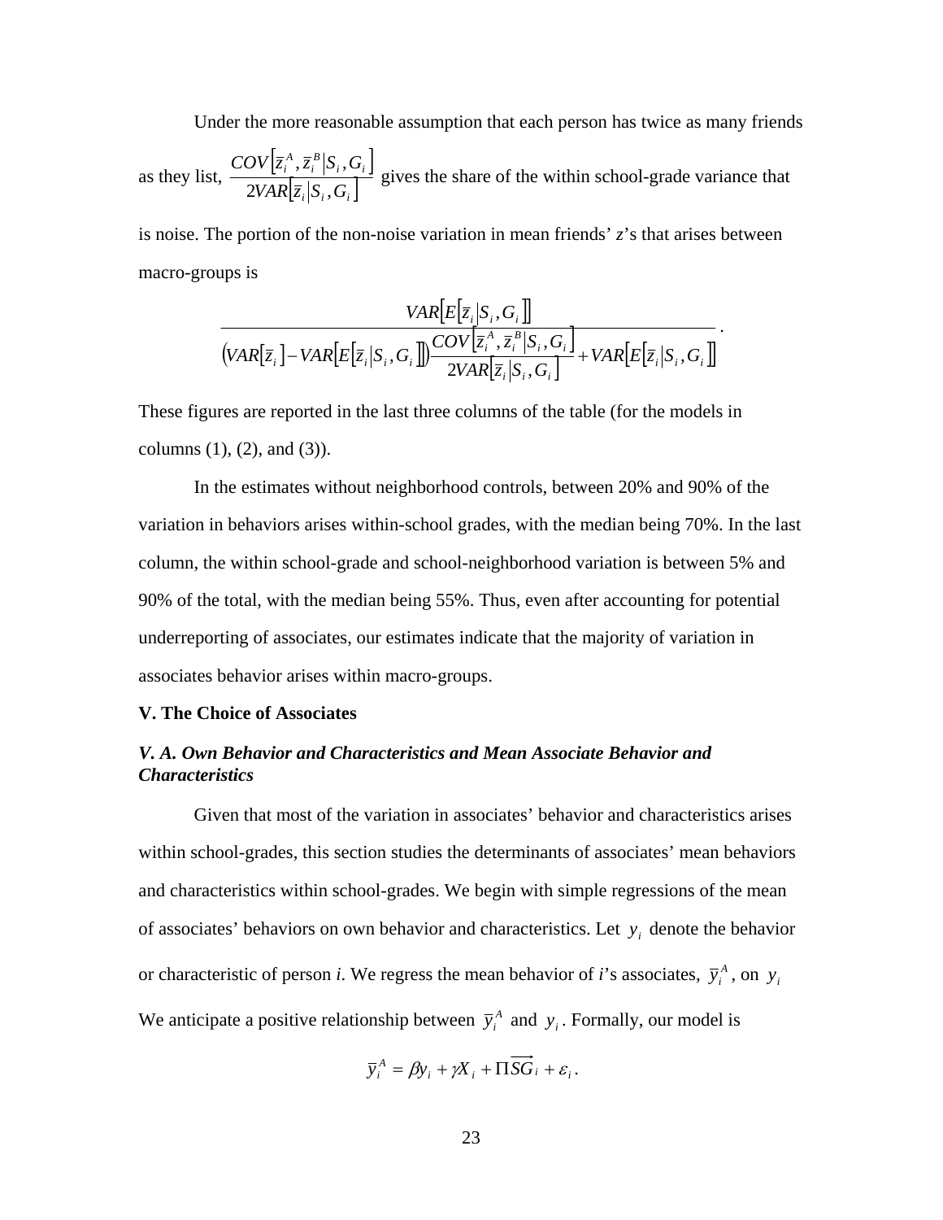Under the more reasonable assumption that each person has twice as many friends as they list, $\frac{COV\left[\bar{z}_i^A, \bar{z}_i^B \middle| S_i, G_i\right]}{2VAR\left[\bar{z}_i \middle| S_i, G_i\right]}$ gives the share of the within school-grade variance that is noise. The portion of the non-noise variation in mean friends' *z*'s that arises between macro-groups is

$$\frac{VAR\left[E\left[\bar{z}_i \middle| S_i, G_i\right]\right]}{\left(VAR\left[\bar{z}_i\right] - VAR\left[E\left[\bar{z}_i \middle| S_i, G_i\right]\right]\right)\frac{COV\left[\bar{z}_i^A, \bar{z}_i^B \middle| S_i, G_i\right]}{2VAR\left[\bar{z}_i \middle| S_i, G_i\right]} + VAR\left[E\left[\bar{z}_i \middle| S_i, G_i\right]\right]}.$$

These figures are reported in the last three columns of the table (for the models in columns (1), (2), and (3)).

In the estimates without neighborhood controls, between 20% and 90% of the variation in behaviors arises within-school grades, with the median being 70%. In the last column, the within school-grade and school-neighborhood variation is between 5% and 90% of the total, with the median being 55%. Thus, even after accounting for potential underreporting of associates, our estimates indicate that the majority of variation in associates behavior arises within macro-groups.

## V. The Choice of Associates

### *V. A. Own Behavior and Characteristics and Mean Associate Behavior and Characteristics*

Given that most of the variation in associates' behavior and characteristics arises within school-grades, this section studies the determinants of associates' mean behaviors and characteristics within school-grades. We begin with simple regressions of the mean of associates' behaviors on own behavior and characteristics. Let $y_i$ denote the behavior or characteristic of person *i*. We regress the mean behavior of *i*'s associates, $\bar{y}_i^A$, on $y_i$ We anticipate a positive relationship between $\bar{y}_i^A$ and $y_i$. Formally, our model is

$$\bar{y}_i^A = \beta y_i + \gamma X_i + \Pi \overrightarrow{SG}_i + \varepsilon_i.$$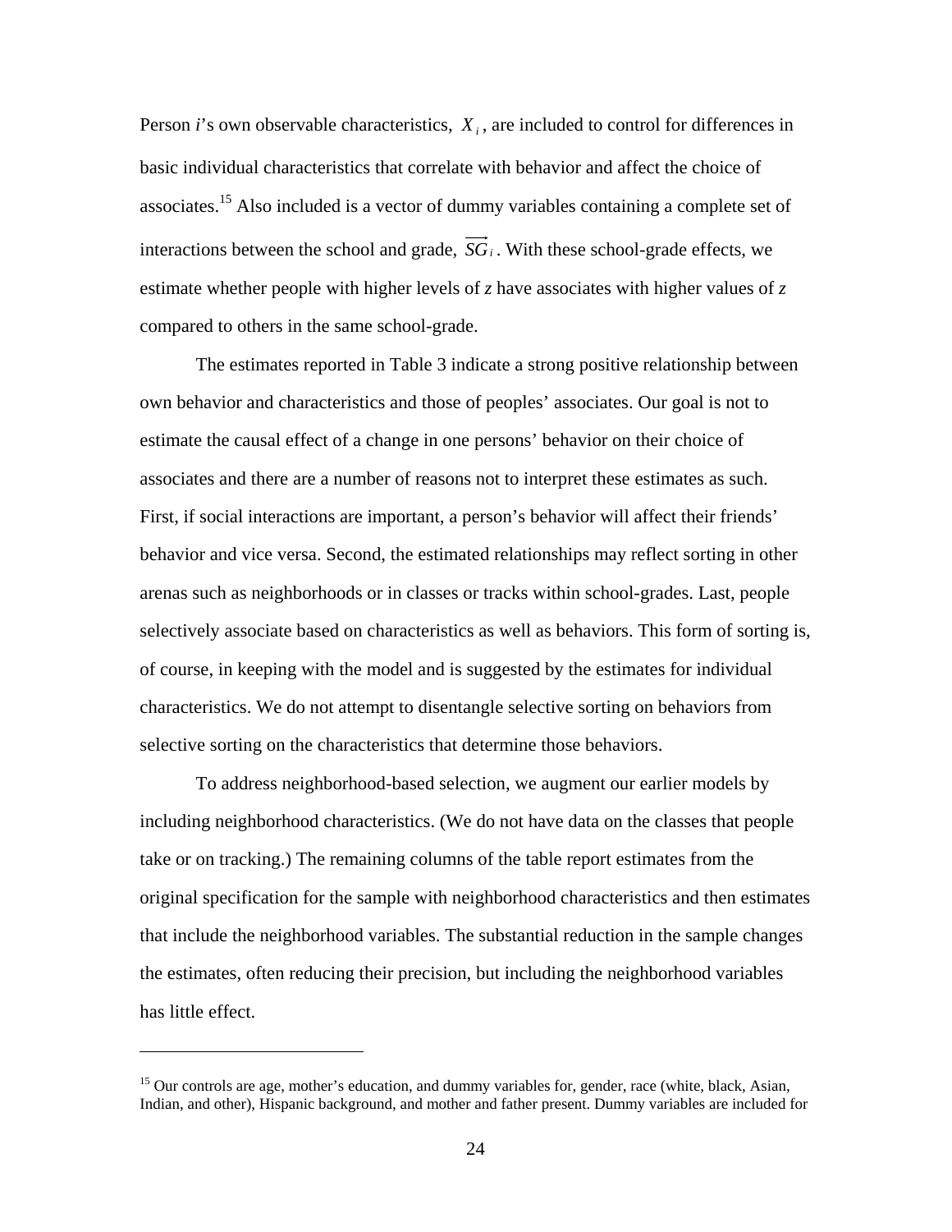Person *i*'s own observable characteristics, $X_i$, are included to control for differences in basic individual characteristics that correlate with behavior and affect the choice of associates.[15] Also included is a vector of dummy variables containing a complete set of interactions between the school and grade, $\overrightarrow{SG_i}$. With these school-grade effects, we estimate whether people with higher levels of *z* have associates with higher values of *z* compared to others in the same school-grade.

The estimates reported in Table 3 indicate a strong positive relationship between own behavior and characteristics and those of peoples' associates. Our goal is not to estimate the causal effect of a change in one persons' behavior on their choice of associates and there are a number of reasons not to interpret these estimates as such. First, if social interactions are important, a person's behavior will affect their friends' behavior and vice versa. Second, the estimated relationships may reflect sorting in other arenas such as neighborhoods or in classes or tracks within school-grades. Last, people selectively associate based on characteristics as well as behaviors. This form of sorting is, of course, in keeping with the model and is suggested by the estimates for individual characteristics. We do not attempt to disentangle selective sorting on behaviors from selective sorting on the characteristics that determine those behaviors.

To address neighborhood-based selection, we augment our earlier models by including neighborhood characteristics. (We do not have data on the classes that people take or on tracking.) The remaining columns of the table report estimates from the original specification for the sample with neighborhood characteristics and then estimates that include the neighborhood variables. The substantial reduction in the sample changes the estimates, often reducing their precision, but including the neighborhood variables has little effect.

---

[15] Our controls are age, mother's education, and dummy variables for, gender, race (white, black, Asian, Indian, and other), Hispanic background, and mother and father present. Dummy variables are included for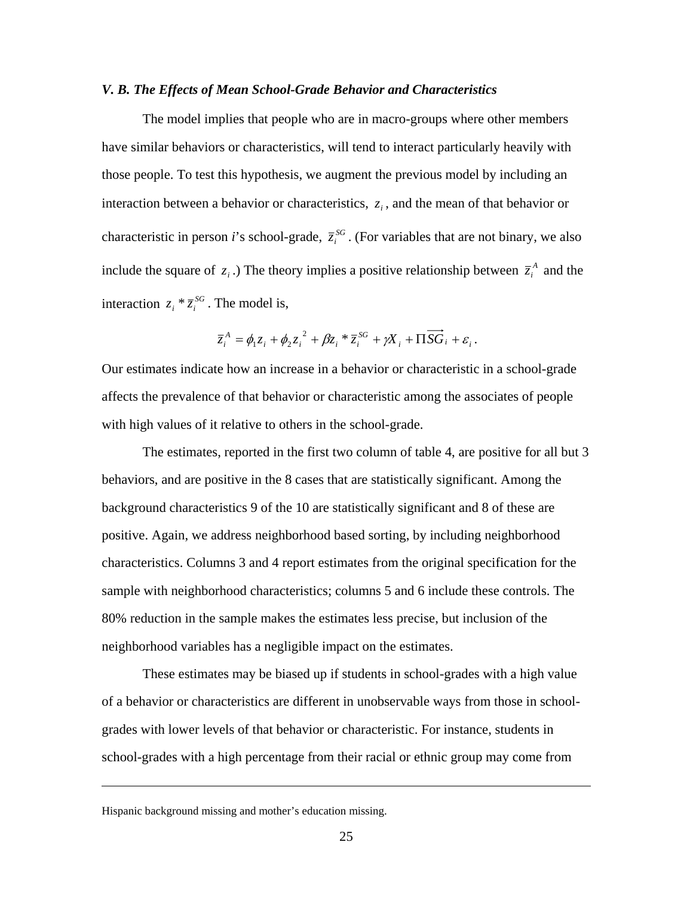### *V. B. The Effects of Mean School-Grade Behavior and Characteristics*

The model implies that people who are in macro-groups where other members have similar behaviors or characteristics, will tend to interact particularly heavily with those people. To test this hypothesis, we augment the previous model by including an interaction between a behavior or characteristics, $z_i$, and the mean of that behavior or characteristic in person *i*'s school-grade, $\bar{z}_i^{SG}$. (For variables that are not binary, we also include the square of $z_i$.) The theory implies a positive relationship between $\bar{z}_i^{A}$ and the interaction $z_i * \bar{z}_i^{SG}$. The model is,

$$\bar{z}_i^{A} = \phi_1 z_i + \phi_2 {z_i}^2 + \beta z_i * \bar{z}_i^{SG} + \gamma X_i + \Pi \overrightarrow{SG}_i + \varepsilon_i .$$

Our estimates indicate how an increase in a behavior or characteristic in a school-grade affects the prevalence of that behavior or characteristic among the associates of people with high values of it relative to others in the school-grade.

The estimates, reported in the first two column of table 4, are positive for all but 3 behaviors, and are positive in the 8 cases that are statistically significant. Among the background characteristics 9 of the 10 are statistically significant and 8 of these are positive. Again, we address neighborhood based sorting, by including neighborhood characteristics. Columns 3 and 4 report estimates from the original specification for the sample with neighborhood characteristics; columns 5 and 6 include these controls. The 80% reduction in the sample makes the estimates less precise, but inclusion of the neighborhood variables has a negligible impact on the estimates.

These estimates may be biased up if students in school-grades with a high value of a behavior or characteristics are different in unobservable ways from those in school-grades with lower levels of that behavior or characteristic. For instance, students in school-grades with a high percentage from their racial or ethnic group may come from

---

Hispanic background missing and mother's education missing.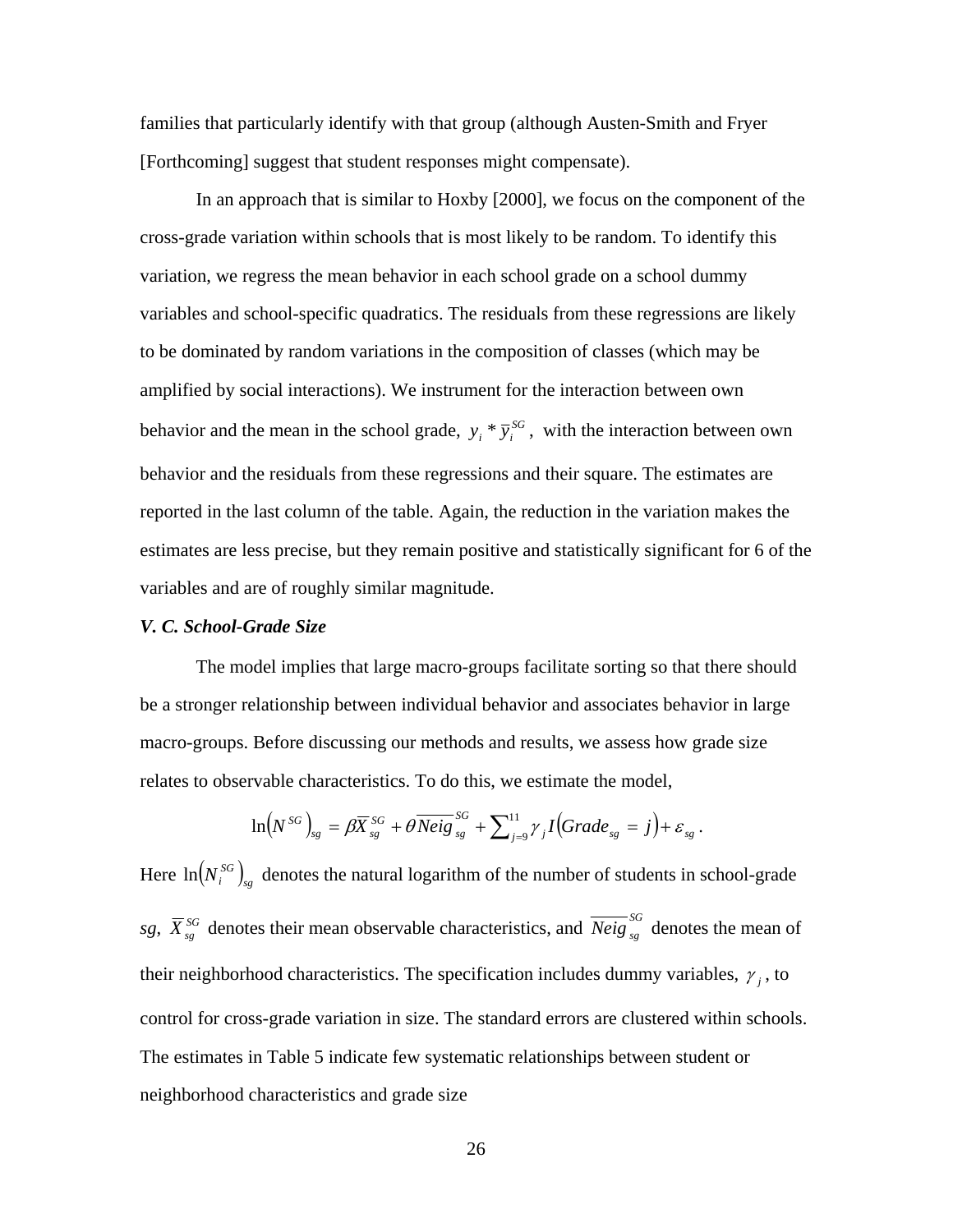families that particularly identify with that group (although Austen-Smith and Fryer [Forthcoming] suggest that student responses might compensate).

In an approach that is similar to Hoxby [2000], we focus on the component of the cross-grade variation within schools that is most likely to be random. To identify this variation, we regress the mean behavior in each school grade on a school dummy variables and school-specific quadratics. The residuals from these regressions are likely to be dominated by random variations in the composition of classes (which may be amplified by social interactions). We instrument for the interaction between own behavior and the mean in the school grade, $y_i * \bar{y}_i^{SG}$, with the interaction between own behavior and the residuals from these regressions and their square. The estimates are reported in the last column of the table. Again, the reduction in the variation makes the estimates are less precise, but they remain positive and statistically significant for 6 of the variables and are of roughly similar magnitude.

### *V. C. School-Grade Size*

The model implies that large macro-groups facilitate sorting so that there should be a stronger relationship between individual behavior and associates behavior in large macro-groups. Before discussing our methods and results, we assess how grade size relates to observable characteristics. To do this, we estimate the model,

$$\ln\left(N^{SG}\right)_{sg} = \beta \overline{X}_{sg}^{SG} + \theta \overline{Neig}_{sg}^{SG} + \sum_{j=9}^{11} \gamma_j I\left(Grade_{sg} = j\right) + \varepsilon_{sg} .$$

Here $\ln\left(N_i^{SG}\right)_{sg}$ denotes the natural logarithm of the number of students in school-grade *sg*, $\overline{X}_{sg}^{SG}$ denotes their mean observable characteristics, and $\overline{Neig}_{sg}^{SG}$ denotes the mean of their neighborhood characteristics. The specification includes dummy variables, $\gamma_j$, to control for cross-grade variation in size. The standard errors are clustered within schools. The estimates in Table 5 indicate few systematic relationships between student or neighborhood characteristics and grade size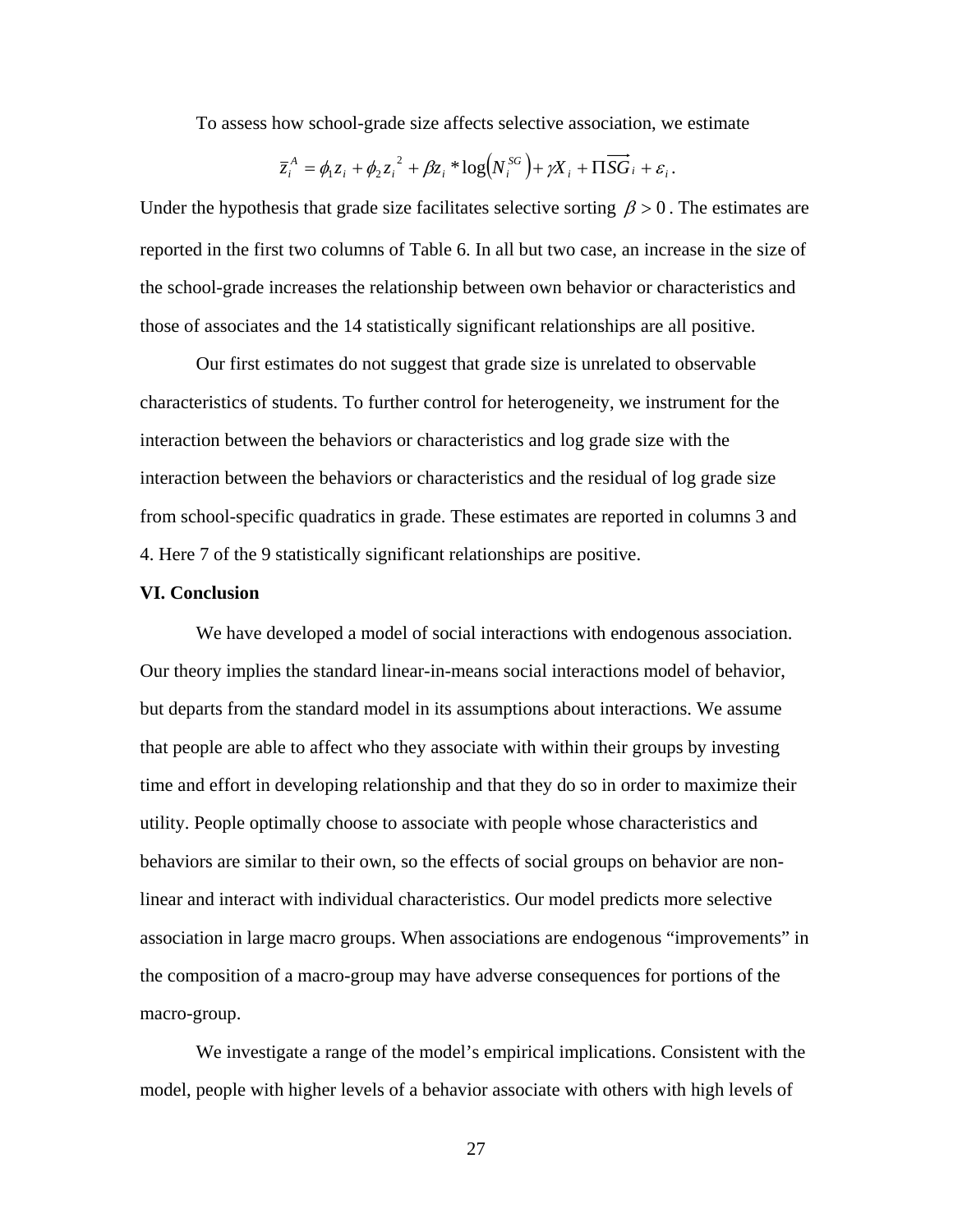To assess how school-grade size affects selective association, we estimate

$$\bar{z}_i^A = \phi_1 z_i + \phi_2 z_i^{\,2} + \beta z_i * \log\left(N_i^{SG}\right) + \gamma X_i + \Pi \overrightarrow{SG}_i + \varepsilon_i .$$

Under the hypothesis that grade size facilitates selective sorting $\beta > 0$. The estimates are reported in the first two columns of Table 6. In all but two case, an increase in the size of the school-grade increases the relationship between own behavior or characteristics and those of associates and the 14 statistically significant relationships are all positive.

Our first estimates do not suggest that grade size is unrelated to observable characteristics of students. To further control for heterogeneity, we instrument for the interaction between the behaviors or characteristics and log grade size with the interaction between the behaviors or characteristics and the residual of log grade size from school-specific quadratics in grade. These estimates are reported in columns 3 and 4. Here 7 of the 9 statistically significant relationships are positive.

**VI. Conclusion**

We have developed a model of social interactions with endogenous association. Our theory implies the standard linear-in-means social interactions model of behavior, but departs from the standard model in its assumptions about interactions. We assume that people are able to affect who they associate with within their groups by investing time and effort in developing relationship and that they do so in order to maximize their utility. People optimally choose to associate with people whose characteristics and behaviors are similar to their own, so the effects of social groups on behavior are non-linear and interact with individual characteristics. Our model predicts more selective association in large macro groups. When associations are endogenous "improvements" in the composition of a macro-group may have adverse consequences for portions of the macro-group.

We investigate a range of the model's empirical implications. Consistent with the model, people with higher levels of a behavior associate with others with high levels of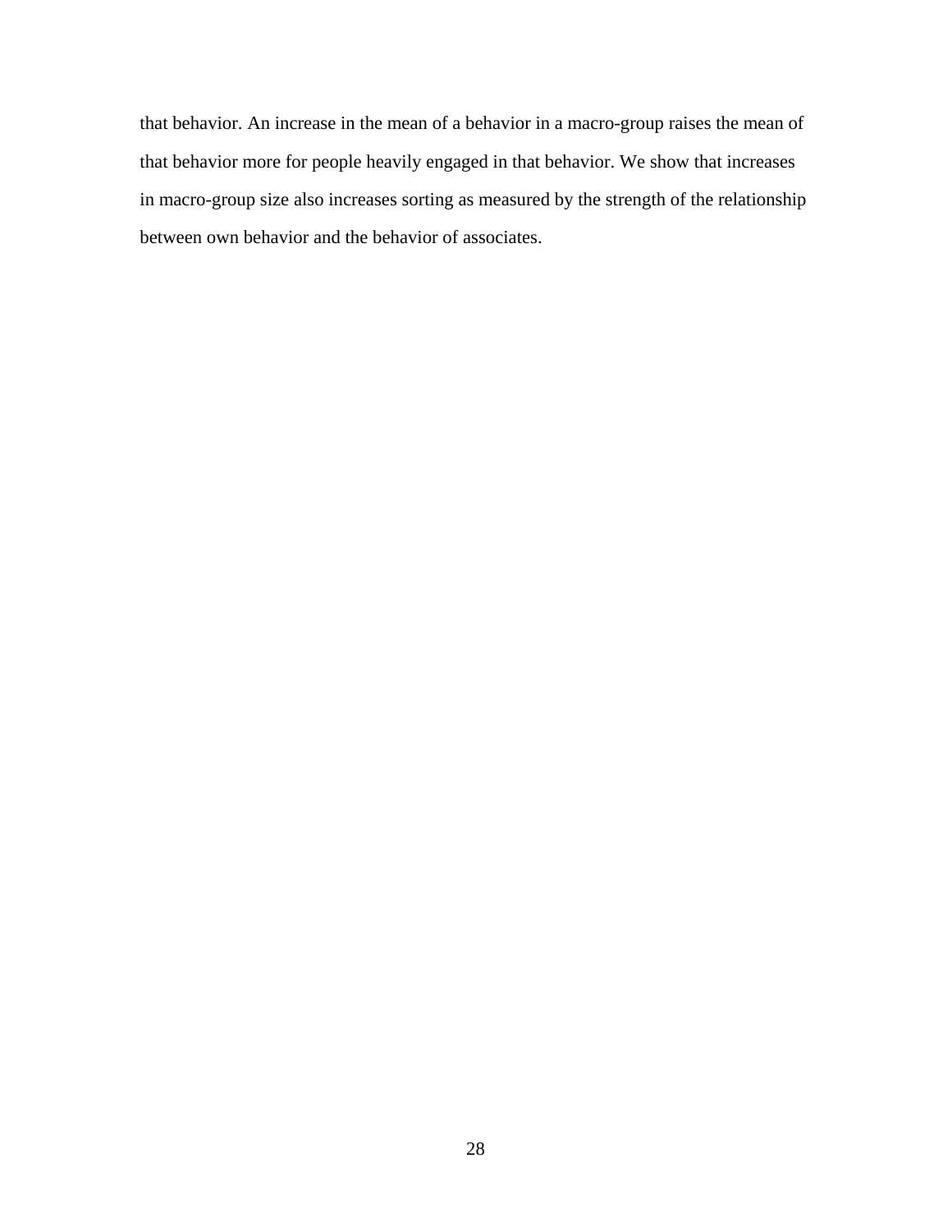that behavior. An increase in the mean of a behavior in a macro-group raises the mean of that behavior more for people heavily engaged in that behavior. We show that increases in macro-group size also increases sorting as measured by the strength of the relationship between own behavior and the behavior of associates.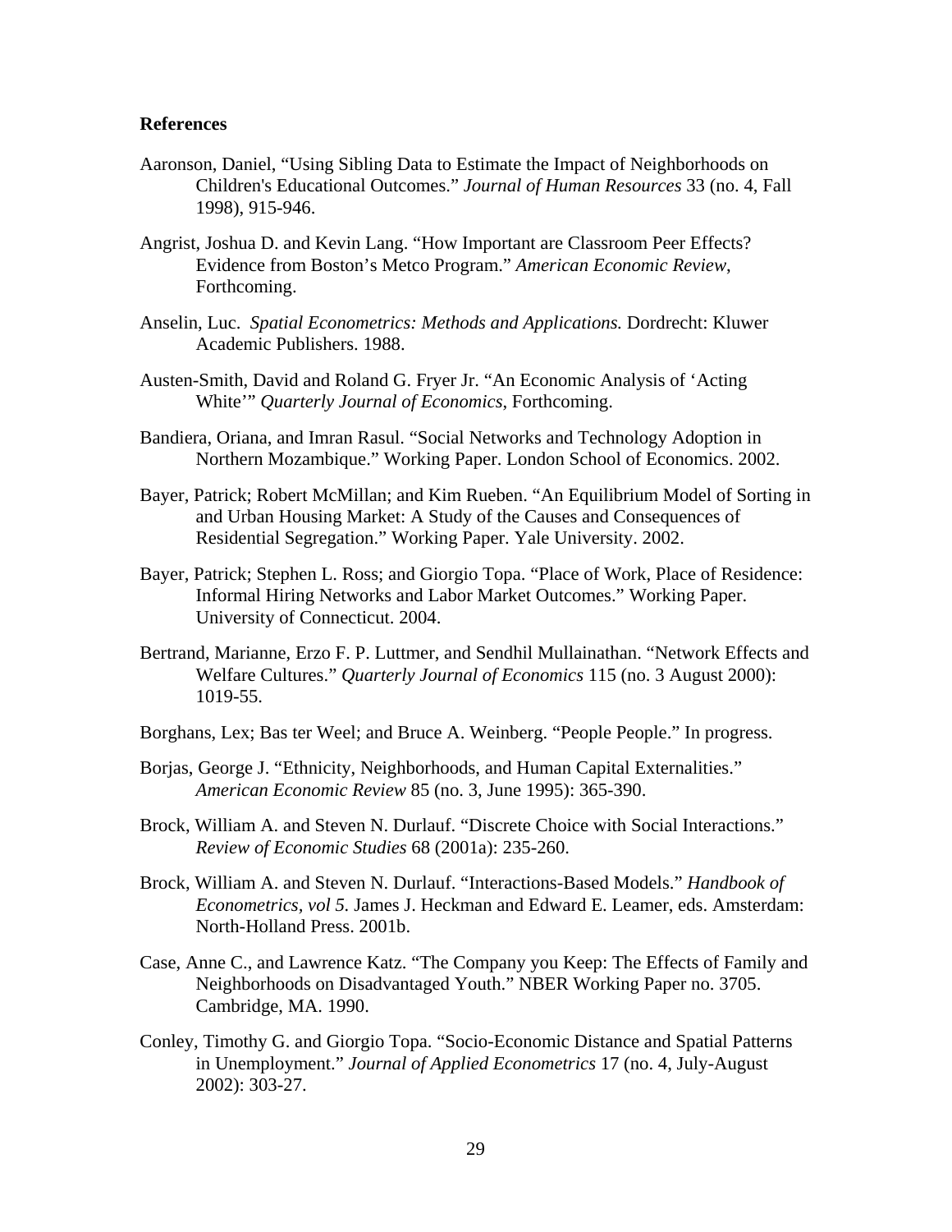**References**

Aaronson, Daniel, "Using Sibling Data to Estimate the Impact of Neighborhoods on Children's Educational Outcomes." *Journal of Human Resources* 33 (no. 4, Fall 1998), 915-946.

Angrist, Joshua D. and Kevin Lang. "How Important are Classroom Peer Effects? Evidence from Boston's Metco Program." *American Economic Review*, Forthcoming.

Anselin, Luc. *Spatial Econometrics: Methods and Applications.* Dordrecht: Kluwer Academic Publishers. 1988.

Austen-Smith, David and Roland G. Fryer Jr. "An Economic Analysis of 'Acting White'" *Quarterly Journal of Economics*, Forthcoming.

Bandiera, Oriana, and Imran Rasul. "Social Networks and Technology Adoption in Northern Mozambique." Working Paper. London School of Economics. 2002.

Bayer, Patrick; Robert McMillan; and Kim Rueben. "An Equilibrium Model of Sorting in and Urban Housing Market: A Study of the Causes and Consequences of Residential Segregation." Working Paper. Yale University. 2002.

Bayer, Patrick; Stephen L. Ross; and Giorgio Topa. "Place of Work, Place of Residence: Informal Hiring Networks and Labor Market Outcomes." Working Paper. University of Connecticut. 2004.

Bertrand, Marianne, Erzo F. P. Luttmer, and Sendhil Mullainathan. "Network Effects and Welfare Cultures." *Quarterly Journal of Economics* 115 (no. 3 August 2000): 1019-55.

Borghans, Lex; Bas ter Weel; and Bruce A. Weinberg. "People People." In progress.

Borjas, George J. "Ethnicity, Neighborhoods, and Human Capital Externalities." *American Economic Review* 85 (no. 3, June 1995): 365-390.

Brock, William A. and Steven N. Durlauf. "Discrete Choice with Social Interactions." *Review of Economic Studies* 68 (2001a): 235-260.

Brock, William A. and Steven N. Durlauf. "Interactions-Based Models." *Handbook of Econometrics, vol 5.* James J. Heckman and Edward E. Leamer, eds. Amsterdam: North-Holland Press. 2001b.

Case, Anne C., and Lawrence Katz. "The Company you Keep: The Effects of Family and Neighborhoods on Disadvantaged Youth." NBER Working Paper no. 3705. Cambridge, MA. 1990.

Conley, Timothy G. and Giorgio Topa. "Socio-Economic Distance and Spatial Patterns in Unemployment." *Journal of Applied Econometrics* 17 (no. 4, July-August 2002): 303-27.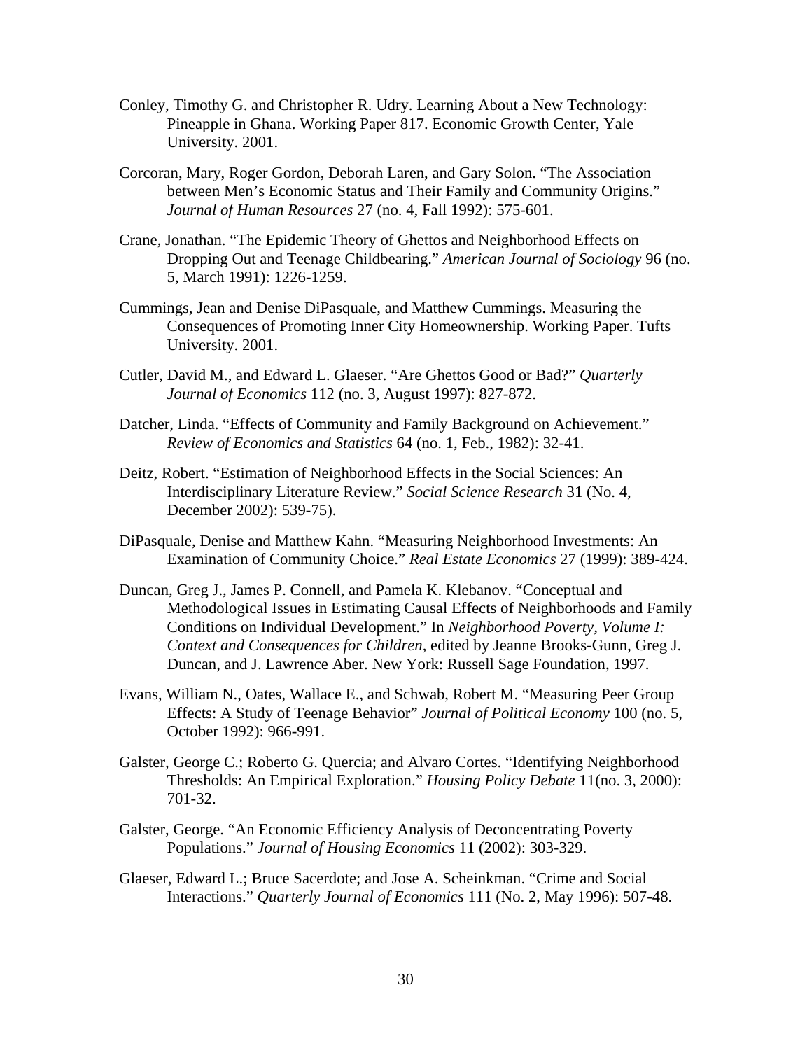Conley, Timothy G. and Christopher R. Udry. Learning About a New Technology: Pineapple in Ghana. Working Paper 817. Economic Growth Center, Yale University. 2001.

Corcoran, Mary, Roger Gordon, Deborah Laren, and Gary Solon. "The Association between Men's Economic Status and Their Family and Community Origins." *Journal of Human Resources* 27 (no. 4, Fall 1992): 575-601.

Crane, Jonathan. "The Epidemic Theory of Ghettos and Neighborhood Effects on Dropping Out and Teenage Childbearing." *American Journal of Sociology* 96 (no. 5, March 1991): 1226-1259.

Cummings, Jean and Denise DiPasquale, and Matthew Cummings. Measuring the Consequences of Promoting Inner City Homeownership. Working Paper. Tufts University. 2001.

Cutler, David M., and Edward L. Glaeser. "Are Ghettos Good or Bad?" *Quarterly Journal of Economics* 112 (no. 3, August 1997): 827-872.

Datcher, Linda. "Effects of Community and Family Background on Achievement." *Review of Economics and Statistics* 64 (no. 1, Feb., 1982): 32-41.

Deitz, Robert. "Estimation of Neighborhood Effects in the Social Sciences: An Interdisciplinary Literature Review." *Social Science Research* 31 (No. 4, December 2002): 539-75).

DiPasquale, Denise and Matthew Kahn. "Measuring Neighborhood Investments: An Examination of Community Choice." *Real Estate Economics* 27 (1999): 389-424.

Duncan, Greg J., James P. Connell, and Pamela K. Klebanov. "Conceptual and Methodological Issues in Estimating Causal Effects of Neighborhoods and Family Conditions on Individual Development." In *Neighborhood Poverty, Volume I: Context and Consequences for Children,* edited by Jeanne Brooks-Gunn, Greg J. Duncan, and J. Lawrence Aber. New York: Russell Sage Foundation, 1997.

Evans, William N., Oates, Wallace E., and Schwab, Robert M. "Measuring Peer Group Effects: A Study of Teenage Behavior" *Journal of Political Economy* 100 (no. 5, October 1992): 966-991.

Galster, George C.; Roberto G. Quercia; and Alvaro Cortes. "Identifying Neighborhood Thresholds: An Empirical Exploration." *Housing Policy Debate* 11(no. 3, 2000): 701-32.

Galster, George. "An Economic Efficiency Analysis of Deconcentrating Poverty Populations." *Journal of Housing Economics* 11 (2002): 303-329.

Glaeser, Edward L.; Bruce Sacerdote; and Jose A. Scheinkman. "Crime and Social Interactions." *Quarterly Journal of Economics* 111 (No. 2, May 1996): 507-48.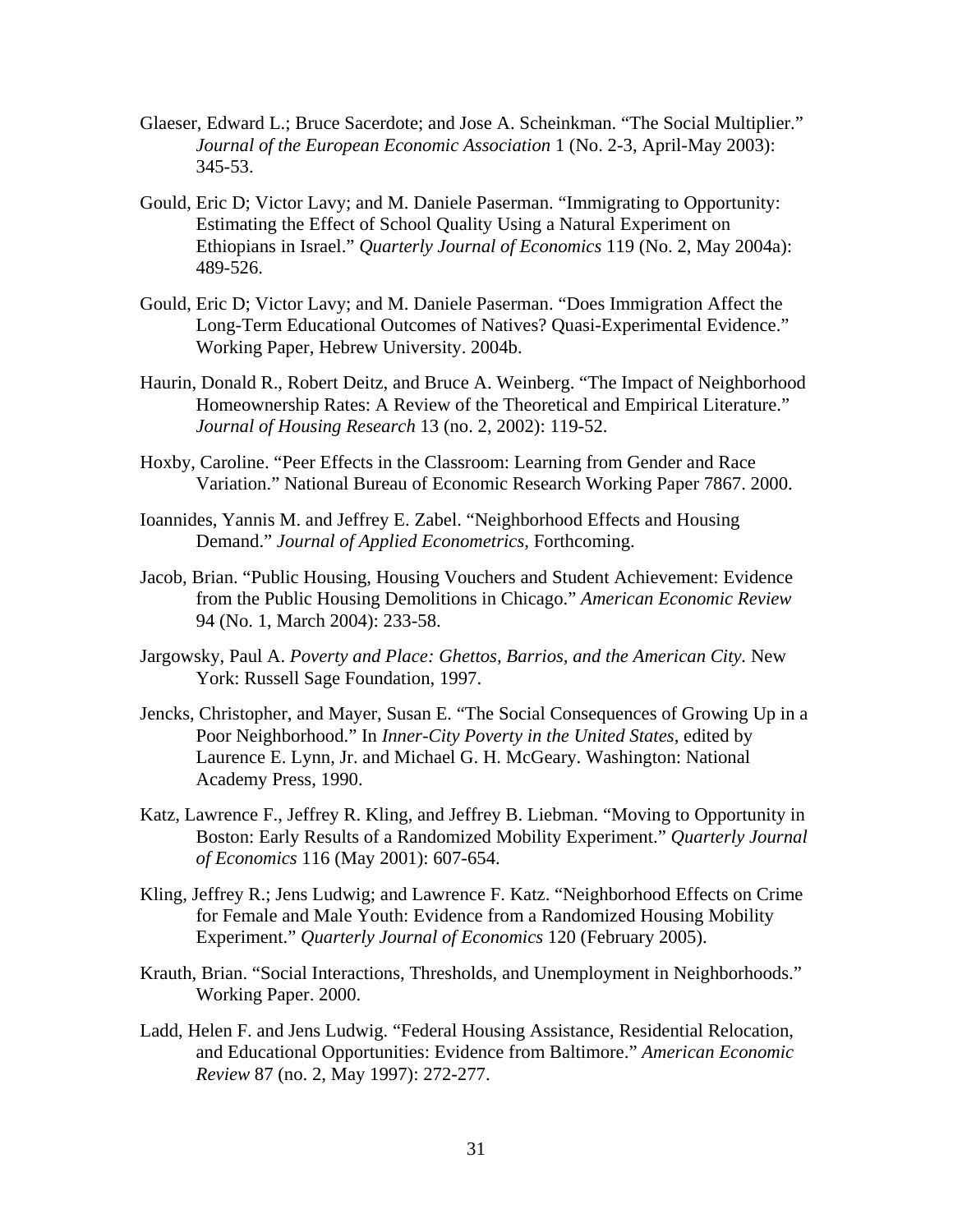Glaeser, Edward L.; Bruce Sacerdote; and Jose A. Scheinkman. "The Social Multiplier." *Journal of the European Economic Association* 1 (No. 2-3, April-May 2003): 345-53.

Gould, Eric D; Victor Lavy; and M. Daniele Paserman. "Immigrating to Opportunity: Estimating the Effect of School Quality Using a Natural Experiment on Ethiopians in Israel." *Quarterly Journal of Economics* 119 (No. 2, May 2004a): 489-526.

Gould, Eric D; Victor Lavy; and M. Daniele Paserman. "Does Immigration Affect the Long-Term Educational Outcomes of Natives? Quasi-Experimental Evidence." Working Paper, Hebrew University. 2004b.

Haurin, Donald R., Robert Deitz, and Bruce A. Weinberg. "The Impact of Neighborhood Homeownership Rates: A Review of the Theoretical and Empirical Literature." *Journal of Housing Research* 13 (no. 2, 2002): 119-52.

Hoxby, Caroline. "Peer Effects in the Classroom: Learning from Gender and Race Variation." National Bureau of Economic Research Working Paper 7867. 2000.

Ioannides, Yannis M. and Jeffrey E. Zabel. "Neighborhood Effects and Housing Demand." *Journal of Applied Econometrics*, Forthcoming.

Jacob, Brian. "Public Housing, Housing Vouchers and Student Achievement: Evidence from the Public Housing Demolitions in Chicago." *American Economic Review* 94 (No. 1, March 2004): 233-58.

Jargowsky, Paul A. *Poverty and Place: Ghettos, Barrios, and the American City.* New York: Russell Sage Foundation, 1997.

Jencks, Christopher, and Mayer, Susan E. "The Social Consequences of Growing Up in a Poor Neighborhood." In *Inner-City Poverty in the United States*, edited by Laurence E. Lynn, Jr. and Michael G. H. McGeary. Washington: National Academy Press, 1990.

Katz, Lawrence F., Jeffrey R. Kling, and Jeffrey B. Liebman. "Moving to Opportunity in Boston: Early Results of a Randomized Mobility Experiment." *Quarterly Journal of Economics* 116 (May 2001): 607-654.

Kling, Jeffrey R.; Jens Ludwig; and Lawrence F. Katz. "Neighborhood Effects on Crime for Female and Male Youth: Evidence from a Randomized Housing Mobility Experiment." *Quarterly Journal of Economics* 120 (February 2005).

Krauth, Brian. "Social Interactions, Thresholds, and Unemployment in Neighborhoods." Working Paper. 2000.

Ladd, Helen F. and Jens Ludwig. "Federal Housing Assistance, Residential Relocation, and Educational Opportunities: Evidence from Baltimore." *American Economic Review* 87 (no. 2, May 1997): 272-277.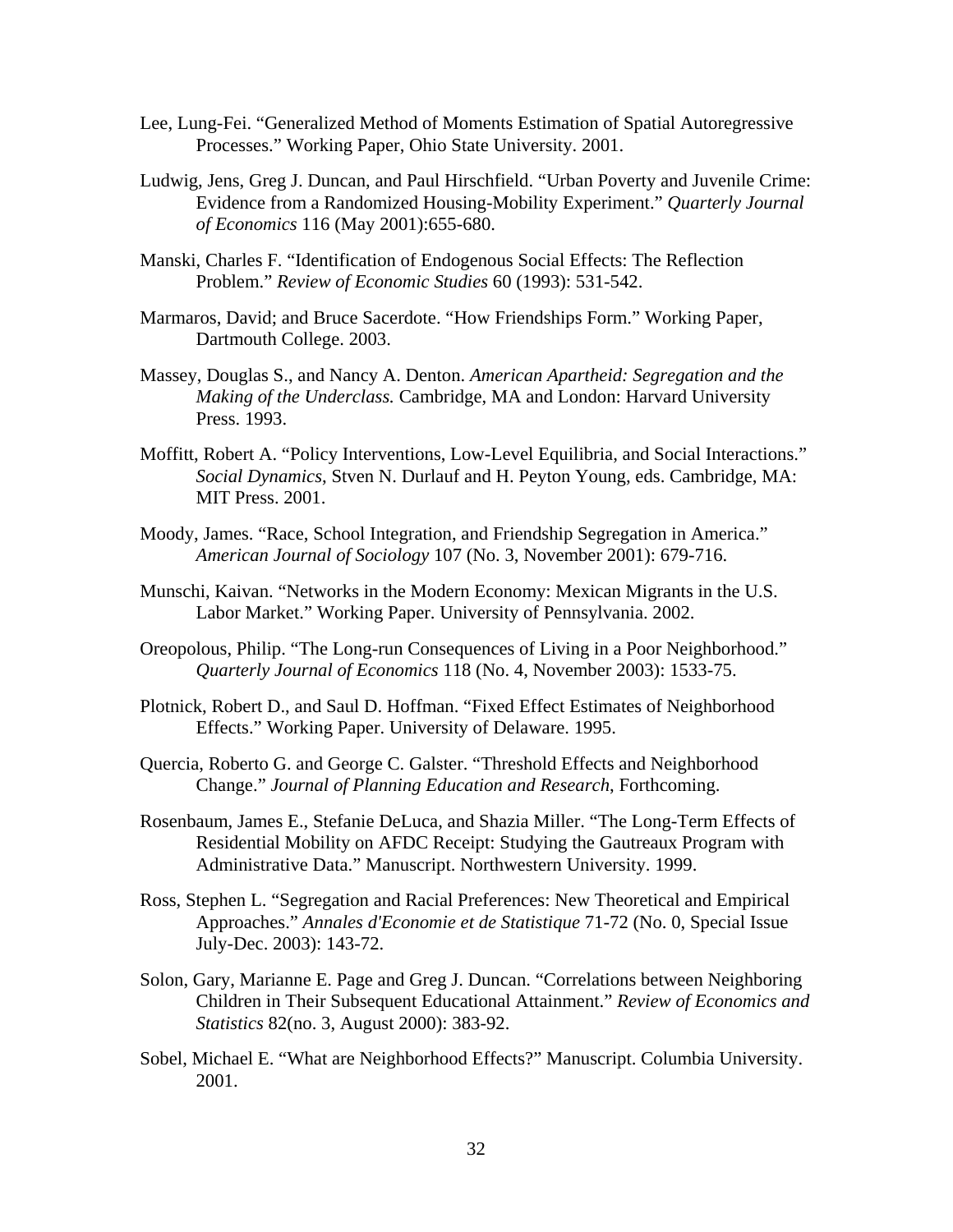Lee, Lung-Fei. “Generalized Method of Moments Estimation of Spatial Autoregressive Processes.” Working Paper, Ohio State University. 2001.

Ludwig, Jens, Greg J. Duncan, and Paul Hirschfield. “Urban Poverty and Juvenile Crime: Evidence from a Randomized Housing-Mobility Experiment.” *Quarterly Journal of Economics* 116 (May 2001):655-680.

Manski, Charles F. “Identification of Endogenous Social Effects: The Reflection Problem.” *Review of Economic Studies* 60 (1993): 531-542.

Marmaros, David; and Bruce Sacerdote. “How Friendships Form.” Working Paper, Dartmouth College. 2003.

Massey, Douglas S., and Nancy A. Denton. *American Apartheid: Segregation and the Making of the Underclass.* Cambridge, MA and London: Harvard University Press. 1993.

Moffitt, Robert A. “Policy Interventions, Low-Level Equilibria, and Social Interactions.” *Social Dynamics*, Stven N. Durlauf and H. Peyton Young, eds. Cambridge, MA: MIT Press. 2001.

Moody, James. “Race, School Integration, and Friendship Segregation in America.” *American Journal of Sociology* 107 (No. 3, November 2001): 679-716.

Munschi, Kaivan. “Networks in the Modern Economy: Mexican Migrants in the U.S. Labor Market.” Working Paper. University of Pennsylvania. 2002.

Oreopolous, Philip. “The Long-run Consequences of Living in a Poor Neighborhood.” *Quarterly Journal of Economics* 118 (No. 4, November 2003): 1533-75.

Plotnick, Robert D., and Saul D. Hoffman. “Fixed Effect Estimates of Neighborhood Effects.” Working Paper. University of Delaware. 1995.

Quercia, Roberto G. and George C. Galster. “Threshold Effects and Neighborhood Change.” *Journal of Planning Education and Research*, Forthcoming.

Rosenbaum, James E., Stefanie DeLuca, and Shazia Miller. “The Long-Term Effects of Residential Mobility on AFDC Receipt: Studying the Gautreaux Program with Administrative Data.” Manuscript. Northwestern University. 1999.

Ross, Stephen L. “Segregation and Racial Preferences: New Theoretical and Empirical Approaches.” *Annales d'Economie et de Statistique* 71-72 (No. 0, Special Issue July-Dec. 2003): 143-72.

Solon, Gary, Marianne E. Page and Greg J. Duncan. “Correlations between Neighboring Children in Their Subsequent Educational Attainment.” *Review of Economics and Statistics* 82(no. 3, August 2000): 383-92.

Sobel, Michael E. “What are Neighborhood Effects?” Manuscript. Columbia University. 2001.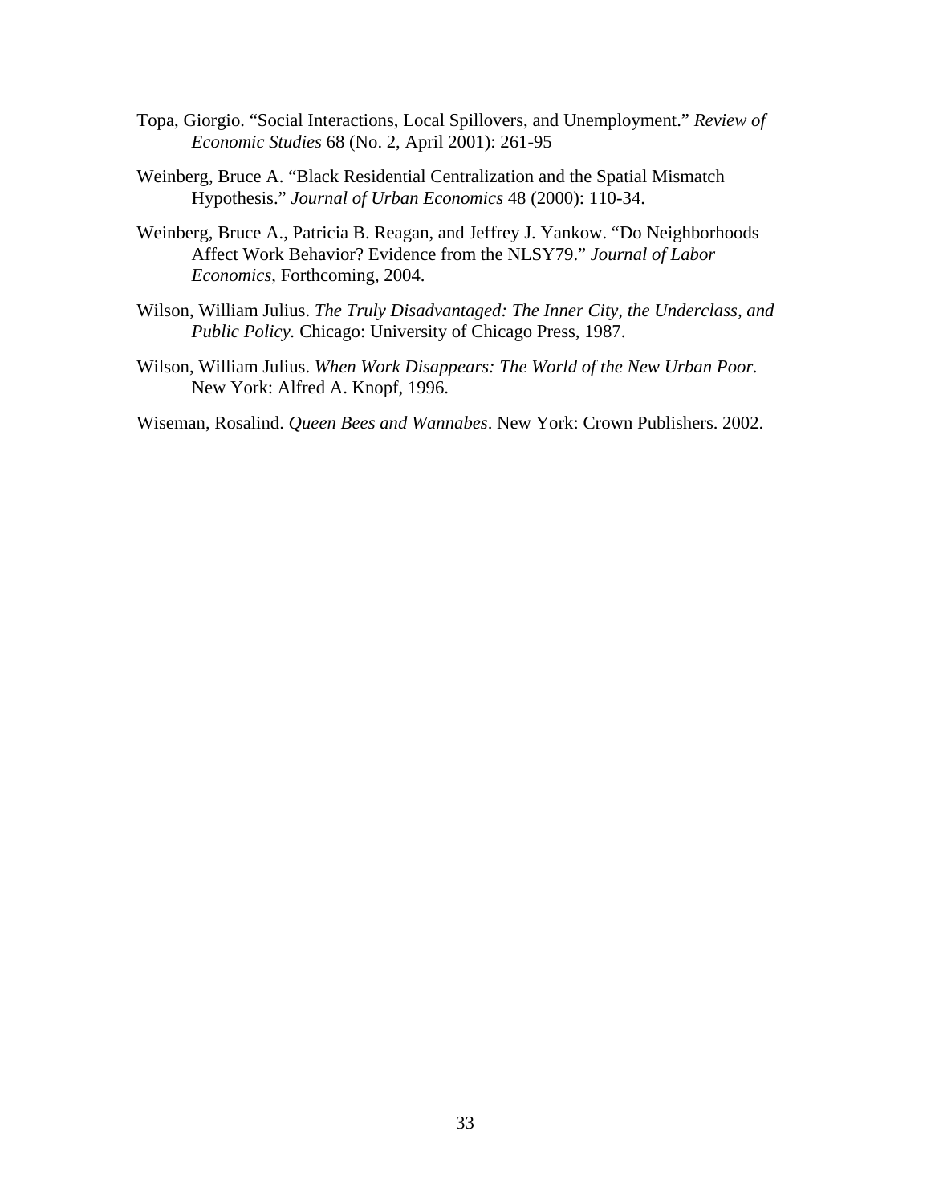Topa, Giorgio. "Social Interactions, Local Spillovers, and Unemployment." *Review of Economic Studies* 68 (No. 2, April 2001): 261-95

Weinberg, Bruce A. "Black Residential Centralization and the Spatial Mismatch Hypothesis." *Journal of Urban Economics* 48 (2000): 110-34.

Weinberg, Bruce A., Patricia B. Reagan, and Jeffrey J. Yankow. "Do Neighborhoods Affect Work Behavior? Evidence from the NLSY79." *Journal of Labor Economics*, Forthcoming, 2004.

Wilson, William Julius. *The Truly Disadvantaged: The Inner City, the Underclass, and Public Policy.* Chicago: University of Chicago Press, 1987.

Wilson, William Julius. *When Work Disappears: The World of the New Urban Poor.* New York: Alfred A. Knopf, 1996.

Wiseman, Rosalind. *Queen Bees and Wannabes*. New York: Crown Publishers. 2002.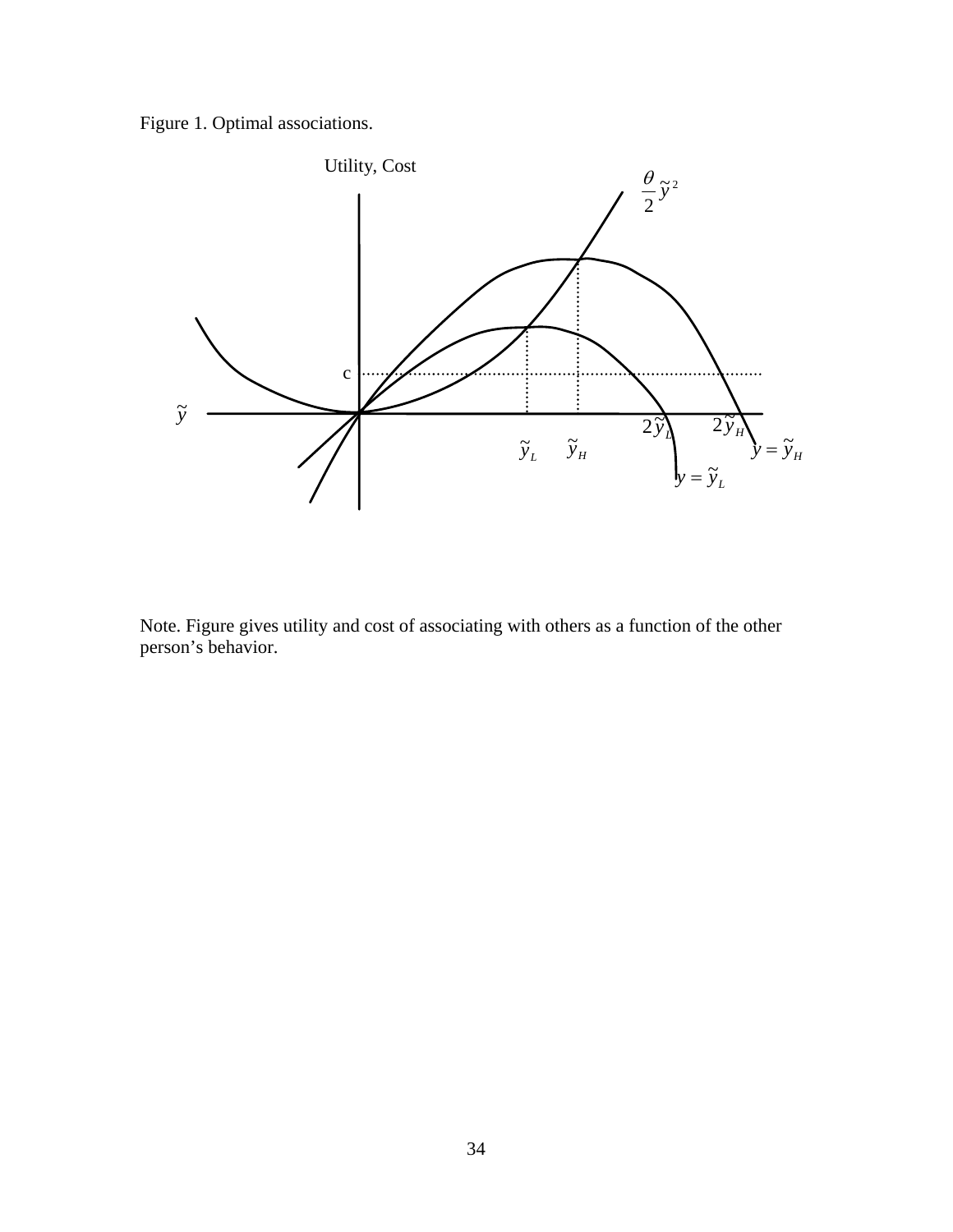Figure 1. Optimal associations.

Note. Figure gives utility and cost of associating with others as a function of the other person's behavior.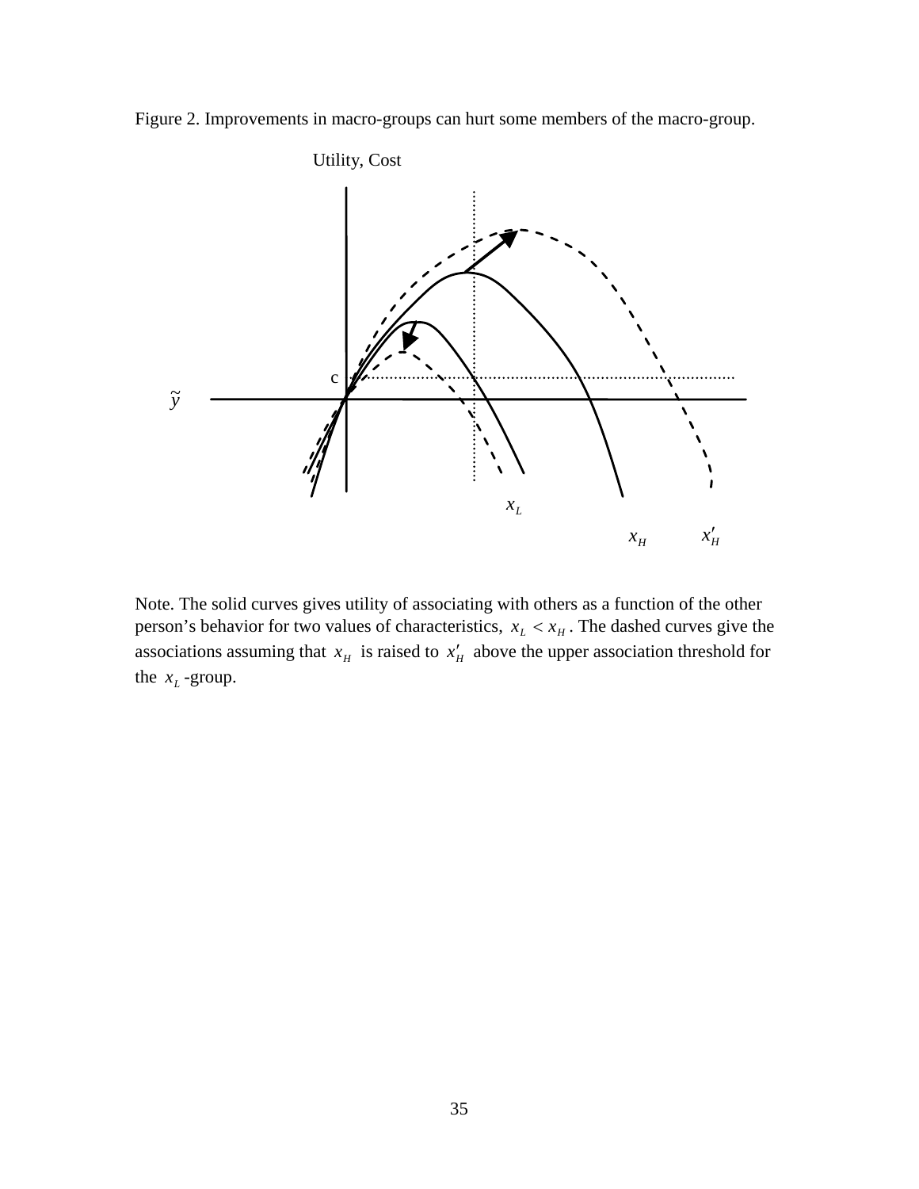Figure 2. Improvements in macro-groups can hurt some members of the macro-group.

Note. The solid curves gives utility of associating with others as a function of the other person's behavior for two values of characteristics, $x_L < x_H$. The dashed curves give the associations assuming that $x_H$ is raised to $x'_H$ above the upper association threshold for the $x_L$-group.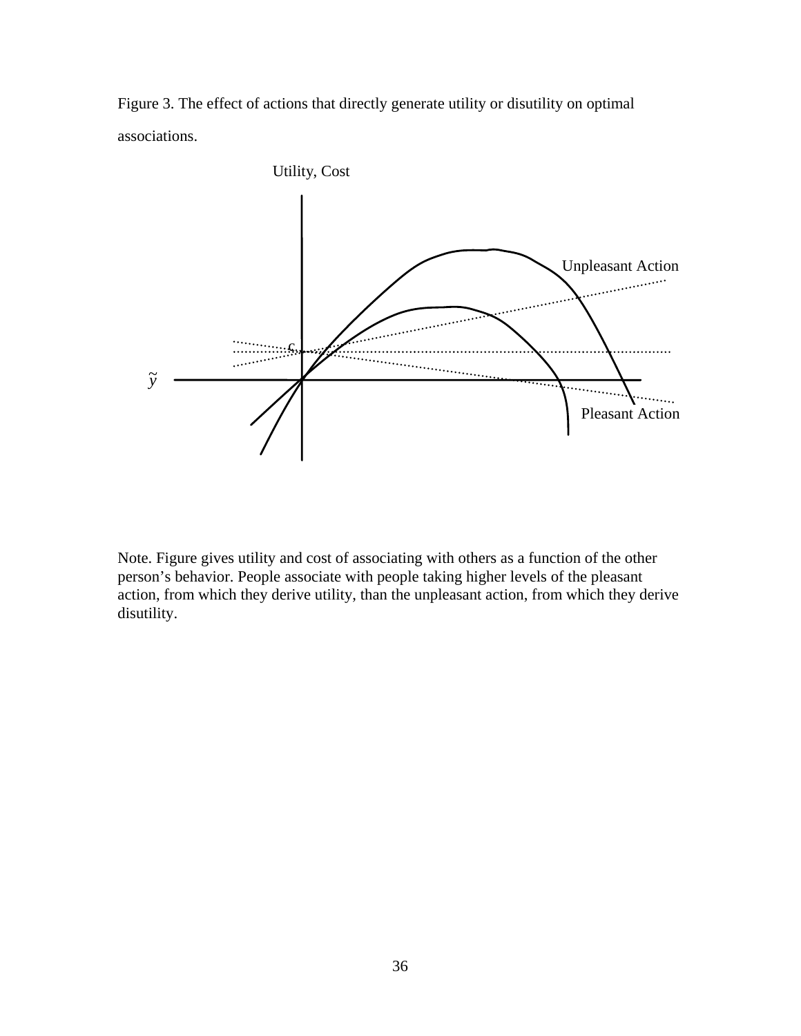Figure 3. The effect of actions that directly generate utility or disutility on optimal associations.

Note. Figure gives utility and cost of associating with others as a function of the other person's behavior. People associate with people taking higher levels of the pleasant action, from which they derive utility, than the unpleasant action, from which they derive disutility.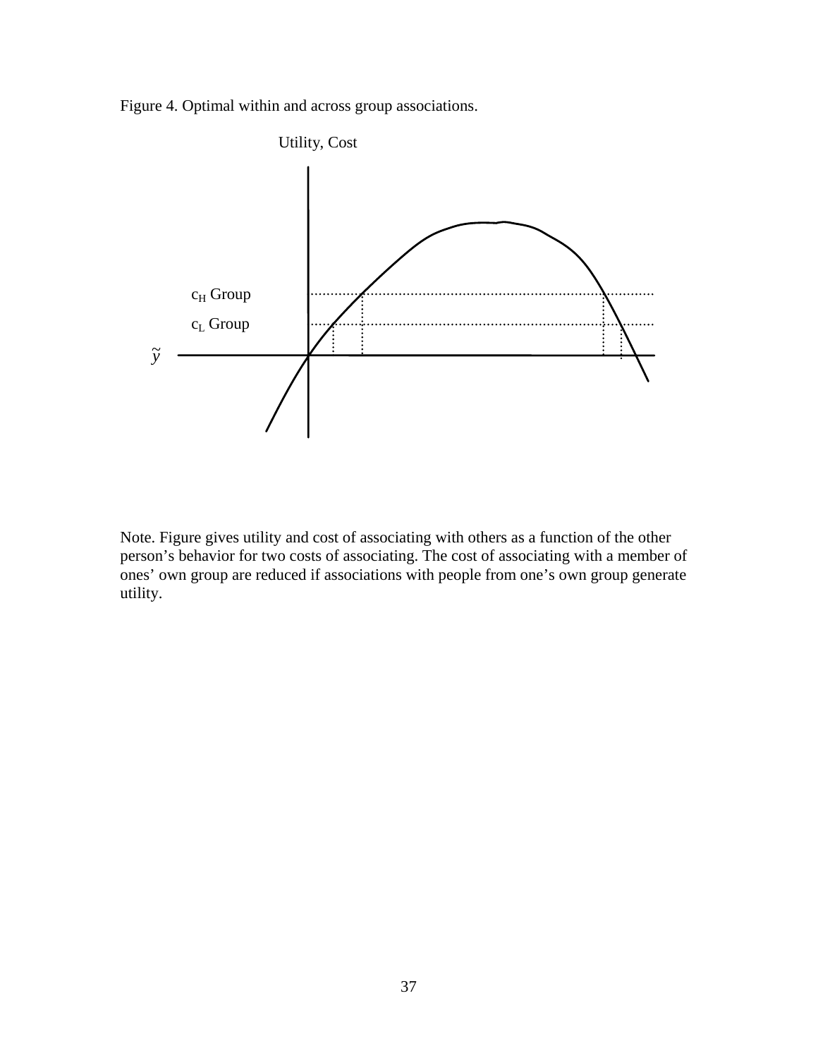Figure 4. Optimal within and across group associations.

Utility, Cost

$c_H$ Group

$c_L$ Group

$\tilde{y}$

Note. Figure gives utility and cost of associating with others as a function of the other person's behavior for two costs of associating. The cost of associating with a member of ones' own group are reduced if associations with people from one's own group generate utility.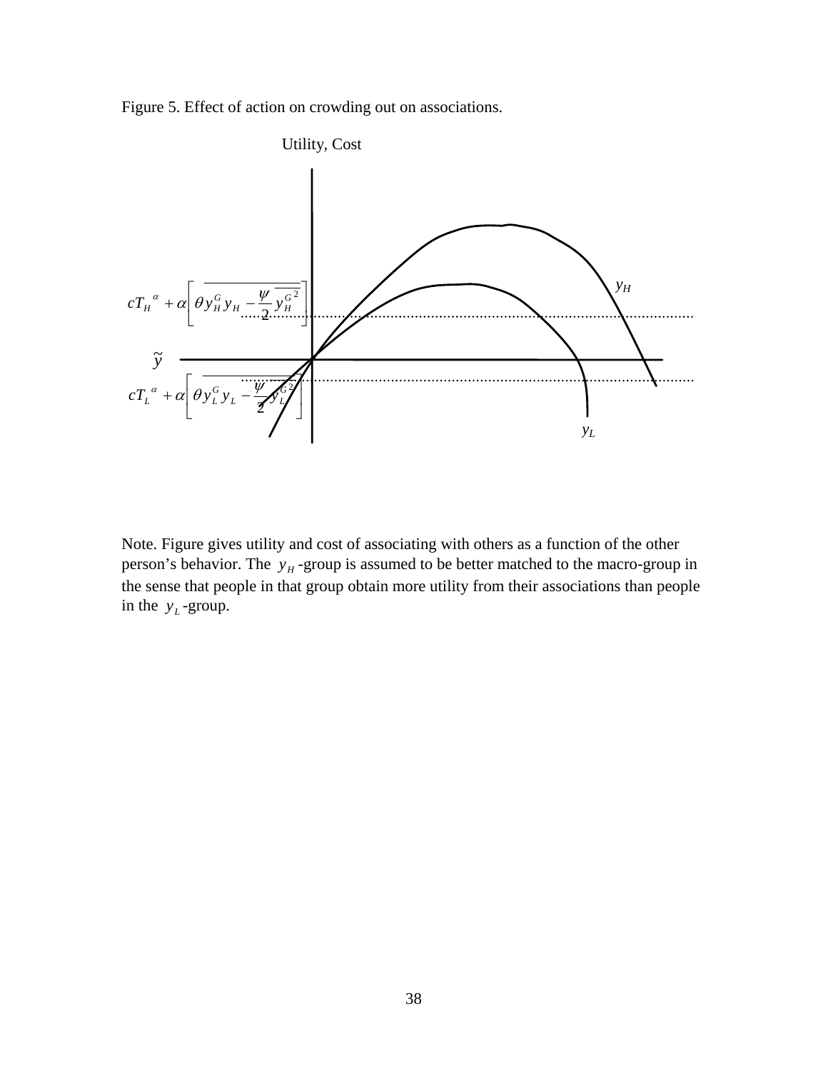Figure 5. Effect of action on crowding out on associations.

Utility, Cost

$$cT_H^{\ \alpha} + \alpha\left[\overline{\theta y_H^G y_H - \frac{\psi}{2}\overline{y_H^{G\,2}}}\right]$$

$\tilde{y}$

$$cT_L^{\ \alpha} + \alpha\left[\overline{\theta y_L^G y_L - \frac{\psi}{2}\overline{y_L^{G\,2}}}\right]$$

$y_H$

$y_L$

Note. Figure gives utility and cost of associating with others as a function of the other person's behavior. The $y_H$ -group is assumed to be better matched to the macro-group in the sense that people in that group obtain more utility from their associations than people in the $y_L$ -group.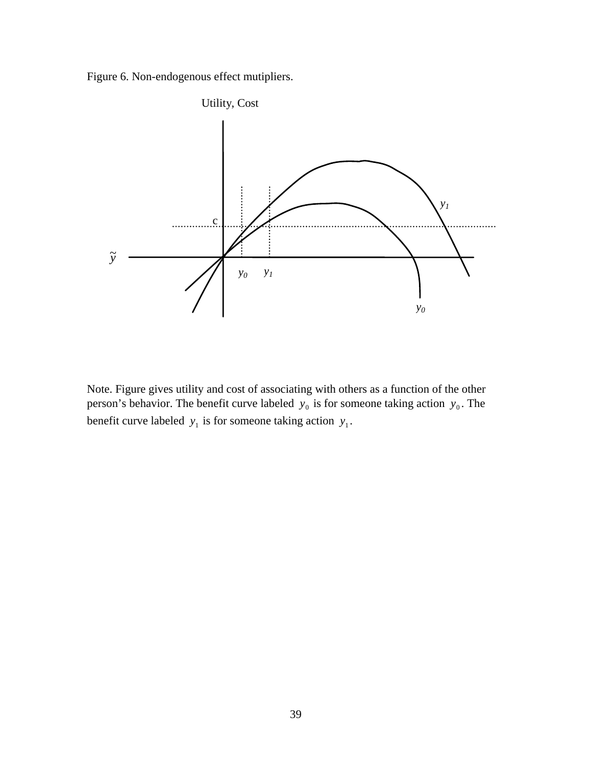Figure 6. Non-endogenous effect mutipliers.

Note. Figure gives utility and cost of associating with others as a function of the other person's behavior. The benefit curve labeled $y_0$ is for someone taking action $y_0$. The benefit curve labeled $y_1$ is for someone taking action $y_1$.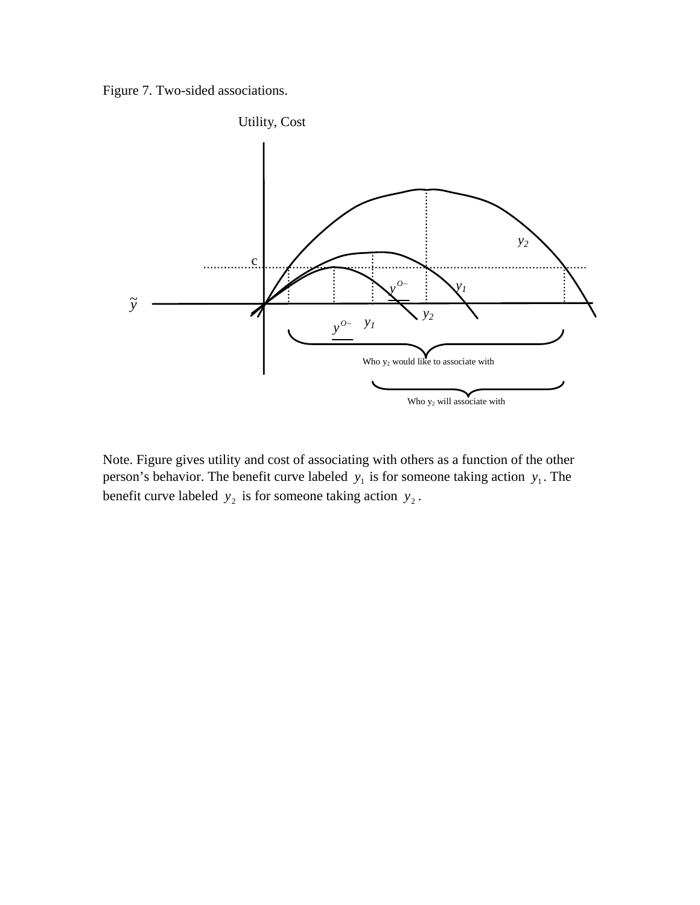Figure 7. Two-sided associations.

Note. Figure gives utility and cost of associating with others as a function of the other person's behavior. The benefit curve labeled $y_1$ is for someone taking action $y_1$. The benefit curve labeled $y_2$ is for someone taking action $y_2$.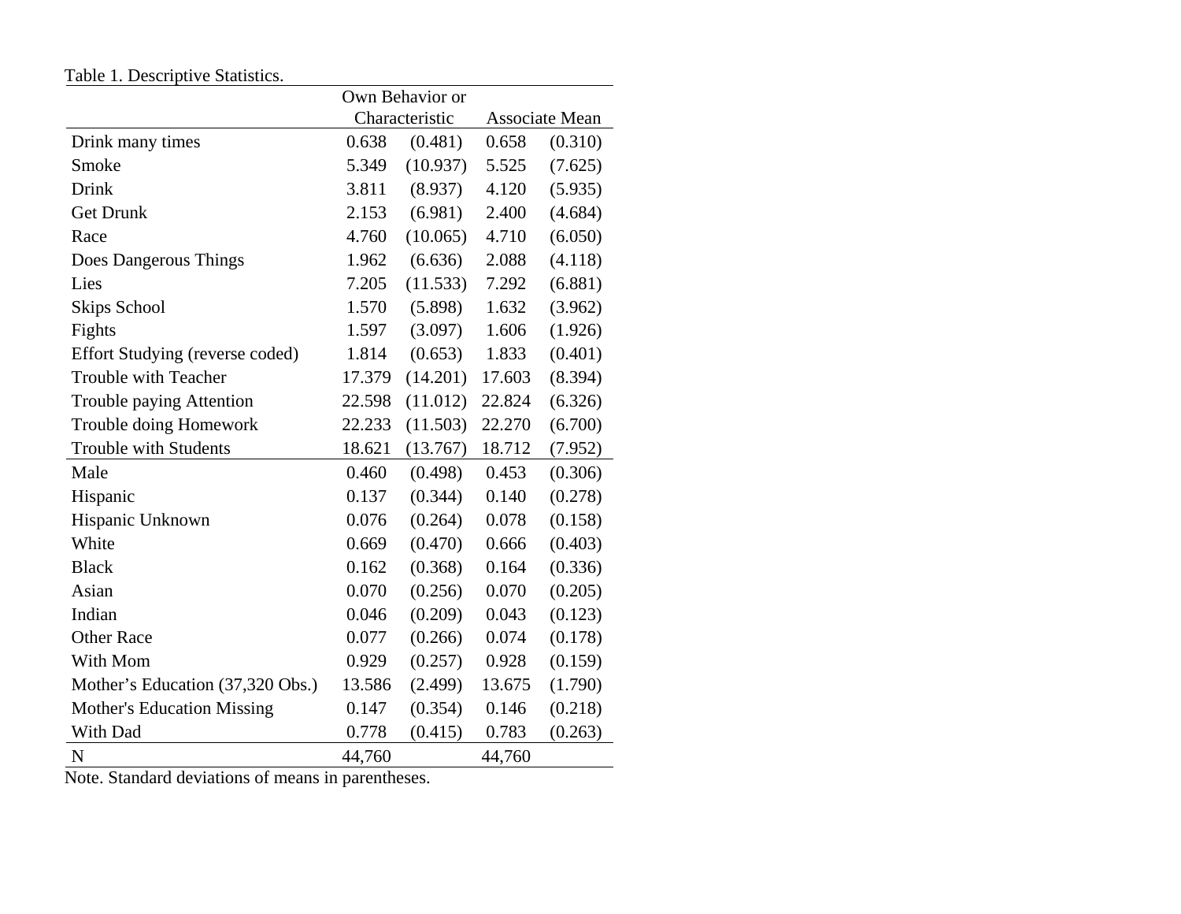Table 1. Descriptive Statistics.

| | Own Behavior or Characteristic | | Associate Mean | |
|---|---|---|---|---|
| Drink many times | 0.638 | (0.481) | 0.658 | (0.310) |
| Smoke | 5.349 | (10.937) | 5.525 | (7.625) |
| Drink | 3.811 | (8.937) | 4.120 | (5.935) |
| Get Drunk | 2.153 | (6.981) | 2.400 | (4.684) |
| Race | 4.760 | (10.065) | 4.710 | (6.050) |
| Does Dangerous Things | 1.962 | (6.636) | 2.088 | (4.118) |
| Lies | 7.205 | (11.533) | 7.292 | (6.881) |
| Skips School | 1.570 | (5.898) | 1.632 | (3.962) |
| Fights | 1.597 | (3.097) | 1.606 | (1.926) |
| Effort Studying (reverse coded) | 1.814 | (0.653) | 1.833 | (0.401) |
| Trouble with Teacher | 17.379 | (14.201) | 17.603 | (8.394) |
| Trouble paying Attention | 22.598 | (11.012) | 22.824 | (6.326) |
| Trouble doing Homework | 22.233 | (11.503) | 22.270 | (6.700) |
| Trouble with Students | 18.621 | (13.767) | 18.712 | (7.952) |
| Male | 0.460 | (0.498) | 0.453 | (0.306) |
| Hispanic | 0.137 | (0.344) | 0.140 | (0.278) |
| Hispanic Unknown | 0.076 | (0.264) | 0.078 | (0.158) |
| White | 0.669 | (0.470) | 0.666 | (0.403) |
| Black | 0.162 | (0.368) | 0.164 | (0.336) |
| Asian | 0.070 | (0.256) | 0.070 | (0.205) |
| Indian | 0.046 | (0.209) | 0.043 | (0.123) |
| Other Race | 0.077 | (0.266) | 0.074 | (0.178) |
| With Mom | 0.929 | (0.257) | 0.928 | (0.159) |
| Mother's Education (37,320 Obs.) | 13.586 | (2.499) | 13.675 | (1.790) |
| Mother's Education Missing | 0.147 | (0.354) | 0.146 | (0.218) |
| With Dad | 0.778 | (0.415) | 0.783 | (0.263) |
| N | 44,760 | | 44,760 | |

Note. Standard deviations of means in parentheses.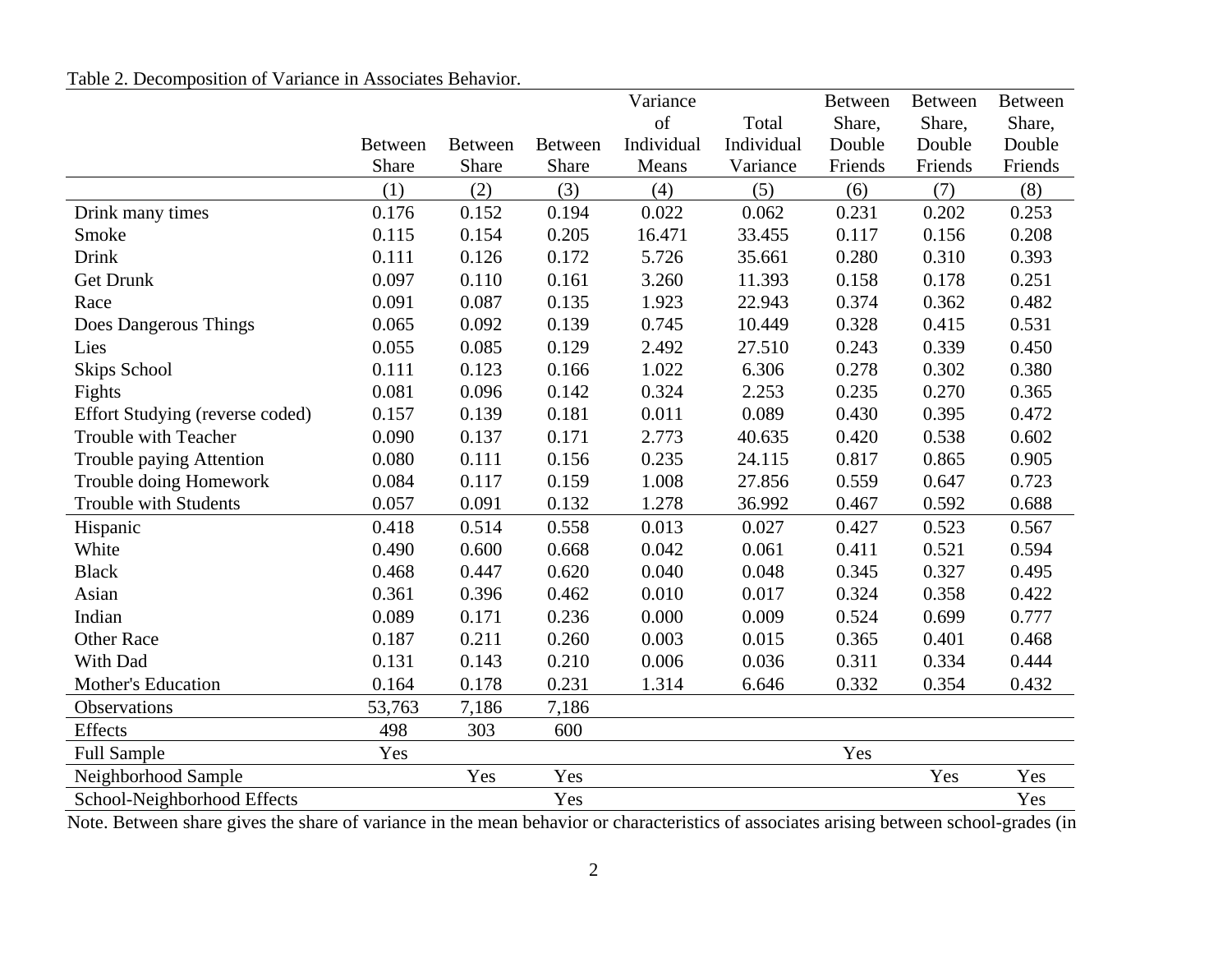Table 2. Decomposition of Variance in Associates Behavior.

| | Between Share | Between Share | Between Share | Variance of Individual Means | Total Individual Variance | Between Share, Double Friends | Between Share, Double Friends | Between Share, Double Friends |
|---|---|---|---|---|---|---|---|---|
| | (1) | (2) | (3) | (4) | (5) | (6) | (7) | (8) |
| Drink many times | 0.176 | 0.152 | 0.194 | 0.022 | 0.062 | 0.231 | 0.202 | 0.253 |
| Smoke | 0.115 | 0.154 | 0.205 | 16.471 | 33.455 | 0.117 | 0.156 | 0.208 |
| Drink | 0.111 | 0.126 | 0.172 | 5.726 | 35.661 | 0.280 | 0.310 | 0.393 |
| Get Drunk | 0.097 | 0.110 | 0.161 | 3.260 | 11.393 | 0.158 | 0.178 | 0.251 |
| Race | 0.091 | 0.087 | 0.135 | 1.923 | 22.943 | 0.374 | 0.362 | 0.482 |
| Does Dangerous Things | 0.065 | 0.092 | 0.139 | 0.745 | 10.449 | 0.328 | 0.415 | 0.531 |
| Lies | 0.055 | 0.085 | 0.129 | 2.492 | 27.510 | 0.243 | 0.339 | 0.450 |
| Skips School | 0.111 | 0.123 | 0.166 | 1.022 | 6.306 | 0.278 | 0.302 | 0.380 |
| Fights | 0.081 | 0.096 | 0.142 | 0.324 | 2.253 | 0.235 | 0.270 | 0.365 |
| Effort Studying (reverse coded) | 0.157 | 0.139 | 0.181 | 0.011 | 0.089 | 0.430 | 0.395 | 0.472 |
| Trouble with Teacher | 0.090 | 0.137 | 0.171 | 2.773 | 40.635 | 0.420 | 0.538 | 0.602 |
| Trouble paying Attention | 0.080 | 0.111 | 0.156 | 0.235 | 24.115 | 0.817 | 0.865 | 0.905 |
| Trouble doing Homework | 0.084 | 0.117 | 0.159 | 1.008 | 27.856 | 0.559 | 0.647 | 0.723 |
| Trouble with Students | 0.057 | 0.091 | 0.132 | 1.278 | 36.992 | 0.467 | 0.592 | 0.688 |
| Hispanic | 0.418 | 0.514 | 0.558 | 0.013 | 0.027 | 0.427 | 0.523 | 0.567 |
| White | 0.490 | 0.600 | 0.668 | 0.042 | 0.061 | 0.411 | 0.521 | 0.594 |
| Black | 0.468 | 0.447 | 0.620 | 0.040 | 0.048 | 0.345 | 0.327 | 0.495 |
| Asian | 0.361 | 0.396 | 0.462 | 0.010 | 0.017 | 0.324 | 0.358 | 0.422 |
| Indian | 0.089 | 0.171 | 0.236 | 0.000 | 0.009 | 0.524 | 0.699 | 0.777 |
| Other Race | 0.187 | 0.211 | 0.260 | 0.003 | 0.015 | 0.365 | 0.401 | 0.468 |
| With Dad | 0.131 | 0.143 | 0.210 | 0.006 | 0.036 | 0.311 | 0.334 | 0.444 |
| Mother's Education | 0.164 | 0.178 | 0.231 | 1.314 | 6.646 | 0.332 | 0.354 | 0.432 |
| Observations | 53,763 | 7,186 | 7,186 | | | | | |
| Effects | 498 | 303 | 600 | | | | | |
| Full Sample | Yes | | | | | Yes | | |
| Neighborhood Sample | | Yes | Yes | | | | Yes | Yes |
| School-Neighborhood Effects | | | Yes | | | | | Yes |

Note. Between share gives the share of variance in the mean behavior or characteristics of associates arising between school-grades (in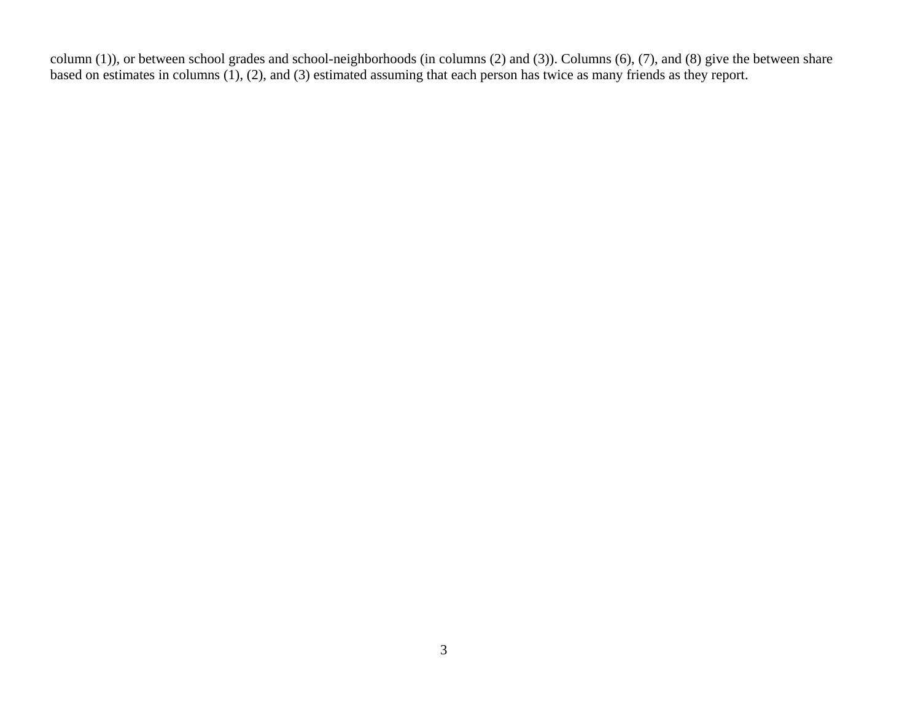column (1)), or between school grades and school-neighborhoods (in columns (2) and (3)). Columns (6), (7), and (8) give the between share based on estimates in columns (1), (2), and (3) estimated assuming that each person has twice as many friends as they report.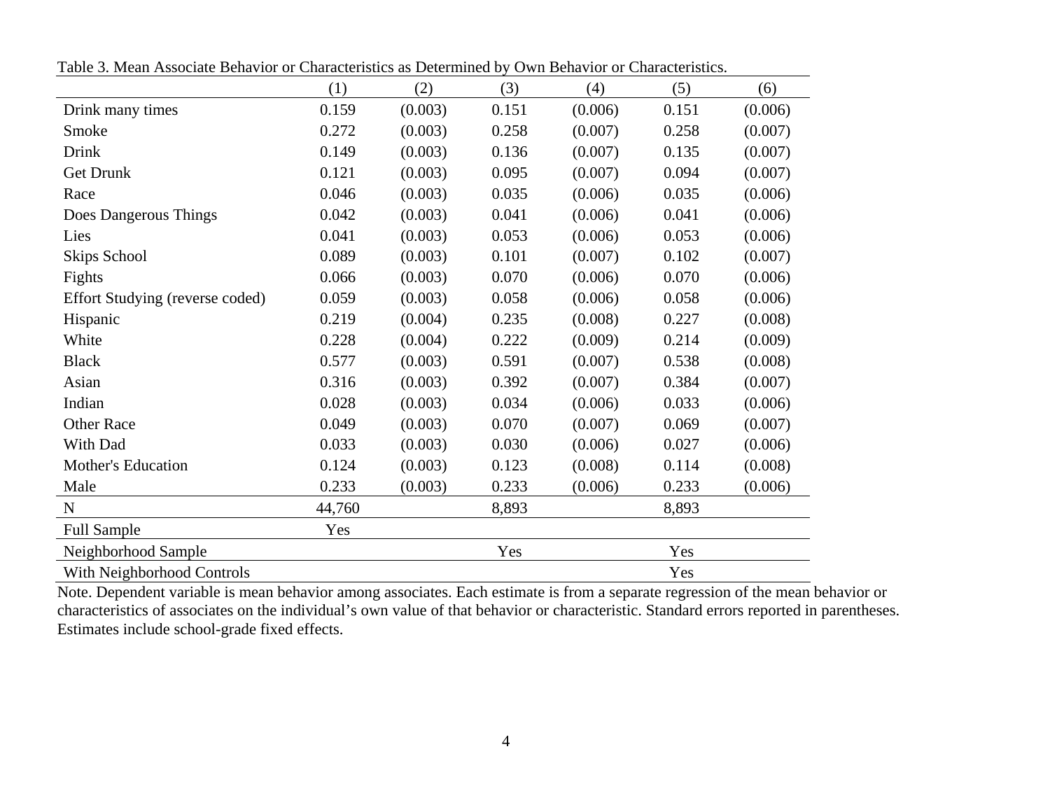Table 3. Mean Associate Behavior or Characteristics as Determined by Own Behavior or Characteristics.

| | (1) | (2) | (3) | (4) | (5) | (6) |
|---|---|---|---|---|---|---|
| Drink many times | 0.159 | (0.003) | 0.151 | (0.006) | 0.151 | (0.006) |
| Smoke | 0.272 | (0.003) | 0.258 | (0.007) | 0.258 | (0.007) |
| Drink | 0.149 | (0.003) | 0.136 | (0.007) | 0.135 | (0.007) |
| Get Drunk | 0.121 | (0.003) | 0.095 | (0.007) | 0.094 | (0.007) |
| Race | 0.046 | (0.003) | 0.035 | (0.006) | 0.035 | (0.006) |
| Does Dangerous Things | 0.042 | (0.003) | 0.041 | (0.006) | 0.041 | (0.006) |
| Lies | 0.041 | (0.003) | 0.053 | (0.006) | 0.053 | (0.006) |
| Skips School | 0.089 | (0.003) | 0.101 | (0.007) | 0.102 | (0.007) |
| Fights | 0.066 | (0.003) | 0.070 | (0.006) | 0.070 | (0.006) |
| Effort Studying (reverse coded) | 0.059 | (0.003) | 0.058 | (0.006) | 0.058 | (0.006) |
| Hispanic | 0.219 | (0.004) | 0.235 | (0.008) | 0.227 | (0.008) |
| White | 0.228 | (0.004) | 0.222 | (0.009) | 0.214 | (0.009) |
| Black | 0.577 | (0.003) | 0.591 | (0.007) | 0.538 | (0.008) |
| Asian | 0.316 | (0.003) | 0.392 | (0.007) | 0.384 | (0.007) |
| Indian | 0.028 | (0.003) | 0.034 | (0.006) | 0.033 | (0.006) |
| Other Race | 0.049 | (0.003) | 0.070 | (0.007) | 0.069 | (0.007) |
| With Dad | 0.033 | (0.003) | 0.030 | (0.006) | 0.027 | (0.006) |
| Mother's Education | 0.124 | (0.003) | 0.123 | (0.008) | 0.114 | (0.008) |
| Male | 0.233 | (0.003) | 0.233 | (0.006) | 0.233 | (0.006) |
| N | 44,760 | | 8,893 | | 8,893 | |
| Full Sample | Yes | | | | | |
| Neighborhood Sample | | | Yes | | Yes | |
| With Neighborhood Controls | | | | | Yes | |

Note. Dependent variable is mean behavior among associates. Each estimate is from a separate regression of the mean behavior or characteristics of associates on the individual's own value of that behavior or characteristic. Standard errors reported in parentheses. Estimates include school-grade fixed effects.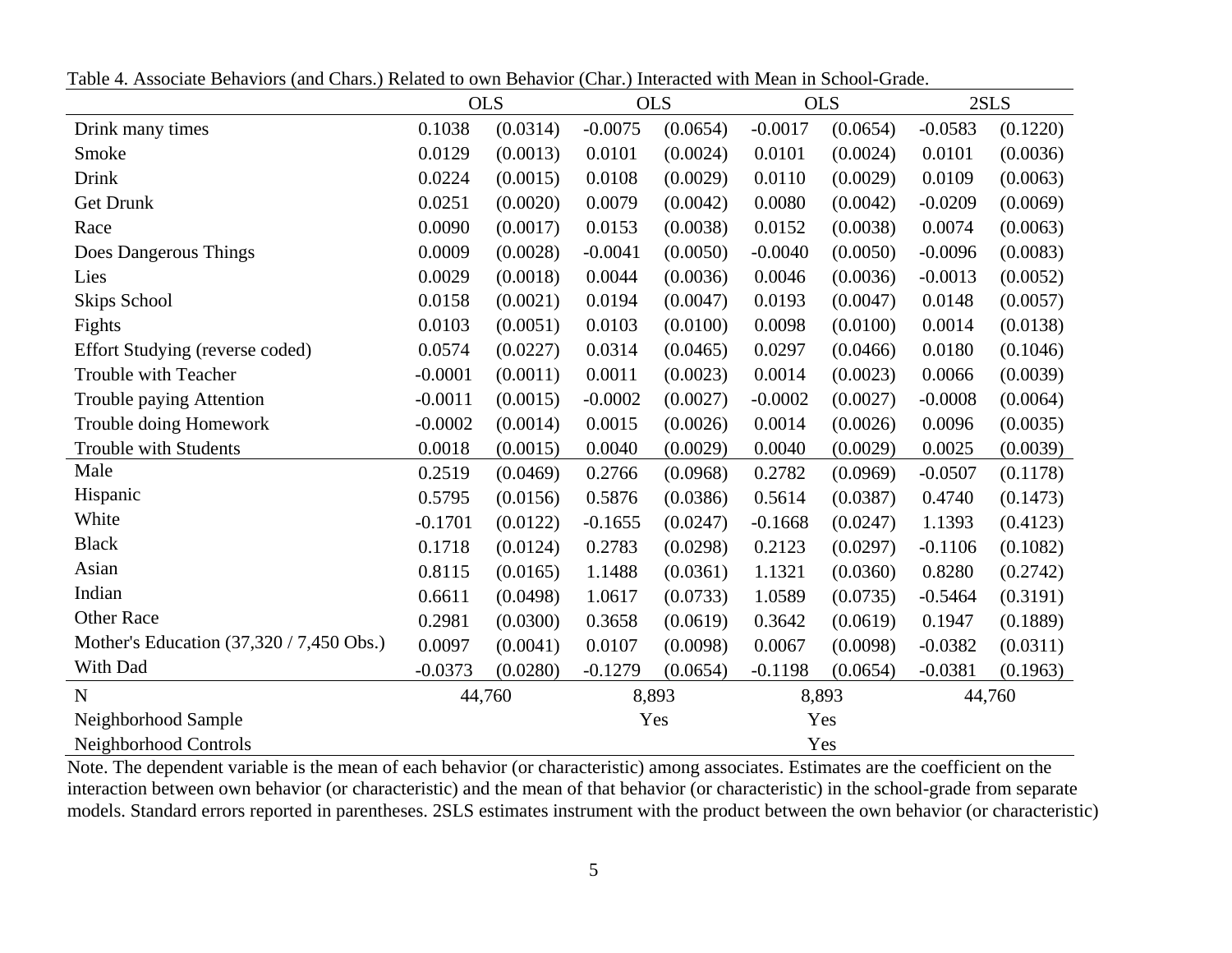Table 4. Associate Behaviors (and Chars.) Related to own Behavior (Char.) Interacted with Mean in School-Grade.

| | OLS | | OLS | | OLS | | 2SLS | |
|---|---|---|---|---|---|---|---|---|
| Drink many times | 0.1038 | (0.0314) | -0.0075 | (0.0654) | -0.0017 | (0.0654) | -0.0583 | (0.1220) |
| Smoke | 0.0129 | (0.0013) | 0.0101 | (0.0024) | 0.0101 | (0.0024) | 0.0101 | (0.0036) |
| Drink | 0.0224 | (0.0015) | 0.0108 | (0.0029) | 0.0110 | (0.0029) | 0.0109 | (0.0063) |
| Get Drunk | 0.0251 | (0.0020) | 0.0079 | (0.0042) | 0.0080 | (0.0042) | -0.0209 | (0.0069) |
| Race | 0.0090 | (0.0017) | 0.0153 | (0.0038) | 0.0152 | (0.0038) | 0.0074 | (0.0063) |
| Does Dangerous Things | 0.0009 | (0.0028) | -0.0041 | (0.0050) | -0.0040 | (0.0050) | -0.0096 | (0.0083) |
| Lies | 0.0029 | (0.0018) | 0.0044 | (0.0036) | 0.0046 | (0.0036) | -0.0013 | (0.0052) |
| Skips School | 0.0158 | (0.0021) | 0.0194 | (0.0047) | 0.0193 | (0.0047) | 0.0148 | (0.0057) |
| Fights | 0.0103 | (0.0051) | 0.0103 | (0.0100) | 0.0098 | (0.0100) | 0.0014 | (0.0138) |
| Effort Studying (reverse coded) | 0.0574 | (0.0227) | 0.0314 | (0.0465) | 0.0297 | (0.0466) | 0.0180 | (0.1046) |
| Trouble with Teacher | -0.0001 | (0.0011) | 0.0011 | (0.0023) | 0.0014 | (0.0023) | 0.0066 | (0.0039) |
| Trouble paying Attention | -0.0011 | (0.0015) | -0.0002 | (0.0027) | -0.0002 | (0.0027) | -0.0008 | (0.0064) |
| Trouble doing Homework | -0.0002 | (0.0014) | 0.0015 | (0.0026) | 0.0014 | (0.0026) | 0.0096 | (0.0035) |
| Trouble with Students | 0.0018 | (0.0015) | 0.0040 | (0.0029) | 0.0040 | (0.0029) | 0.0025 | (0.0039) |
| Male | 0.2519 | (0.0469) | 0.2766 | (0.0968) | 0.2782 | (0.0969) | -0.0507 | (0.1178) |
| Hispanic | 0.5795 | (0.0156) | 0.5876 | (0.0386) | 0.5614 | (0.0387) | 0.4740 | (0.1473) |
| White | -0.1701 | (0.0122) | -0.1655 | (0.0247) | -0.1668 | (0.0247) | 1.1393 | (0.4123) |
| Black | 0.1718 | (0.0124) | 0.2783 | (0.0298) | 0.2123 | (0.0297) | -0.1106 | (0.1082) |
| Asian | 0.8115 | (0.0165) | 1.1488 | (0.0361) | 1.1321 | (0.0360) | 0.8280 | (0.2742) |
| Indian | 0.6611 | (0.0498) | 1.0617 | (0.0733) | 1.0589 | (0.0735) | -0.5464 | (0.3191) |
| Other Race | 0.2981 | (0.0300) | 0.3658 | (0.0619) | 0.3642 | (0.0619) | 0.1947 | (0.1889) |
| Mother's Education (37,320 / 7,450 Obs.) | 0.0097 | (0.0041) | 0.0107 | (0.0098) | 0.0067 | (0.0098) | -0.0382 | (0.0311) |
| With Dad | -0.0373 | (0.0280) | -0.1279 | (0.0654) | -0.1198 | (0.0654) | -0.0381 | (0.1963) |
| N | 44,760 | | 8,893 | | 8,893 | | 44,760 | |
| Neighborhood Sample | | | Yes | | Yes | | | |
| Neighborhood Controls | | | | | Yes | | | |

Note. The dependent variable is the mean of each behavior (or characteristic) among associates. Estimates are the coefficient on the interaction between own behavior (or characteristic) and the mean of that behavior (or characteristic) in the school-grade from separate models. Standard errors reported in parentheses. 2SLS estimates instrument with the product between the own behavior (or characteristic)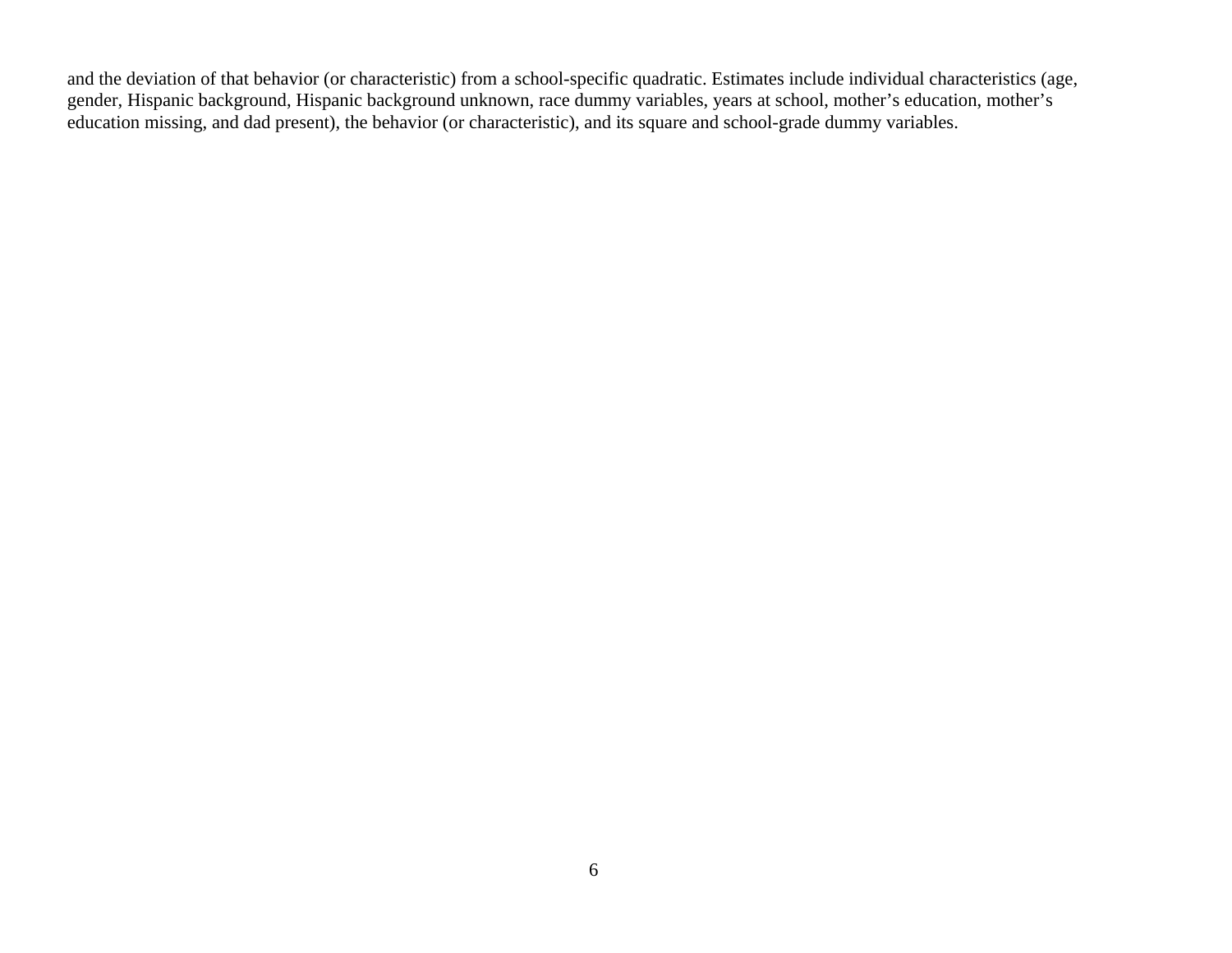and the deviation of that behavior (or characteristic) from a school-specific quadratic. Estimates include individual characteristics (age, gender, Hispanic background, Hispanic background unknown, race dummy variables, years at school, mother's education, mother's education missing, and dad present), the behavior (or characteristic), and its square and school-grade dummy variables.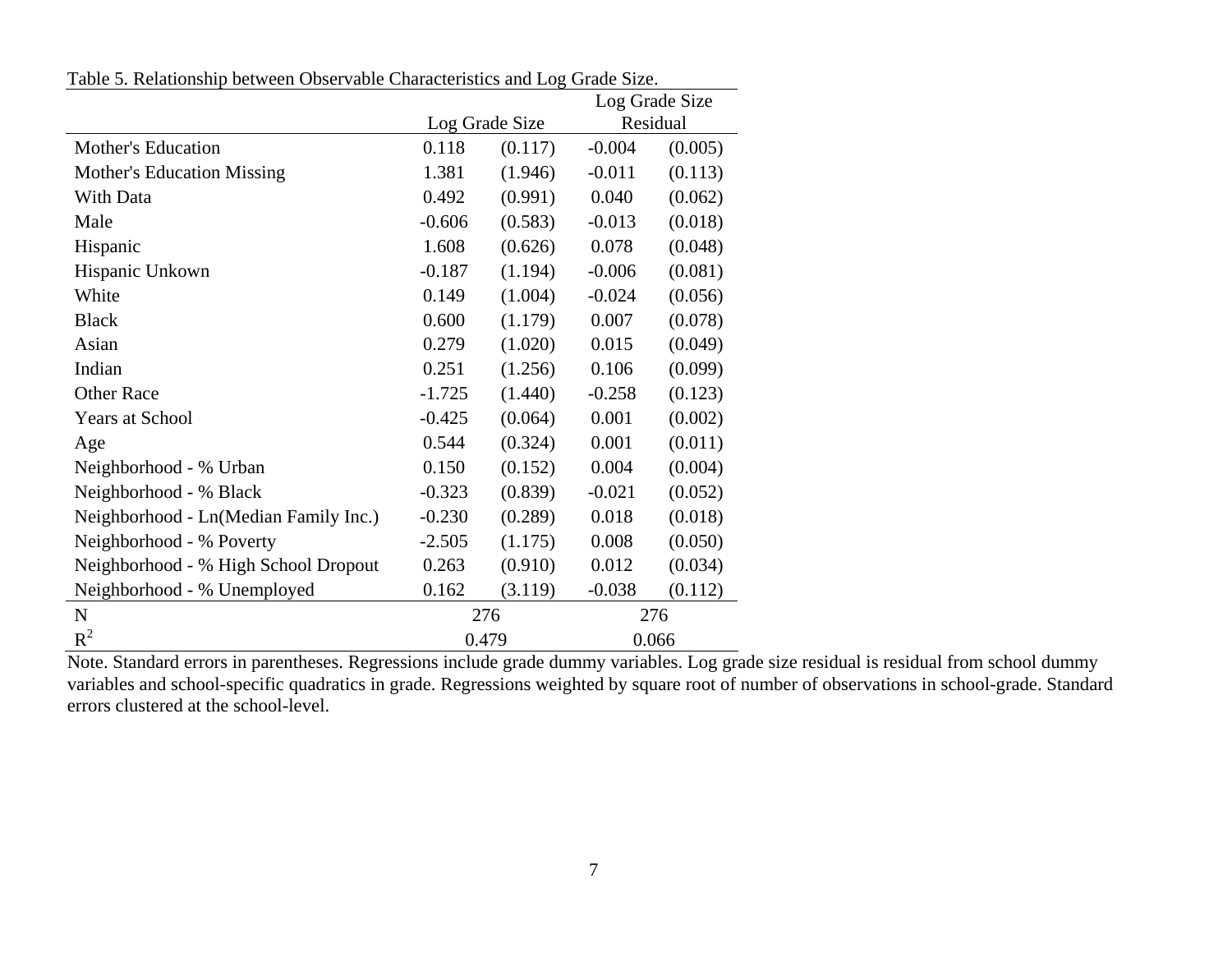Table 5. Relationship between Observable Characteristics and Log Grade Size.

| | Log Grade Size | | Log Grade Size Residual | |
|---|---|---|---|---|
| Mother's Education | 0.118 | (0.117) | -0.004 | (0.005) |
| Mother's Education Missing | 1.381 | (1.946) | -0.011 | (0.113) |
| With Data | 0.492 | (0.991) | 0.040 | (0.062) |
| Male | -0.606 | (0.583) | -0.013 | (0.018) |
| Hispanic | 1.608 | (0.626) | 0.078 | (0.048) |
| Hispanic Unkown | -0.187 | (1.194) | -0.006 | (0.081) |
| White | 0.149 | (1.004) | -0.024 | (0.056) |
| Black | 0.600 | (1.179) | 0.007 | (0.078) |
| Asian | 0.279 | (1.020) | 0.015 | (0.049) |
| Indian | 0.251 | (1.256) | 0.106 | (0.099) |
| Other Race | -1.725 | (1.440) | -0.258 | (0.123) |
| Years at School | -0.425 | (0.064) | 0.001 | (0.002) |
| Age | 0.544 | (0.324) | 0.001 | (0.011) |
| Neighborhood - % Urban | 0.150 | (0.152) | 0.004 | (0.004) |
| Neighborhood - % Black | -0.323 | (0.839) | -0.021 | (0.052) |
| Neighborhood - Ln(Median Family Inc.) | -0.230 | (0.289) | 0.018 | (0.018) |
| Neighborhood - % Poverty | -2.505 | (1.175) | 0.008 | (0.050) |
| Neighborhood - % High School Dropout | 0.263 | (0.910) | 0.012 | (0.034) |
| Neighborhood - % Unemployed | 0.162 | (3.119) | -0.038 | (0.112) |
| N | 276 | | 276 | |
| $R^2$ | 0.479 | | 0.066 | |

Note. Standard errors in parentheses. Regressions include grade dummy variables. Log grade size residual is residual from school dummy variables and school-specific quadratics in grade. Regressions weighted by square root of number of observations in school-grade. Standard errors clustered at the school-level.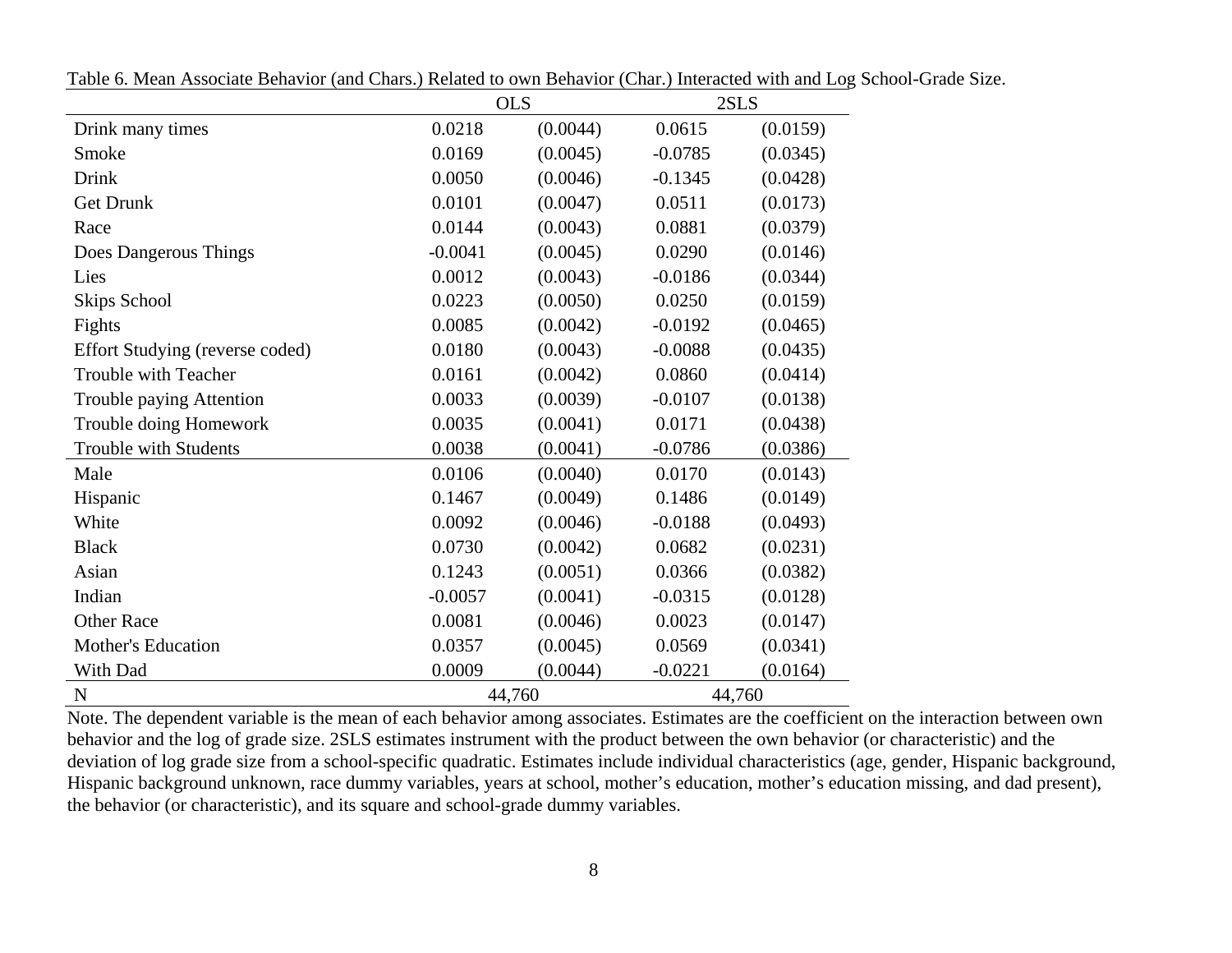Table 6. Mean Associate Behavior (and Chars.) Related to own Behavior (Char.) Interacted with and Log School-Grade Size.

| | OLS | | 2SLS | |
|---|---|---|---|---|
| Drink many times | 0.0218 | (0.0044) | 0.0615 | (0.0159) |
| Smoke | 0.0169 | (0.0045) | -0.0785 | (0.0345) |
| Drink | 0.0050 | (0.0046) | -0.1345 | (0.0428) |
| Get Drunk | 0.0101 | (0.0047) | 0.0511 | (0.0173) |
| Race | 0.0144 | (0.0043) | 0.0881 | (0.0379) |
| Does Dangerous Things | -0.0041 | (0.0045) | 0.0290 | (0.0146) |
| Lies | 0.0012 | (0.0043) | -0.0186 | (0.0344) |
| Skips School | 0.0223 | (0.0050) | 0.0250 | (0.0159) |
| Fights | 0.0085 | (0.0042) | -0.0192 | (0.0465) |
| Effort Studying (reverse coded) | 0.0180 | (0.0043) | -0.0088 | (0.0435) |
| Trouble with Teacher | 0.0161 | (0.0042) | 0.0860 | (0.0414) |
| Trouble paying Attention | 0.0033 | (0.0039) | -0.0107 | (0.0138) |
| Trouble doing Homework | 0.0035 | (0.0041) | 0.0171 | (0.0438) |
| Trouble with Students | 0.0038 | (0.0041) | -0.0786 | (0.0386) |
| Male | 0.0106 | (0.0040) | 0.0170 | (0.0143) |
| Hispanic | 0.1467 | (0.0049) | 0.1486 | (0.0149) |
| White | 0.0092 | (0.0046) | -0.0188 | (0.0493) |
| Black | 0.0730 | (0.0042) | 0.0682 | (0.0231) |
| Asian | 0.1243 | (0.0051) | 0.0366 | (0.0382) |
| Indian | -0.0057 | (0.0041) | -0.0315 | (0.0128) |
| Other Race | 0.0081 | (0.0046) | 0.0023 | (0.0147) |
| Mother's Education | 0.0357 | (0.0045) | 0.0569 | (0.0341) |
| With Dad | 0.0009 | (0.0044) | -0.0221 | (0.0164) |
| N | 44,760 | | 44,760 | |

Note. The dependent variable is the mean of each behavior among associates. Estimates are the coefficient on the interaction between own behavior and the log of grade size. 2SLS estimates instrument with the product between the own behavior (or characteristic) and the deviation of log grade size from a school-specific quadratic. Estimates include individual characteristics (age, gender, Hispanic background, Hispanic background unknown, race dummy variables, years at school, mother's education, mother's education missing, and dad present), the behavior (or characteristic), and its square and school-grade dummy variables.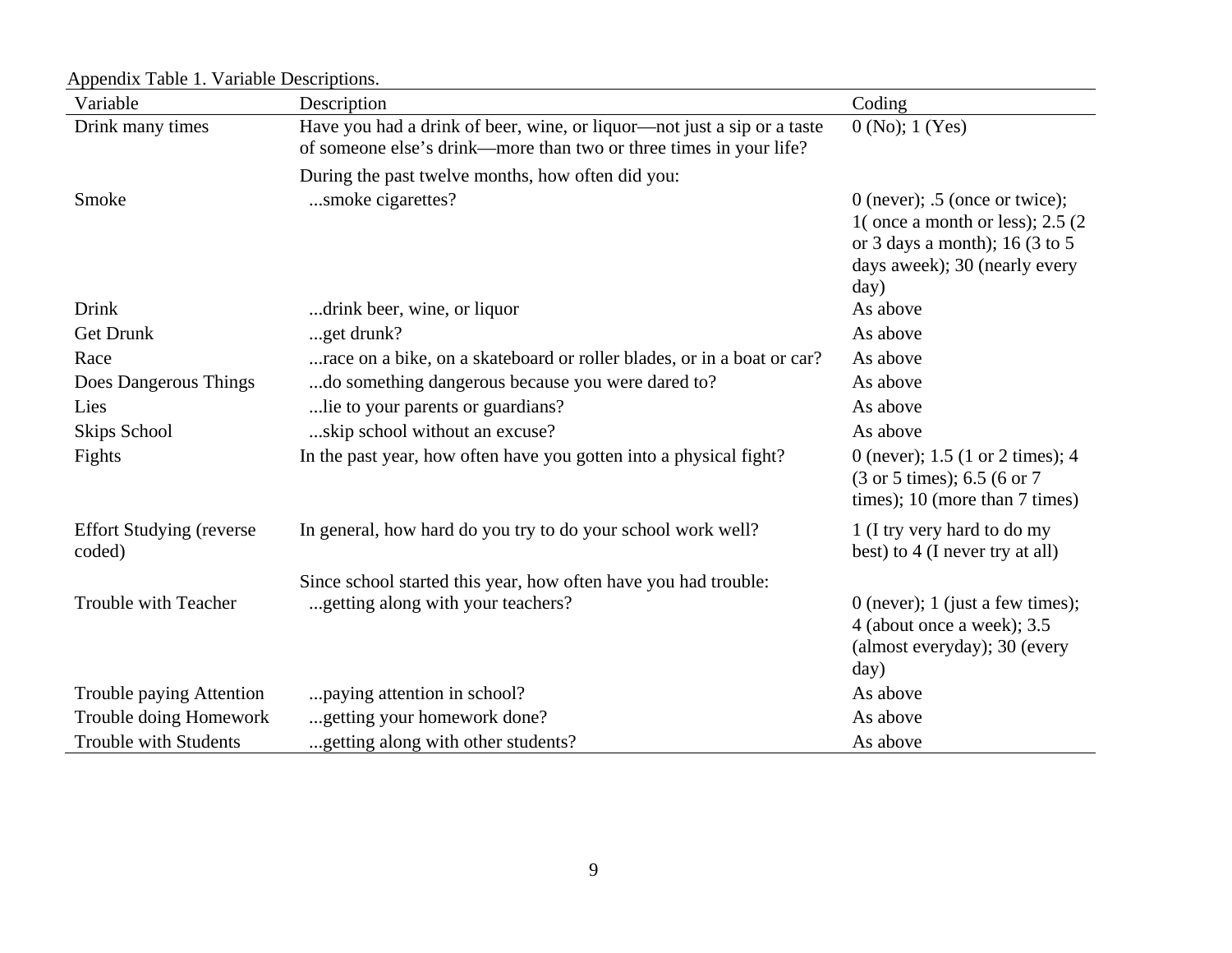Appendix Table 1. Variable Descriptions.

| Variable | Description | Coding |
|---|---|---|
| Drink many times | Have you had a drink of beer, wine, or liquor—not just a sip or a taste of someone else's drink—more than two or three times in your life? | 0 (No); 1 (Yes) |
| | During the past twelve months, how often did you: | |
| Smoke | ...smoke cigarettes? | 0 (never); .5 (once or twice); 1( once a month or less); 2.5 (2 or 3 days a month); 16 (3 to 5 days aweek); 30 (nearly every day) |
| Drink | ...drink beer, wine, or liquor | As above |
| Get Drunk | ...get drunk? | As above |
| Race | ...race on a bike, on a skateboard or roller blades, or in a boat or car? | As above |
| Does Dangerous Things | ...do something dangerous because you were dared to? | As above |
| Lies | ...lie to your parents or guardians? | As above |
| Skips School | ...skip school without an excuse? | As above |
| Fights | In the past year, how often have you gotten into a physical fight? | 0 (never); 1.5 (1 or 2 times); 4 (3 or 5 times); 6.5 (6 or 7 times); 10 (more than 7 times) |
| Effort Studying (reverse coded) | In general, how hard do you try to do your school work well? | 1 (I try very hard to do my best) to 4 (I never try at all) |
| | Since school started this year, how often have you had trouble: | |
| Trouble with Teacher | ...getting along with your teachers? | 0 (never); 1 (just a few times); 4 (about once a week); 3.5 (almost everyday); 30 (every day) |
| Trouble paying Attention | ...paying attention in school? | As above |
| Trouble doing Homework | ...getting your homework done? | As above |
| Trouble with Students | ...getting along with other students? | As above |